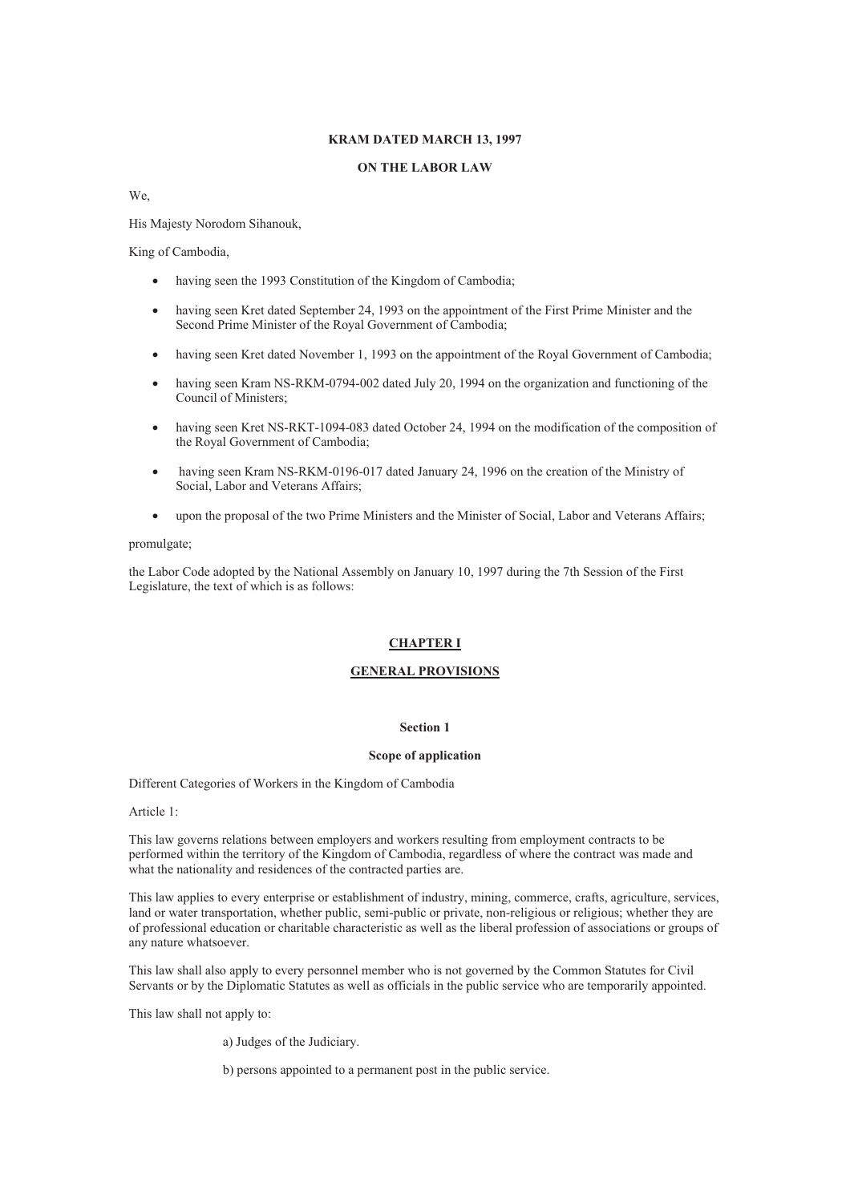**KRAM DATED MARCH 13, 1997**

**ON THE LABOR LAW**

We,

His Majesty Norodom Sihanouk,

King of Cambodia,

- having seen the 1993 Constitution of the Kingdom of Cambodia;
- having seen Kret dated September 24, 1993 on the appointment of the First Prime Minister and the Second Prime Minister of the Royal Government of Cambodia;
- having seen Kret dated November 1, 1993 on the appointment of the Royal Government of Cambodia;
- having seen Kram NS-RKM-0794-002 dated July 20, 1994 on the organization and functioning of the Council of Ministers;
- having seen Kret NS-RKT-1094-083 dated October 24, 1994 on the modification of the composition of the Royal Government of Cambodia;
- having seen Kram NS-RKM-0196-017 dated January 24, 1996 on the creation of the Ministry of Social, Labor and Veterans Affairs;
- upon the proposal of the two Prime Ministers and the Minister of Social, Labor and Veterans Affairs;

promulgate;

the Labor Code adopted by the National Assembly on January 10, 1997 during the 7th Session of the First Legislature, the text of which is as follows:

# CHAPTER I

# GENERAL PROVISIONS

## Section 1

### Scope of application

Different Categories of Workers in the Kingdom of Cambodia

Article 1:

This law governs relations between employers and workers resulting from employment contracts to be performed within the territory of the Kingdom of Cambodia, regardless of where the contract was made and what the nationality and residences of the contracted parties are.

This law applies to every enterprise or establishment of industry, mining, commerce, crafts, agriculture, services, land or water transportation, whether public, semi-public or private, non-religious or religious; whether they are of professional education or charitable characteristic as well as the liberal profession of associations or groups of any nature whatsoever.

This law shall also apply to every personnel member who is not governed by the Common Statutes for Civil Servants or by the Diplomatic Statutes as well as officials in the public service who are temporarily appointed.

This law shall not apply to:

a) Judges of the Judiciary.

b) persons appointed to a permanent post in the public service.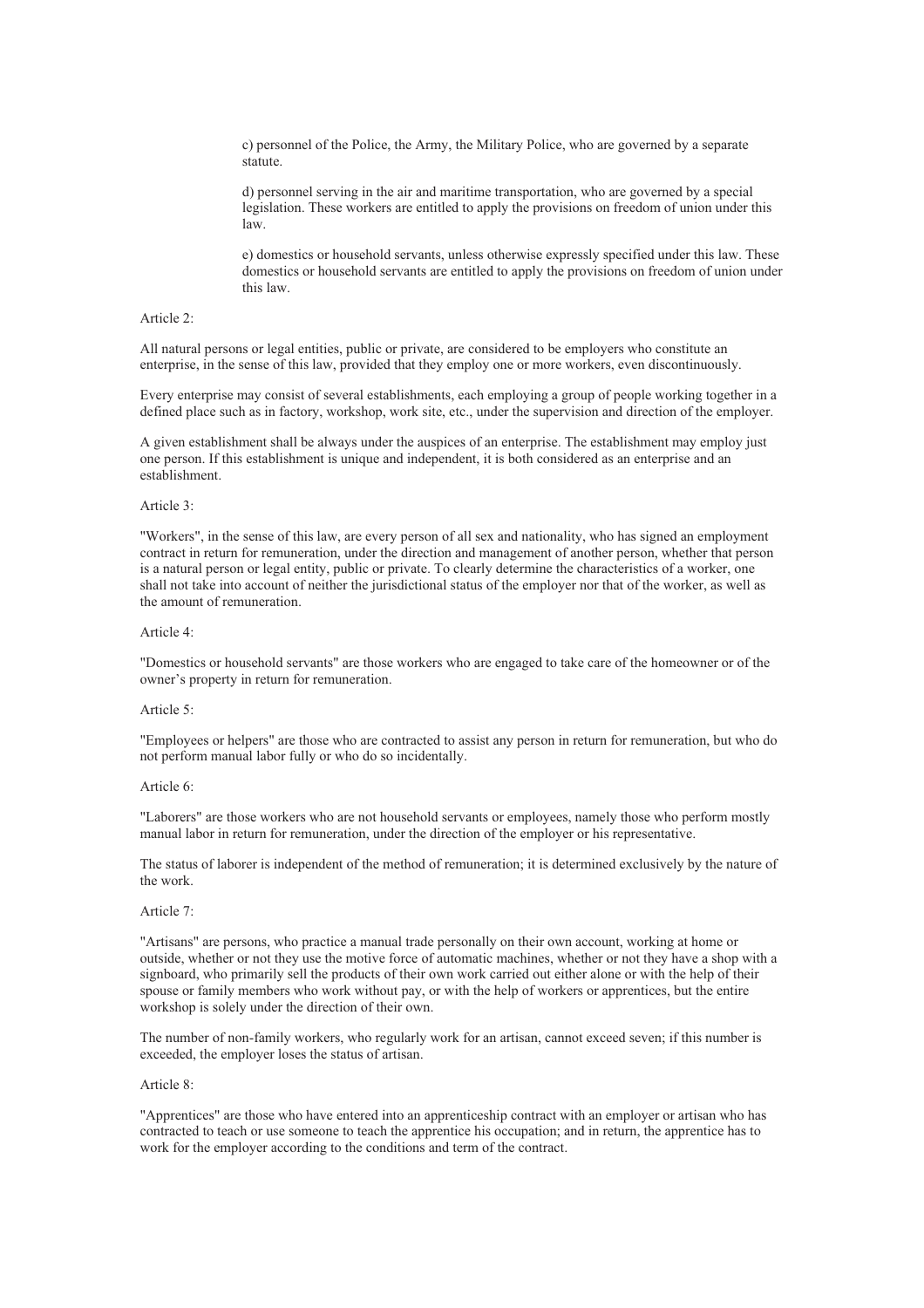c) personnel of the Police, the Army, the Military Police, who are governed by a separate statute.

d) personnel serving in the air and maritime transportation, who are governed by a special legislation. These workers are entitled to apply the provisions on freedom of union under this law.

e) domestics or household servants, unless otherwise expressly specified under this law. These domestics or household servants are entitled to apply the provisions on freedom of union under this law.

Article 2:

All natural persons or legal entities, public or private, are considered to be employers who constitute an enterprise, in the sense of this law, provided that they employ one or more workers, even discontinuously.

Every enterprise may consist of several establishments, each employing a group of people working together in a defined place such as in factory, workshop, work site, etc., under the supervision and direction of the employer.

A given establishment shall be always under the auspices of an enterprise. The establishment may employ just one person. If this establishment is unique and independent, it is both considered as an enterprise and an establishment.

Article 3:

"Workers", in the sense of this law, are every person of all sex and nationality, who has signed an employment contract in return for remuneration, under the direction and management of another person, whether that person is a natural person or legal entity, public or private. To clearly determine the characteristics of a worker, one shall not take into account of neither the jurisdictional status of the employer nor that of the worker, as well as the amount of remuneration.

Article 4:

"Domestics or household servants" are those workers who are engaged to take care of the homeowner or of the owner's property in return for remuneration.

Article 5:

"Employees or helpers" are those who are contracted to assist any person in return for remuneration, but who do not perform manual labor fully or who do so incidentally.

Article 6:

"Laborers" are those workers who are not household servants or employees, namely those who perform mostly manual labor in return for remuneration, under the direction of the employer or his representative.

The status of laborer is independent of the method of remuneration; it is determined exclusively by the nature of the work.

Article 7:

"Artisans" are persons, who practice a manual trade personally on their own account, working at home or outside, whether or not they use the motive force of automatic machines, whether or not they have a shop with a signboard, who primarily sell the products of their own work carried out either alone or with the help of their spouse or family members who work without pay, or with the help of workers or apprentices, but the entire workshop is solely under the direction of their own.

The number of non-family workers, who regularly work for an artisan, cannot exceed seven; if this number is exceeded, the employer loses the status of artisan.

Article 8:

"Apprentices" are those who have entered into an apprenticeship contract with an employer or artisan who has contracted to teach or use someone to teach the apprentice his occupation; and in return, the apprentice has to work for the employer according to the conditions and term of the contract.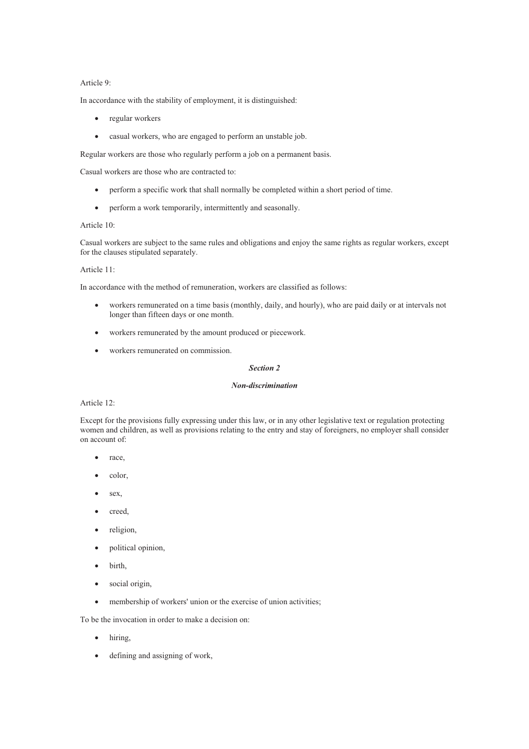Article 9:

In accordance with the stability of employment, it is distinguished:

- regular workers
- casual workers, who are engaged to perform an unstable job.

Regular workers are those who regularly perform a job on a permanent basis.

Casual workers are those who are contracted to:

- perform a specific work that shall normally be completed within a short period of time.
- perform a work temporarily, intermittently and seasonally.

Article 10:

Casual workers are subject to the same rules and obligations and enjoy the same rights as regular workers, except for the clauses stipulated separately.

Article 11:

In accordance with the method of remuneration, workers are classified as follows:

- workers remunerated on a time basis (monthly, daily, and hourly), who are paid daily or at intervals not longer than fifteen days or one month.
- workers remunerated by the amount produced or piecework.
- workers remunerated on commission.

### *Section 2*

### *Non-discrimination*

Article 12:

Except for the provisions fully expressing under this law, or in any other legislative text or regulation protecting women and children, as well as provisions relating to the entry and stay of foreigners, no employer shall consider on account of:

- race,
- color,
- sex,
- creed,
- religion,
- political opinion,
- birth,
- social origin,
- membership of workers' union or the exercise of union activities;

To be the invocation in order to make a decision on:

- hiring,
- defining and assigning of work,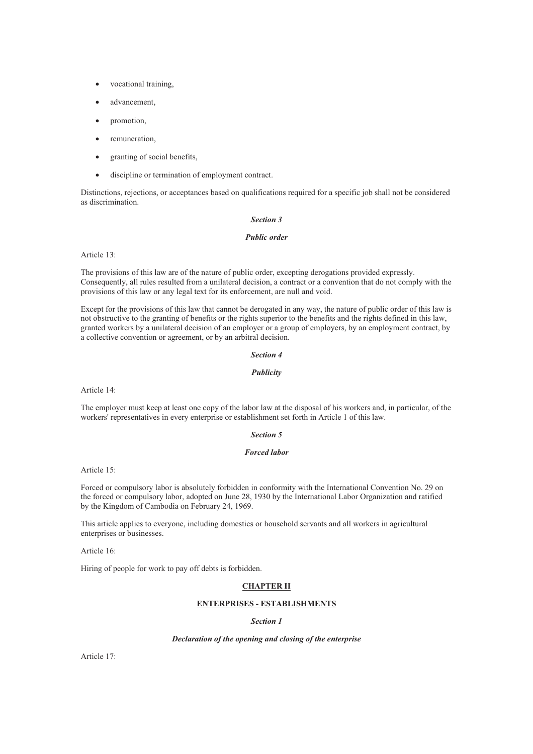- vocational training,
- advancement,
- promotion,
- remuneration,
- granting of social benefits,
- discipline or termination of employment contract.

Distinctions, rejections, or acceptances based on qualifications required for a specific job shall not be considered as discrimination.

### *Section 3*

### *Public order*

Article 13:

The provisions of this law are of the nature of public order, excepting derogations provided expressly. Consequently, all rules resulted from a unilateral decision, a contract or a convention that do not comply with the provisions of this law or any legal text for its enforcement, are null and void.

Except for the provisions of this law that cannot be derogated in any way, the nature of public order of this law is not obstructive to the granting of benefits or the rights superior to the benefits and the rights defined in this law, granted workers by a unilateral decision of an employer or a group of employers, by an employment contract, by a collective convention or agreement, or by an arbitral decision.

### *Section 4*

### *Publicity*

Article 14:

The employer must keep at least one copy of the labor law at the disposal of his workers and, in particular, of the workers' representatives in every enterprise or establishment set forth in Article 1 of this law.

### *Section 5*

### *Forced labor*

Article 15:

Forced or compulsory labor is absolutely forbidden in conformity with the International Convention No. 29 on the forced or compulsory labor, adopted on June 28, 1930 by the International Labor Organization and ratified by the Kingdom of Cambodia on February 24, 1969.

This article applies to everyone, including domestics or household servants and all workers in agricultural enterprises or businesses.

Article 16:

Hiring of people for work to pay off debts is forbidden.

## CHAPTER II

## ENTERPRISES - ESTABLISHMENTS

### *Section 1*

### *Declaration of the opening and closing of the enterprise*

Article 17: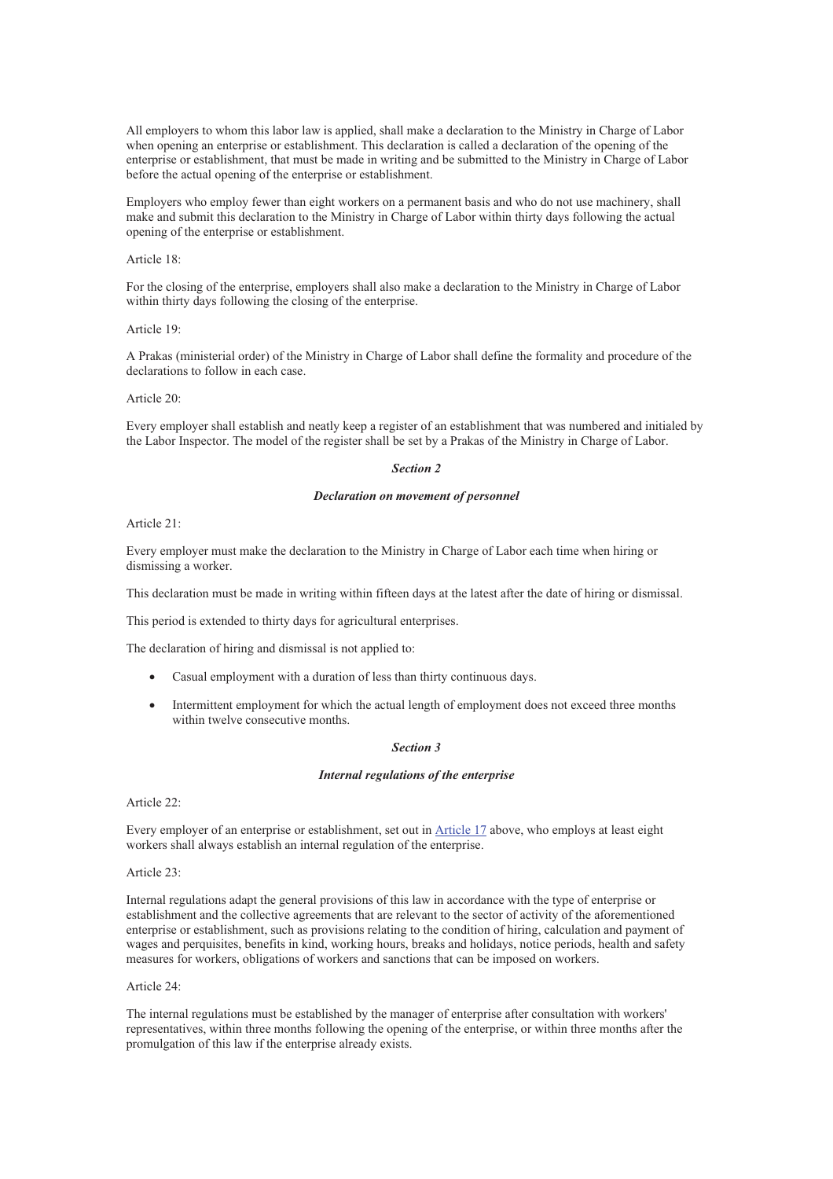All employers to whom this labor law is applied, shall make a declaration to the Ministry in Charge of Labor when opening an enterprise or establishment. This declaration is called a declaration of the opening of the enterprise or establishment, that must be made in writing and be submitted to the Ministry in Charge of Labor before the actual opening of the enterprise or establishment.

Employers who employ fewer than eight workers on a permanent basis and who do not use machinery, shall make and submit this declaration to the Ministry in Charge of Labor within thirty days following the actual opening of the enterprise or establishment.

Article 18:

For the closing of the enterprise, employers shall also make a declaration to the Ministry in Charge of Labor within thirty days following the closing of the enterprise.

Article 19:

A Prakas (ministerial order) of the Ministry in Charge of Labor shall define the formality and procedure of the declarations to follow in each case.

Article 20:

Every employer shall establish and neatly keep a register of an establishment that was numbered and initialed by the Labor Inspector. The model of the register shall be set by a Prakas of the Ministry in Charge of Labor.

### *Section 2*

### *Declaration on movement of personnel*

Article 21:

Every employer must make the declaration to the Ministry in Charge of Labor each time when hiring or dismissing a worker.

This declaration must be made in writing within fifteen days at the latest after the date of hiring or dismissal.

This period is extended to thirty days for agricultural enterprises.

The declaration of hiring and dismissal is not applied to:

- Casual employment with a duration of less than thirty continuous days.
- Intermittent employment for which the actual length of employment does not exceed three months within twelve consecutive months.

### *Section 3*

### *Internal regulations of the enterprise*

Article 22:

Every employer of an enterprise or establishment, set out in Article 17 above, who employs at least eight workers shall always establish an internal regulation of the enterprise.

Article 23:

Internal regulations adapt the general provisions of this law in accordance with the type of enterprise or establishment and the collective agreements that are relevant to the sector of activity of the aforementioned enterprise or establishment, such as provisions relating to the condition of hiring, calculation and payment of wages and perquisites, benefits in kind, working hours, breaks and holidays, notice periods, health and safety measures for workers, obligations of workers and sanctions that can be imposed on workers.

Article 24:

The internal regulations must be established by the manager of enterprise after consultation with workers' representatives, within three months following the opening of the enterprise, or within three months after the promulgation of this law if the enterprise already exists.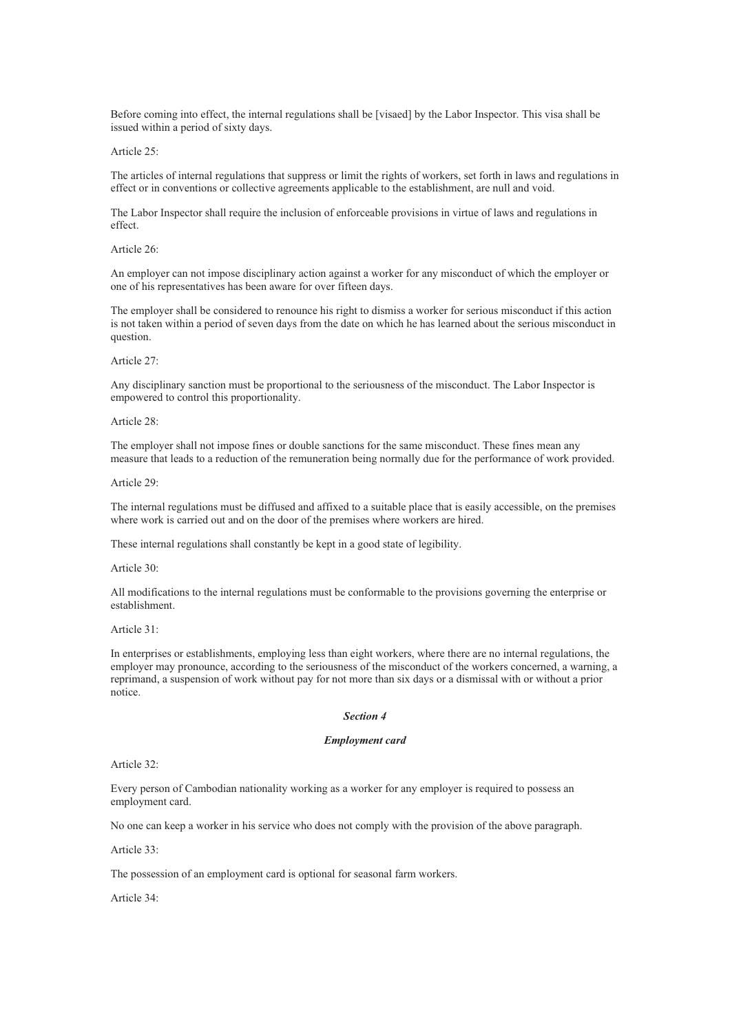Before coming into effect, the internal regulations shall be [visaed] by the Labor Inspector. This visa shall be issued within a period of sixty days.

Article 25:

The articles of internal regulations that suppress or limit the rights of workers, set forth in laws and regulations in effect or in conventions or collective agreements applicable to the establishment, are null and void.

The Labor Inspector shall require the inclusion of enforceable provisions in virtue of laws and regulations in effect.

Article 26:

An employer can not impose disciplinary action against a worker for any misconduct of which the employer or one of his representatives has been aware for over fifteen days.

The employer shall be considered to renounce his right to dismiss a worker for serious misconduct if this action is not taken within a period of seven days from the date on which he has learned about the serious misconduct in question.

Article 27:

Any disciplinary sanction must be proportional to the seriousness of the misconduct. The Labor Inspector is empowered to control this proportionality.

Article 28:

The employer shall not impose fines or double sanctions for the same misconduct. These fines mean any measure that leads to a reduction of the remuneration being normally due for the performance of work provided.

Article 29:

The internal regulations must be diffused and affixed to a suitable place that is easily accessible, on the premises where work is carried out and on the door of the premises where workers are hired.

These internal regulations shall constantly be kept in a good state of legibility.

Article 30:

All modifications to the internal regulations must be conformable to the provisions governing the enterprise or establishment.

Article 31:

In enterprises or establishments, employing less than eight workers, where there are no internal regulations, the employer may pronounce, according to the seriousness of the misconduct of the workers concerned, a warning, a reprimand, a suspension of work without pay for not more than six days or a dismissal with or without a prior notice.

### *Section 4*

### *Employment card*

Article 32:

Every person of Cambodian nationality working as a worker for any employer is required to possess an employment card.

No one can keep a worker in his service who does not comply with the provision of the above paragraph.

Article 33:

The possession of an employment card is optional for seasonal farm workers.

Article 34: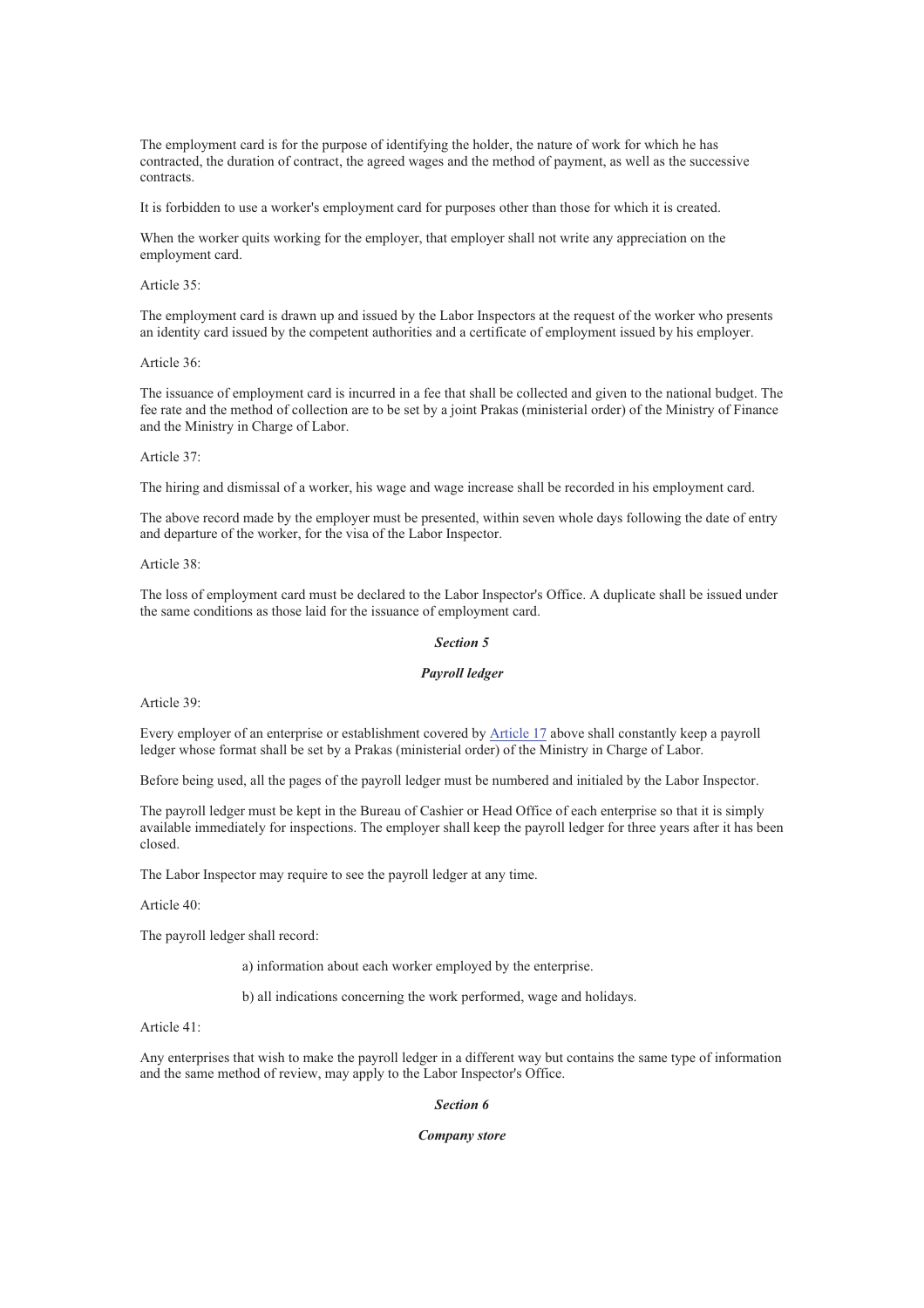The employment card is for the purpose of identifying the holder, the nature of work for which he has contracted, the duration of contract, the agreed wages and the method of payment, as well as the successive contracts.

It is forbidden to use a worker's employment card for purposes other than those for which it is created.

When the worker quits working for the employer, that employer shall not write any appreciation on the employment card.

Article 35:

The employment card is drawn up and issued by the Labor Inspectors at the request of the worker who presents an identity card issued by the competent authorities and a certificate of employment issued by his employer.

Article 36:

The issuance of employment card is incurred in a fee that shall be collected and given to the national budget. The fee rate and the method of collection are to be set by a joint Prakas (ministerial order) of the Ministry of Finance and the Ministry in Charge of Labor.

Article 37:

The hiring and dismissal of a worker, his wage and wage increase shall be recorded in his employment card.

The above record made by the employer must be presented, within seven whole days following the date of entry and departure of the worker, for the visa of the Labor Inspector.

Article 38:

The loss of employment card must be declared to the Labor Inspector's Office. A duplicate shall be issued under the same conditions as those laid for the issuance of employment card.

### *Section 5*

### *Payroll ledger*

Article 39:

Every employer of an enterprise or establishment covered by Article 17 above shall constantly keep a payroll ledger whose format shall be set by a Prakas (ministerial order) of the Ministry in Charge of Labor.

Before being used, all the pages of the payroll ledger must be numbered and initialed by the Labor Inspector.

The payroll ledger must be kept in the Bureau of Cashier or Head Office of each enterprise so that it is simply available immediately for inspections. The employer shall keep the payroll ledger for three years after it has been closed.

The Labor Inspector may require to see the payroll ledger at any time.

Article 40:

The payroll ledger shall record:

a) information about each worker employed by the enterprise.

b) all indications concerning the work performed, wage and holidays.

Article 41:

Any enterprises that wish to make the payroll ledger in a different way but contains the same type of information and the same method of review, may apply to the Labor Inspector's Office.

### *Section 6*

### *Company store*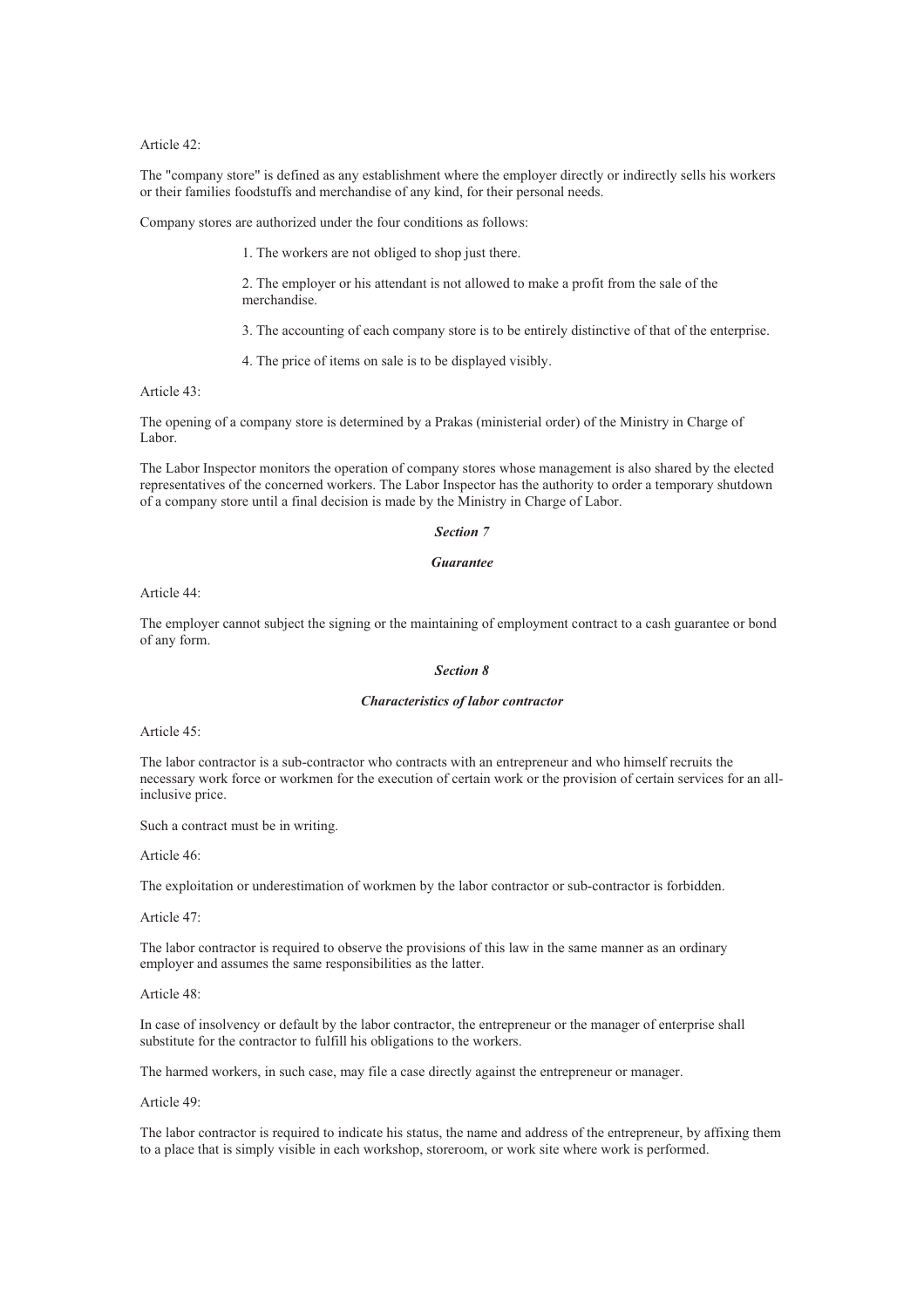Article 42:

The "company store" is defined as any establishment where the employer directly or indirectly sells his workers or their families foodstuffs and merchandise of any kind, for their personal needs.

Company stores are authorized under the four conditions as follows:

1. The workers are not obliged to shop just there.
2. The employer or his attendant is not allowed to make a profit from the sale of the merchandise.
3. The accounting of each company store is to be entirely distinctive of that of the enterprise.
4. The price of items on sale is to be displayed visibly.

Article 43:

The opening of a company store is determined by a Prakas (ministerial order) of the Ministry in Charge of Labor.

The Labor Inspector monitors the operation of company stores whose management is also shared by the elected representatives of the concerned workers. The Labor Inspector has the authority to order a temporary shutdown of a company store until a final decision is made by the Ministry in Charge of Labor.

### *Section 7*

### *Guarantee*

Article 44:

The employer cannot subject the signing or the maintaining of employment contract to a cash guarantee or bond of any form.

### *Section 8*

### *Characteristics of labor contractor*

Article 45:

The labor contractor is a sub-contractor who contracts with an entrepreneur and who himself recruits the necessary work force or workmen for the execution of certain work or the provision of certain services for an all-inclusive price.

Such a contract must be in writing.

Article 46:

The exploitation or underestimation of workmen by the labor contractor or sub-contractor is forbidden.

Article 47:

The labor contractor is required to observe the provisions of this law in the same manner as an ordinary employer and assumes the same responsibilities as the latter.

Article 48:

In case of insolvency or default by the labor contractor, the entrepreneur or the manager of enterprise shall substitute for the contractor to fulfill his obligations to the workers.

The harmed workers, in such case, may file a case directly against the entrepreneur or manager.

Article 49:

The labor contractor is required to indicate his status, the name and address of the entrepreneur, by affixing them to a place that is simply visible in each workshop, storeroom, or work site where work is performed.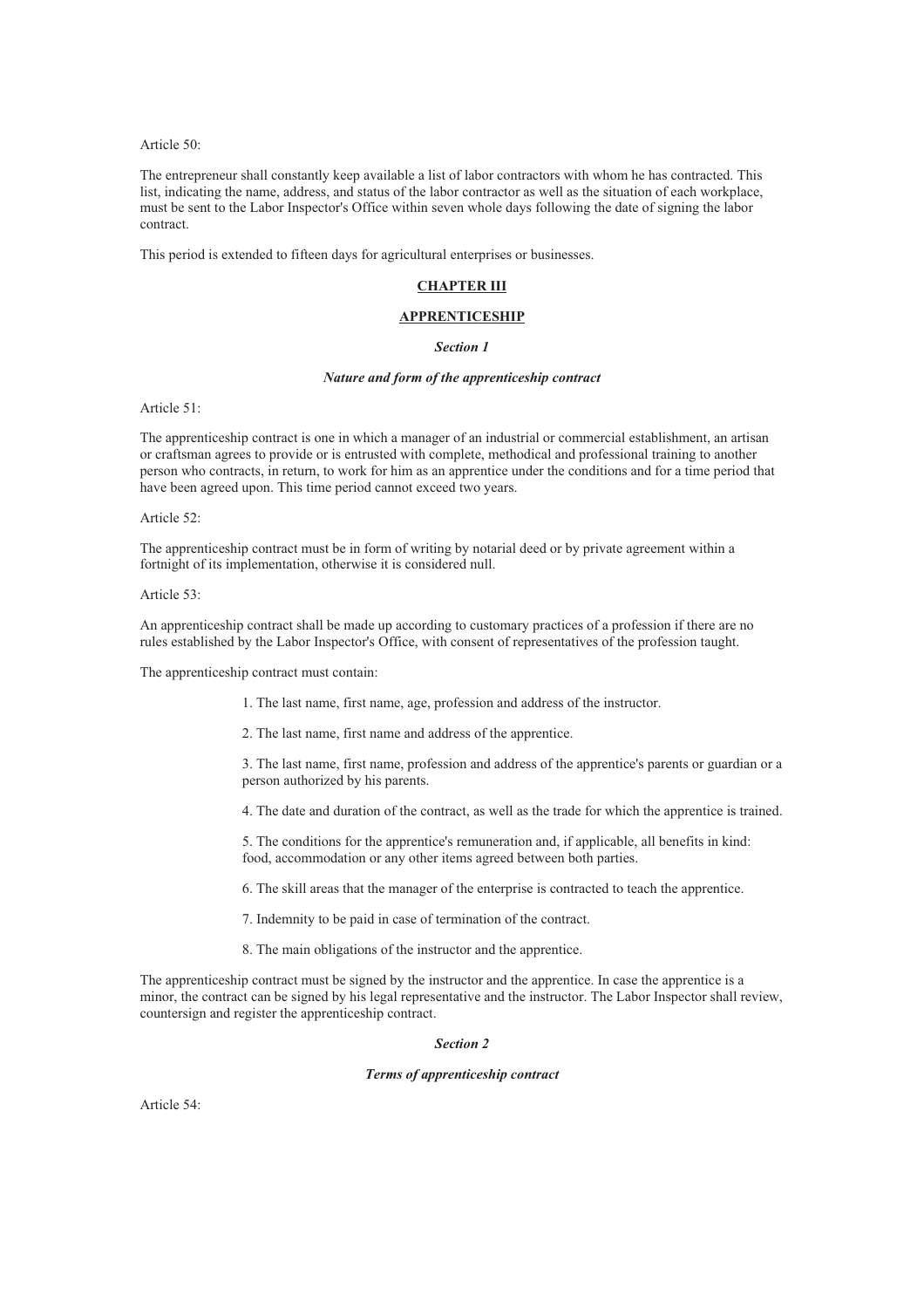Article 50:

The entrepreneur shall constantly keep available a list of labor contractors with whom he has contracted. This list, indicating the name, address, and status of the labor contractor as well as the situation of each workplace, must be sent to the Labor Inspector's Office within seven whole days following the date of signing the labor contract.

This period is extended to fifteen days for agricultural enterprises or businesses.

## CHAPTER III

## APPRENTICESHIP

### *Section 1*

### *Nature and form of the apprenticeship contract*

Article 51:

The apprenticeship contract is one in which a manager of an industrial or commercial establishment, an artisan or craftsman agrees to provide or is entrusted with complete, methodical and professional training to another person who contracts, in return, to work for him as an apprentice under the conditions and for a time period that have been agreed upon. This time period cannot exceed two years.

Article 52:

The apprenticeship contract must be in form of writing by notarial deed or by private agreement within a fortnight of its implementation, otherwise it is considered null.

Article 53:

An apprenticeship contract shall be made up according to customary practices of a profession if there are no rules established by the Labor Inspector's Office, with consent of representatives of the profession taught.

The apprenticeship contract must contain:

1. The last name, first name, age, profession and address of the instructor.
2. The last name, first name and address of the apprentice.
3. The last name, first name, profession and address of the apprentice's parents or guardian or a person authorized by his parents.
4. The date and duration of the contract, as well as the trade for which the apprentice is trained.
5. The conditions for the apprentice's remuneration and, if applicable, all benefits in kind: food, accommodation or any other items agreed between both parties.
6. The skill areas that the manager of the enterprise is contracted to teach the apprentice.
7. Indemnity to be paid in case of termination of the contract.
8. The main obligations of the instructor and the apprentice.

The apprenticeship contract must be signed by the instructor and the apprentice. In case the apprentice is a minor, the contract can be signed by his legal representative and the instructor. The Labor Inspector shall review, countersign and register the apprenticeship contract.

### *Section 2*

### *Terms of apprenticeship contract*

Article 54: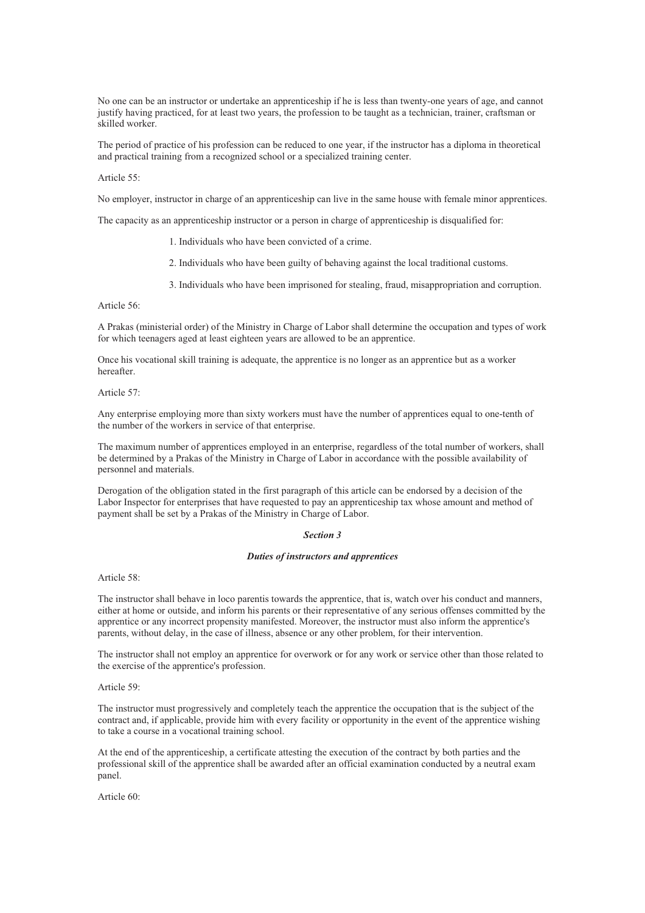No one can be an instructor or undertake an apprenticeship if he is less than twenty-one years of age, and cannot justify having practiced, for at least two years, the profession to be taught as a technician, trainer, craftsman or skilled worker.

The period of practice of his profession can be reduced to one year, if the instructor has a diploma in theoretical and practical training from a recognized school or a specialized training center.

Article 55:

No employer, instructor in charge of an apprenticeship can live in the same house with female minor apprentices.

The capacity as an apprenticeship instructor or a person in charge of apprenticeship is disqualified for:

1. Individuals who have been convicted of a crime.
2. Individuals who have been guilty of behaving against the local traditional customs.
3. Individuals who have been imprisoned for stealing, fraud, misappropriation and corruption.

Article 56:

A Prakas (ministerial order) of the Ministry in Charge of Labor shall determine the occupation and types of work for which teenagers aged at least eighteen years are allowed to be an apprentice.

Once his vocational skill training is adequate, the apprentice is no longer as an apprentice but as a worker hereafter.

Article 57:

Any enterprise employing more than sixty workers must have the number of apprentices equal to one-tenth of the number of the workers in service of that enterprise.

The maximum number of apprentices employed in an enterprise, regardless of the total number of workers, shall be determined by a Prakas of the Ministry in Charge of Labor in accordance with the possible availability of personnel and materials.

Derogation of the obligation stated in the first paragraph of this article can be endorsed by a decision of the Labor Inspector for enterprises that have requested to pay an apprenticeship tax whose amount and method of payment shall be set by a Prakas of the Ministry in Charge of Labor.

### *Section 3*

### *Duties of instructors and apprentices*

Article 58:

The instructor shall behave in loco parentis towards the apprentice, that is, watch over his conduct and manners, either at home or outside, and inform his parents or their representative of any serious offenses committed by the apprentice or any incorrect propensity manifested. Moreover, the instructor must also inform the apprentice's parents, without delay, in the case of illness, absence or any other problem, for their intervention.

The instructor shall not employ an apprentice for overwork or for any work or service other than those related to the exercise of the apprentice's profession.

Article 59:

The instructor must progressively and completely teach the apprentice the occupation that is the subject of the contract and, if applicable, provide him with every facility or opportunity in the event of the apprentice wishing to take a course in a vocational training school.

At the end of the apprenticeship, a certificate attesting the execution of the contract by both parties and the professional skill of the apprentice shall be awarded after an official examination conducted by a neutral exam panel.

Article 60: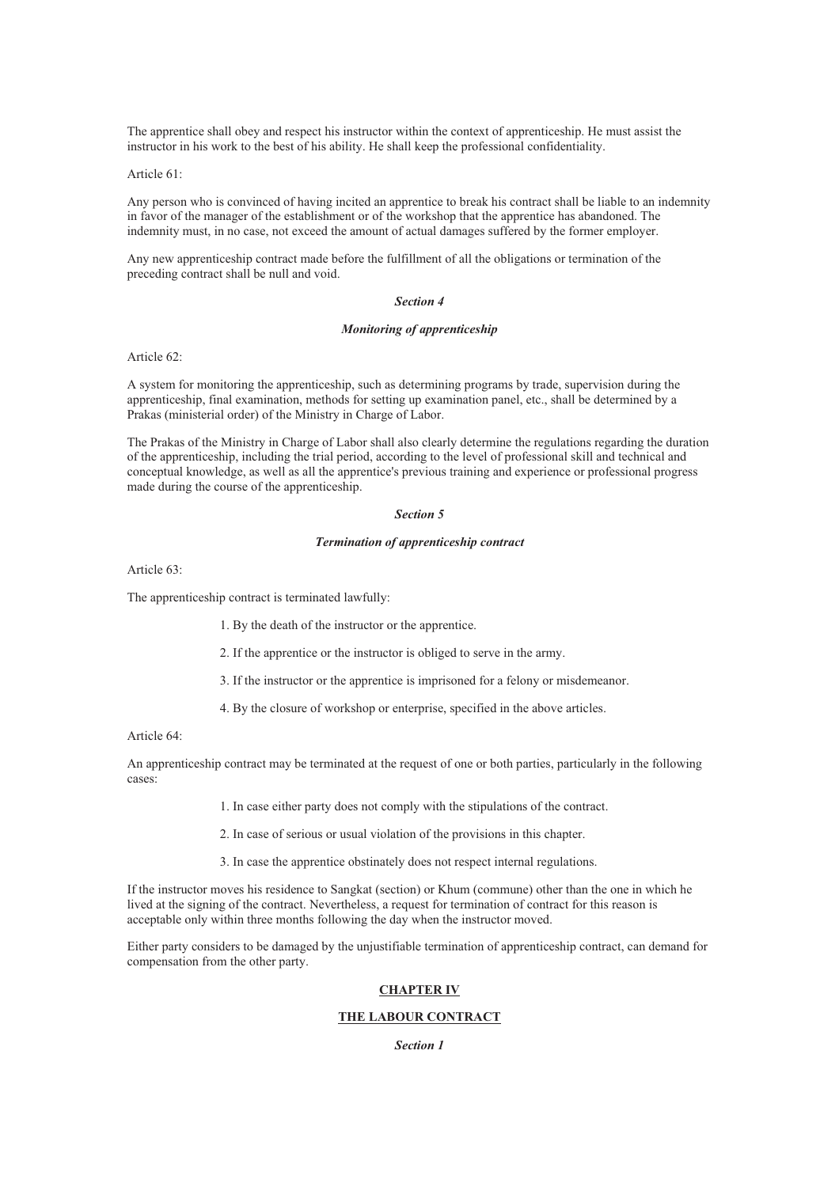The apprentice shall obey and respect his instructor within the context of apprenticeship. He must assist the instructor in his work to the best of his ability. He shall keep the professional confidentiality.

Article 61:

Any person who is convinced of having incited an apprentice to break his contract shall be liable to an indemnity in favor of the manager of the establishment or of the workshop that the apprentice has abandoned. The indemnity must, in no case, not exceed the amount of actual damages suffered by the former employer.

Any new apprenticeship contract made before the fulfillment of all the obligations or termination of the preceding contract shall be null and void.

### *Section 4*

### *Monitoring of apprenticeship*

Article 62:

A system for monitoring the apprenticeship, such as determining programs by trade, supervision during the apprenticeship, final examination, methods for setting up examination panel, etc., shall be determined by a Prakas (ministerial order) of the Ministry in Charge of Labor.

The Prakas of the Ministry in Charge of Labor shall also clearly determine the regulations regarding the duration of the apprenticeship, including the trial period, according to the level of professional skill and technical and conceptual knowledge, as well as all the apprentice's previous training and experience or professional progress made during the course of the apprenticeship.

### *Section 5*

### *Termination of apprenticeship contract*

Article 63:

The apprenticeship contract is terminated lawfully:

1. By the death of the instructor or the apprentice.
2. If the apprentice or the instructor is obliged to serve in the army.
3. If the instructor or the apprentice is imprisoned for a felony or misdemeanor.
4. By the closure of workshop or enterprise, specified in the above articles.

Article 64:

An apprenticeship contract may be terminated at the request of one or both parties, particularly in the following cases:

1. In case either party does not comply with the stipulations of the contract.
2. In case of serious or usual violation of the provisions in this chapter.
3. In case the apprentice obstinately does not respect internal regulations.

If the instructor moves his residence to Sangkat (section) or Khum (commune) other than the one in which he lived at the signing of the contract. Nevertheless, a request for termination of contract for this reason is acceptable only within three months following the day when the instructor moved.

Either party considers to be damaged by the unjustifiable termination of apprenticeship contract, can demand for compensation from the other party.

## CHAPTER IV

## THE LABOUR CONTRACT

### *Section 1*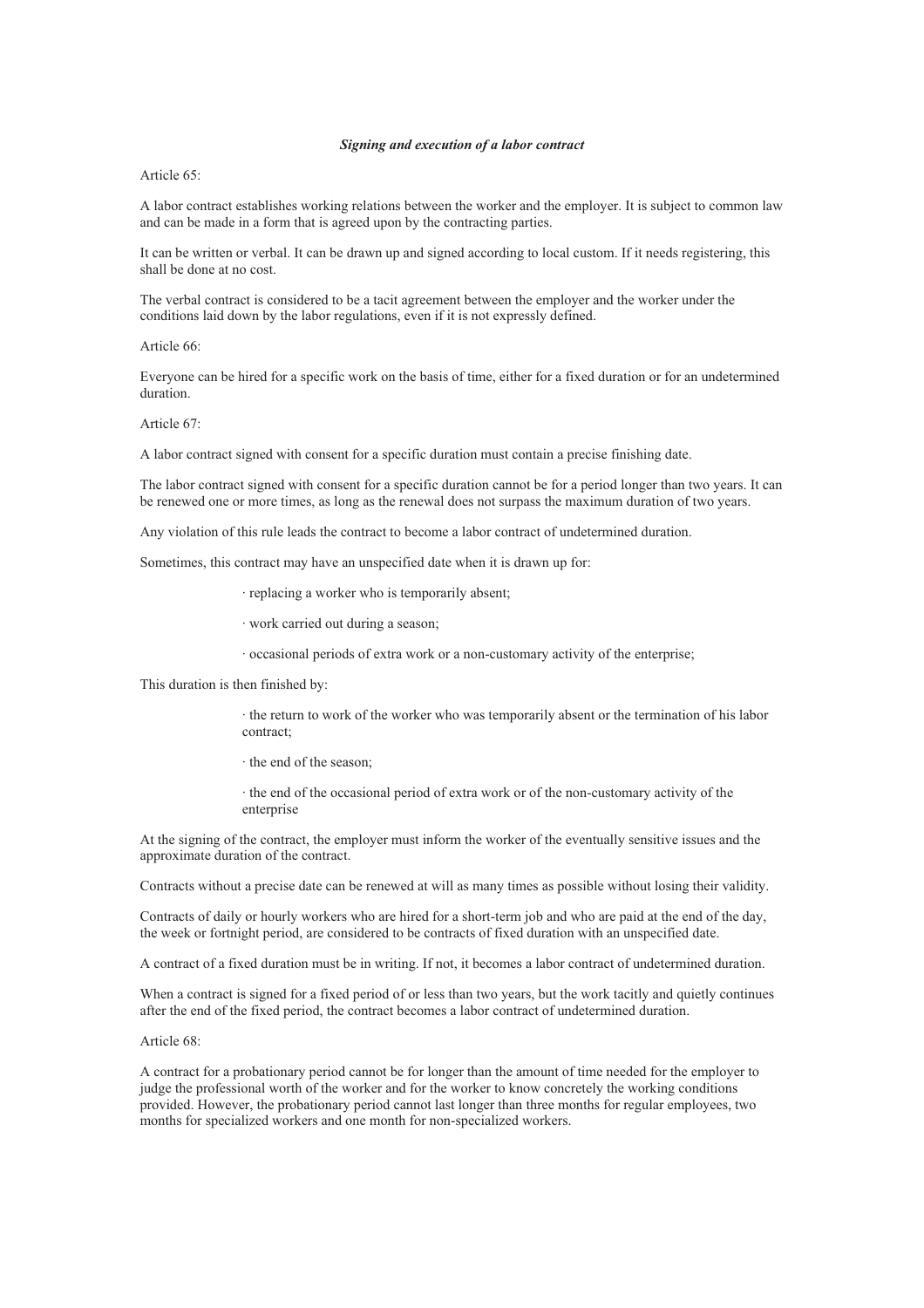### *Signing and execution of a labor contract*

Article 65:

A labor contract establishes working relations between the worker and the employer. It is subject to common law and can be made in a form that is agreed upon by the contracting parties.

It can be written or verbal. It can be drawn up and signed according to local custom. If it needs registering, this shall be done at no cost.

The verbal contract is considered to be a tacit agreement between the employer and the worker under the conditions laid down by the labor regulations, even if it is not expressly defined.

Article 66:

Everyone can be hired for a specific work on the basis of time, either for a fixed duration or for an undetermined duration.

Article 67:

A labor contract signed with consent for a specific duration must contain a precise finishing date.

The labor contract signed with consent for a specific duration cannot be for a period longer than two years. It can be renewed one or more times, as long as the renewal does not surpass the maximum duration of two years.

Any violation of this rule leads the contract to become a labor contract of undetermined duration.

Sometimes, this contract may have an unspecified date when it is drawn up for:

- replacing a worker who is temporarily absent;
- work carried out during a season;
- occasional periods of extra work or a non-customary activity of the enterprise;

This duration is then finished by:

- the return to work of the worker who was temporarily absent or the termination of his labor contract;
- the end of the season;
- the end of the occasional period of extra work or of the non-customary activity of the enterprise

At the signing of the contract, the employer must inform the worker of the eventually sensitive issues and the approximate duration of the contract.

Contracts without a precise date can be renewed at will as many times as possible without losing their validity.

Contracts of daily or hourly workers who are hired for a short-term job and who are paid at the end of the day, the week or fortnight period, are considered to be contracts of fixed duration with an unspecified date.

A contract of a fixed duration must be in writing. If not, it becomes a labor contract of undetermined duration.

When a contract is signed for a fixed period of or less than two years, but the work tacitly and quietly continues after the end of the fixed period, the contract becomes a labor contract of undetermined duration.

Article 68:

A contract for a probationary period cannot be for longer than the amount of time needed for the employer to judge the professional worth of the worker and for the worker to know concretely the working conditions provided. However, the probationary period cannot last longer than three months for regular employees, two months for specialized workers and one month for non-specialized workers.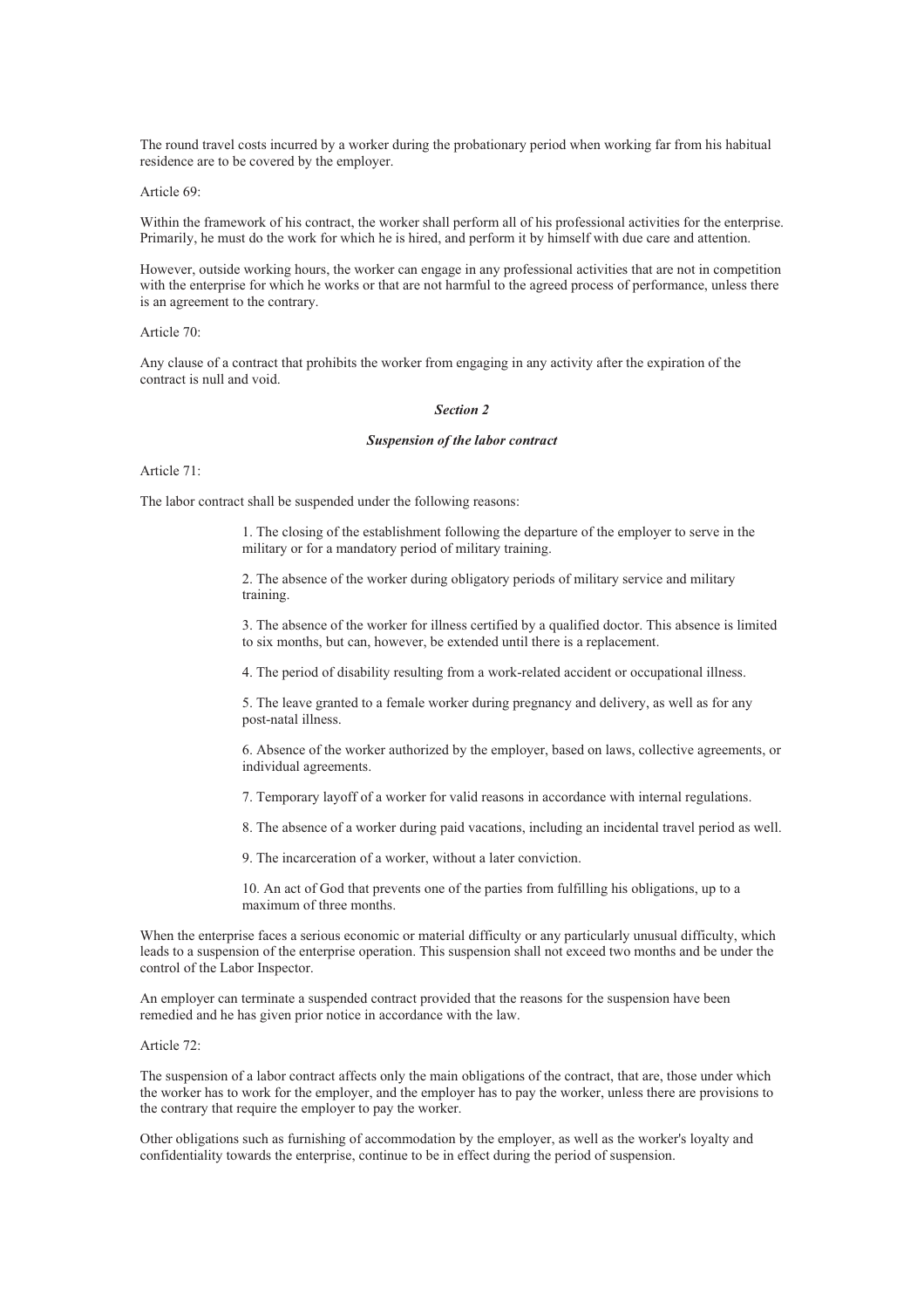The round travel costs incurred by a worker during the probationary period when working far from his habitual residence are to be covered by the employer.

Article 69:

Within the framework of his contract, the worker shall perform all of his professional activities for the enterprise. Primarily, he must do the work for which he is hired, and perform it by himself with due care and attention.

However, outside working hours, the worker can engage in any professional activities that are not in competition with the enterprise for which he works or that are not harmful to the agreed process of performance, unless there is an agreement to the contrary.

Article 70:

Any clause of a contract that prohibits the worker from engaging in any activity after the expiration of the contract is null and void.

### *Section 2*

### *Suspension of the labor contract*

Article 71:

The labor contract shall be suspended under the following reasons:

1. The closing of the establishment following the departure of the employer to serve in the military or for a mandatory period of military training.
2. The absence of the worker during obligatory periods of military service and military training.
3. The absence of the worker for illness certified by a qualified doctor. This absence is limited to six months, but can, however, be extended until there is a replacement.
4. The period of disability resulting from a work-related accident or occupational illness.
5. The leave granted to a female worker during pregnancy and delivery, as well as for any post-natal illness.
6. Absence of the worker authorized by the employer, based on laws, collective agreements, or individual agreements.
7. Temporary layoff of a worker for valid reasons in accordance with internal regulations.
8. The absence of a worker during paid vacations, including an incidental travel period as well.
9. The incarceration of a worker, without a later conviction.
10. An act of God that prevents one of the parties from fulfilling his obligations, up to a maximum of three months.

When the enterprise faces a serious economic or material difficulty or any particularly unusual difficulty, which leads to a suspension of the enterprise operation. This suspension shall not exceed two months and be under the control of the Labor Inspector.

An employer can terminate a suspended contract provided that the reasons for the suspension have been remedied and he has given prior notice in accordance with the law.

Article 72:

The suspension of a labor contract affects only the main obligations of the contract, that are, those under which the worker has to work for the employer, and the employer has to pay the worker, unless there are provisions to the contrary that require the employer to pay the worker.

Other obligations such as furnishing of accommodation by the employer, as well as the worker's loyalty and confidentiality towards the enterprise, continue to be in effect during the period of suspension.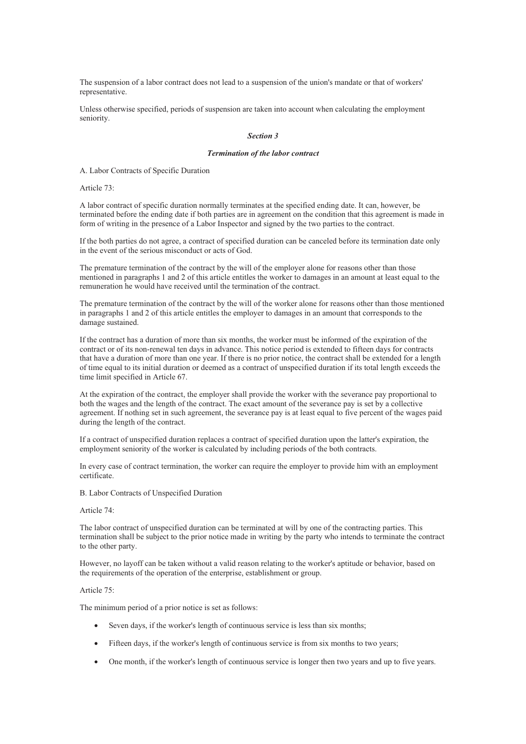The suspension of a labor contract does not lead to a suspension of the union's mandate or that of workers' representative.

Unless otherwise specified, periods of suspension are taken into account when calculating the employment seniority.

### *Section 3*

### *Termination of the labor contract*

A. Labor Contracts of Specific Duration

Article 73:

A labor contract of specific duration normally terminates at the specified ending date. It can, however, be terminated before the ending date if both parties are in agreement on the condition that this agreement is made in form of writing in the presence of a Labor Inspector and signed by the two parties to the contract.

If the both parties do not agree, a contract of specified duration can be canceled before its termination date only in the event of the serious misconduct or acts of God.

The premature termination of the contract by the will of the employer alone for reasons other than those mentioned in paragraphs 1 and 2 of this article entitles the worker to damages in an amount at least equal to the remuneration he would have received until the termination of the contract.

The premature termination of the contract by the will of the worker alone for reasons other than those mentioned in paragraphs 1 and 2 of this article entitles the employer to damages in an amount that corresponds to the damage sustained.

If the contract has a duration of more than six months, the worker must be informed of the expiration of the contract or of its non-renewal ten days in advance. This notice period is extended to fifteen days for contracts that have a duration of more than one year. If there is no prior notice, the contract shall be extended for a length of time equal to its initial duration or deemed as a contract of unspecified duration if its total length exceeds the time limit specified in Article 67.

At the expiration of the contract, the employer shall provide the worker with the severance pay proportional to both the wages and the length of the contract. The exact amount of the severance pay is set by a collective agreement. If nothing set in such agreement, the severance pay is at least equal to five percent of the wages paid during the length of the contract.

If a contract of unspecified duration replaces a contract of specified duration upon the latter's expiration, the employment seniority of the worker is calculated by including periods of the both contracts.

In every case of contract termination, the worker can require the employer to provide him with an employment certificate.

B. Labor Contracts of Unspecified Duration

Article 74:

The labor contract of unspecified duration can be terminated at will by one of the contracting parties. This termination shall be subject to the prior notice made in writing by the party who intends to terminate the contract to the other party.

However, no layoff can be taken without a valid reason relating to the worker's aptitude or behavior, based on the requirements of the operation of the enterprise, establishment or group.

Article 75:

The minimum period of a prior notice is set as follows:

- Seven days, if the worker's length of continuous service is less than six months;
- Fifteen days, if the worker's length of continuous service is from six months to two years;
- One month, if the worker's length of continuous service is longer then two years and up to five years.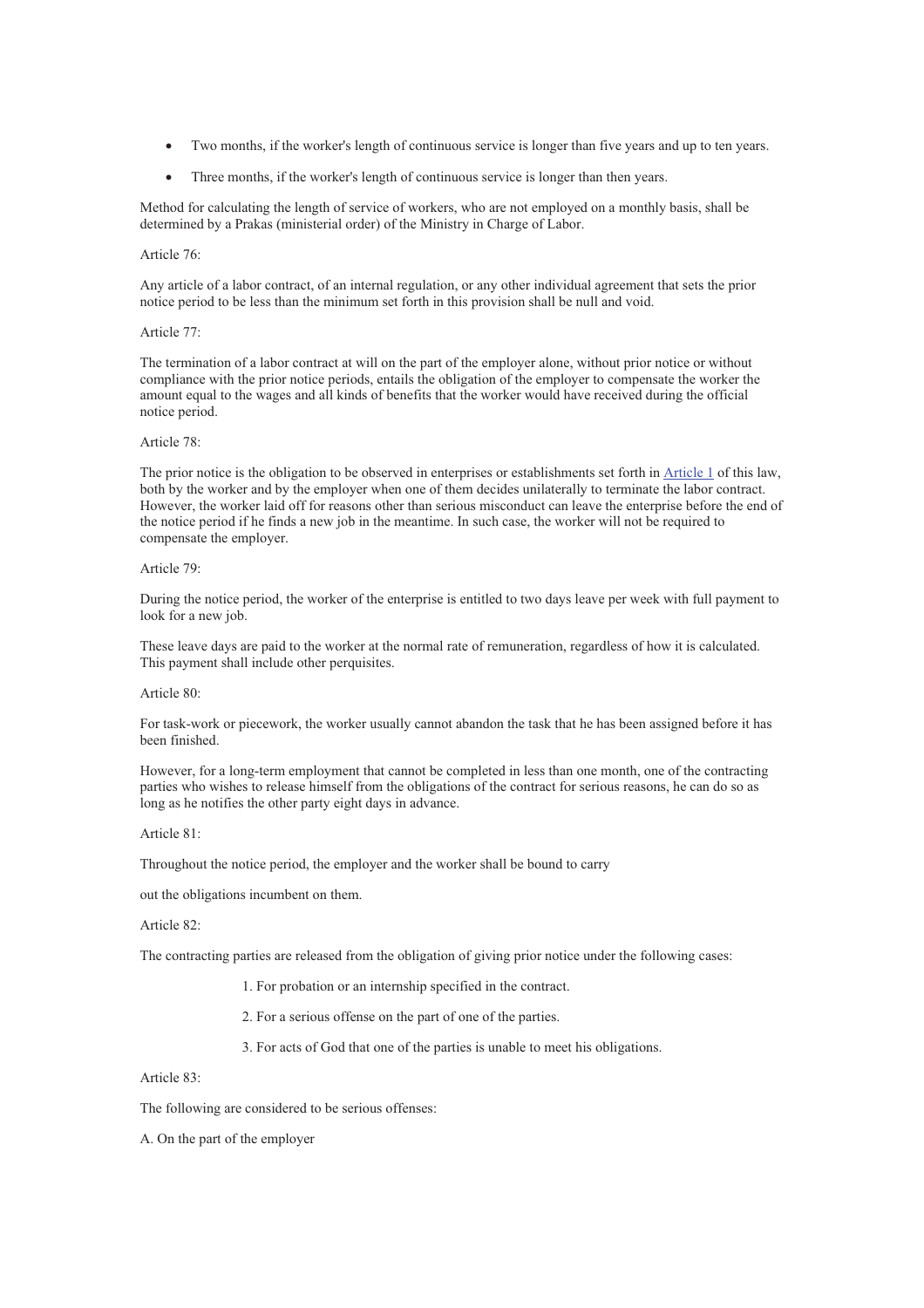- Two months, if the worker's length of continuous service is longer than five years and up to ten years.
- Three months, if the worker's length of continuous service is longer than then years.

Method for calculating the length of service of workers, who are not employed on a monthly basis, shall be determined by a Prakas (ministerial order) of the Ministry in Charge of Labor.

Article 76:

Any article of a labor contract, of an internal regulation, or any other individual agreement that sets the prior notice period to be less than the minimum set forth in this provision shall be null and void.

Article 77:

The termination of a labor contract at will on the part of the employer alone, without prior notice or without compliance with the prior notice periods, entails the obligation of the employer to compensate the worker the amount equal to the wages and all kinds of benefits that the worker would have received during the official notice period.

Article 78:

The prior notice is the obligation to be observed in enterprises or establishments set forth in Article 1 of this law, both by the worker and by the employer when one of them decides unilaterally to terminate the labor contract. However, the worker laid off for reasons other than serious misconduct can leave the enterprise before the end of the notice period if he finds a new job in the meantime. In such case, the worker will not be required to compensate the employer.

Article 79:

During the notice period, the worker of the enterprise is entitled to two days leave per week with full payment to look for a new job.

These leave days are paid to the worker at the normal rate of remuneration, regardless of how it is calculated. This payment shall include other perquisites.

Article 80:

For task-work or piecework, the worker usually cannot abandon the task that he has been assigned before it has been finished.

However, for a long-term employment that cannot be completed in less than one month, one of the contracting parties who wishes to release himself from the obligations of the contract for serious reasons, he can do so as long as he notifies the other party eight days in advance.

Article 81:

Throughout the notice period, the employer and the worker shall be bound to carry

out the obligations incumbent on them.

Article 82:

The contracting parties are released from the obligation of giving prior notice under the following cases:

1. For probation or an internship specified in the contract.
2. For a serious offense on the part of one of the parties.
3. For acts of God that one of the parties is unable to meet his obligations.

Article 83:

The following are considered to be serious offenses:

A. On the part of the employer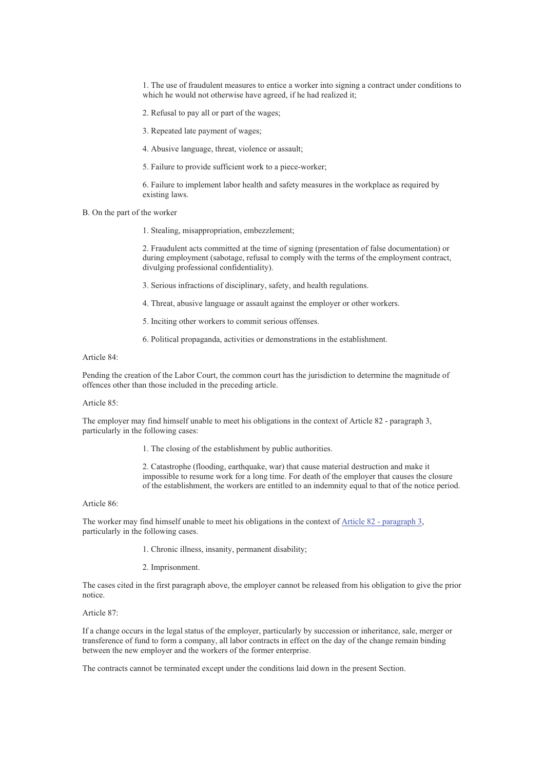1. The use of fraudulent measures to entice a worker into signing a contract under conditions to which he would not otherwise have agreed, if he had realized it;

2. Refusal to pay all or part of the wages;

3. Repeated late payment of wages;

4. Abusive language, threat, violence or assault;

5. Failure to provide sufficient work to a piece-worker;

6. Failure to implement labor health and safety measures in the workplace as required by existing laws.

B. On the part of the worker

1. Stealing, misappropriation, embezzlement;

2. Fraudulent acts committed at the time of signing (presentation of false documentation) or during employment (sabotage, refusal to comply with the terms of the employment contract, divulging professional confidentiality).

3. Serious infractions of disciplinary, safety, and health regulations.

4. Threat, abusive language or assault against the employer or other workers.

5. Inciting other workers to commit serious offenses.

6. Political propaganda, activities or demonstrations in the establishment.

Article 84:

Pending the creation of the Labor Court, the common court has the jurisdiction to determine the magnitude of offences other than those included in the preceding article.

Article 85:

The employer may find himself unable to meet his obligations in the context of Article 82 - paragraph 3, particularly in the following cases:

1. The closing of the establishment by public authorities.

2. Catastrophe (flooding, earthquake, war) that cause material destruction and make it impossible to resume work for a long time. For death of the employer that causes the closure of the establishment, the workers are entitled to an indemnity equal to that of the notice period.

Article 86:

The worker may find himself unable to meet his obligations in the context of Article 82 - paragraph 3, particularly in the following cases.

1. Chronic illness, insanity, permanent disability;

2. Imprisonment.

The cases cited in the first paragraph above, the employer cannot be released from his obligation to give the prior notice.

Article 87:

If a change occurs in the legal status of the employer, particularly by succession or inheritance, sale, merger or transference of fund to form a company, all labor contracts in effect on the day of the change remain binding between the new employer and the workers of the former enterprise.

The contracts cannot be terminated except under the conditions laid down in the present Section.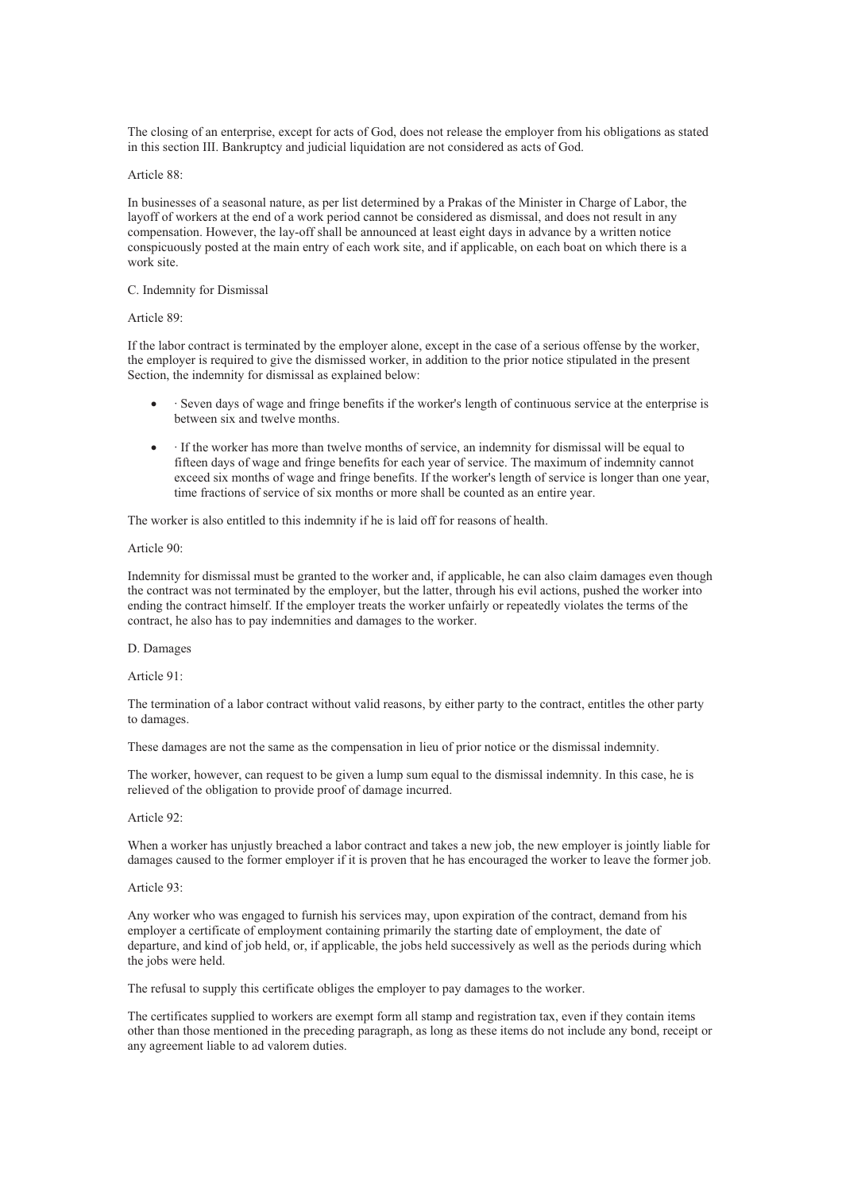The closing of an enterprise, except for acts of God, does not release the employer from his obligations as stated in this section III. Bankruptcy and judicial liquidation are not considered as acts of God.

Article 88:

In businesses of a seasonal nature, as per list determined by a Prakas of the Minister in Charge of Labor, the layoff of workers at the end of a work period cannot be considered as dismissal, and does not result in any compensation. However, the lay-off shall be announced at least eight days in advance by a written notice conspicuously posted at the main entry of each work site, and if applicable, on each boat on which there is a work site.

C. Indemnity for Dismissal

Article 89:

If the labor contract is terminated by the employer alone, except in the case of a serious offense by the worker, the employer is required to give the dismissed worker, in addition to the prior notice stipulated in the present Section, the indemnity for dismissal as explained below:

- · Seven days of wage and fringe benefits if the worker's length of continuous service at the enterprise is between six and twelve months.
- · If the worker has more than twelve months of service, an indemnity for dismissal will be equal to fifteen days of wage and fringe benefits for each year of service. The maximum of indemnity cannot exceed six months of wage and fringe benefits. If the worker's length of service is longer than one year, time fractions of service of six months or more shall be counted as an entire year.

The worker is also entitled to this indemnity if he is laid off for reasons of health.

Article 90:

Indemnity for dismissal must be granted to the worker and, if applicable, he can also claim damages even though the contract was not terminated by the employer, but the latter, through his evil actions, pushed the worker into ending the contract himself. If the employer treats the worker unfairly or repeatedly violates the terms of the contract, he also has to pay indemnities and damages to the worker.

D. Damages

Article 91:

The termination of a labor contract without valid reasons, by either party to the contract, entitles the other party to damages.

These damages are not the same as the compensation in lieu of prior notice or the dismissal indemnity.

The worker, however, can request to be given a lump sum equal to the dismissal indemnity. In this case, he is relieved of the obligation to provide proof of damage incurred.

Article 92:

When a worker has unjustly breached a labor contract and takes a new job, the new employer is jointly liable for damages caused to the former employer if it is proven that he has encouraged the worker to leave the former job.

Article 93:

Any worker who was engaged to furnish his services may, upon expiration of the contract, demand from his employer a certificate of employment containing primarily the starting date of employment, the date of departure, and kind of job held, or, if applicable, the jobs held successively as well as the periods during which the jobs were held.

The refusal to supply this certificate obliges the employer to pay damages to the worker.

The certificates supplied to workers are exempt form all stamp and registration tax, even if they contain items other than those mentioned in the preceding paragraph, as long as these items do not include any bond, receipt or any agreement liable to ad valorem duties.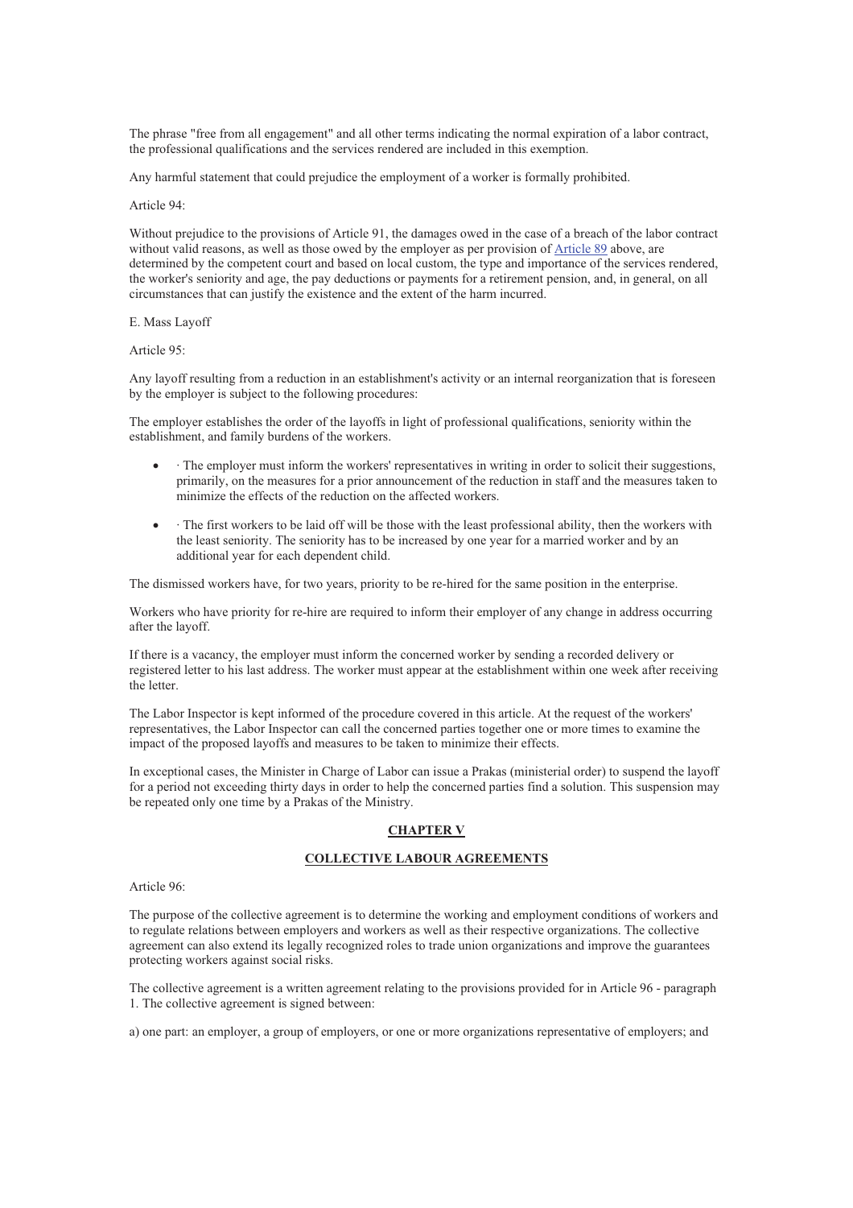The phrase "free from all engagement" and all other terms indicating the normal expiration of a labor contract, the professional qualifications and the services rendered are included in this exemption.

Any harmful statement that could prejudice the employment of a worker is formally prohibited.

Article 94:

Without prejudice to the provisions of Article 91, the damages owed in the case of a breach of the labor contract without valid reasons, as well as those owed by the employer as per provision of Article 89 above, are determined by the competent court and based on local custom, the type and importance of the services rendered, the worker's seniority and age, the pay deductions or payments for a retirement pension, and, in general, on all circumstances that can justify the existence and the extent of the harm incurred.

E. Mass Layoff

Article 95:

Any layoff resulting from a reduction in an establishment's activity or an internal reorganization that is foreseen by the employer is subject to the following procedures:

The employer establishes the order of the layoffs in light of professional qualifications, seniority within the establishment, and family burdens of the workers.

- · The employer must inform the workers' representatives in writing in order to solicit their suggestions, primarily, on the measures for a prior announcement of the reduction in staff and the measures taken to minimize the effects of the reduction on the affected workers.
- · The first workers to be laid off will be those with the least professional ability, then the workers with the least seniority. The seniority has to be increased by one year for a married worker and by an additional year for each dependent child.

The dismissed workers have, for two years, priority to be re-hired for the same position in the enterprise.

Workers who have priority for re-hire are required to inform their employer of any change in address occurring after the layoff.

If there is a vacancy, the employer must inform the concerned worker by sending a recorded delivery or registered letter to his last address. The worker must appear at the establishment within one week after receiving the letter.

The Labor Inspector is kept informed of the procedure covered in this article. At the request of the workers' representatives, the Labor Inspector can call the concerned parties together one or more times to examine the impact of the proposed layoffs and measures to be taken to minimize their effects.

In exceptional cases, the Minister in Charge of Labor can issue a Prakas (ministerial order) to suspend the layoff for a period not exceeding thirty days in order to help the concerned parties find a solution. This suspension may be repeated only one time by a Prakas of the Ministry.

## CHAPTER V

## COLLECTIVE LABOUR AGREEMENTS

Article 96:

The purpose of the collective agreement is to determine the working and employment conditions of workers and to regulate relations between employers and workers as well as their respective organizations. The collective agreement can also extend its legally recognized roles to trade union organizations and improve the guarantees protecting workers against social risks.

The collective agreement is a written agreement relating to the provisions provided for in Article 96 - paragraph 1. The collective agreement is signed between:

a) one part: an employer, a group of employers, or one or more organizations representative of employers; and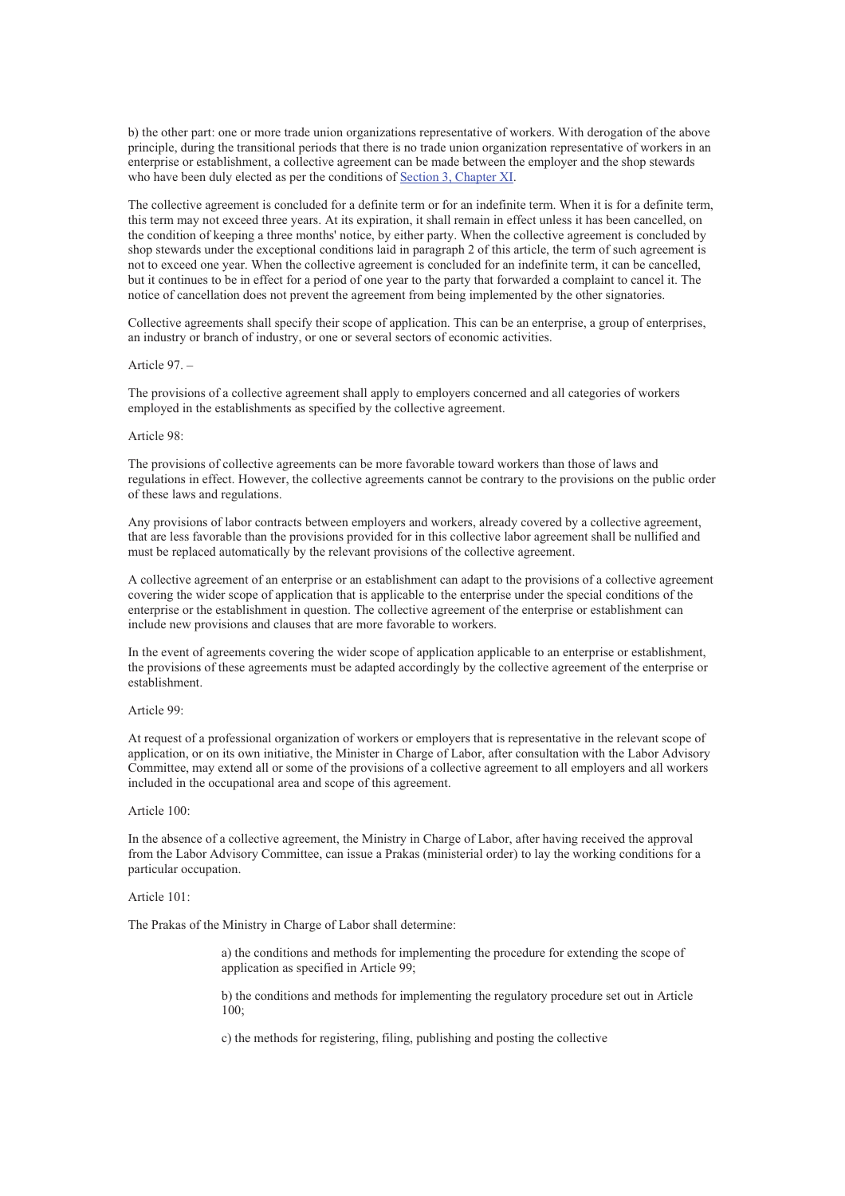b) the other part: one or more trade union organizations representative of workers. With derogation of the above principle, during the transitional periods that there is no trade union organization representative of workers in an enterprise or establishment, a collective agreement can be made between the employer and the shop stewards who have been duly elected as per the conditions of Section 3, Chapter XI.

The collective agreement is concluded for a definite term or for an indefinite term. When it is for a definite term, this term may not exceed three years. At its expiration, it shall remain in effect unless it has been cancelled, on the condition of keeping a three months' notice, by either party. When the collective agreement is concluded by shop stewards under the exceptional conditions laid in paragraph 2 of this article, the term of such agreement is not to exceed one year. When the collective agreement is concluded for an indefinite term, it can be cancelled, but it continues to be in effect for a period of one year to the party that forwarded a complaint to cancel it. The notice of cancellation does not prevent the agreement from being implemented by the other signatories.

Collective agreements shall specify their scope of application. This can be an enterprise, a group of enterprises, an industry or branch of industry, or one or several sectors of economic activities.

Article 97. –

The provisions of a collective agreement shall apply to employers concerned and all categories of workers employed in the establishments as specified by the collective agreement.

Article 98:

The provisions of collective agreements can be more favorable toward workers than those of laws and regulations in effect. However, the collective agreements cannot be contrary to the provisions on the public order of these laws and regulations.

Any provisions of labor contracts between employers and workers, already covered by a collective agreement, that are less favorable than the provisions provided for in this collective labor agreement shall be nullified and must be replaced automatically by the relevant provisions of the collective agreement.

A collective agreement of an enterprise or an establishment can adapt to the provisions of a collective agreement covering the wider scope of application that is applicable to the enterprise under the special conditions of the enterprise or the establishment in question. The collective agreement of the enterprise or establishment can include new provisions and clauses that are more favorable to workers.

In the event of agreements covering the wider scope of application applicable to an enterprise or establishment, the provisions of these agreements must be adapted accordingly by the collective agreement of the enterprise or establishment.

Article 99:

At request of a professional organization of workers or employers that is representative in the relevant scope of application, or on its own initiative, the Minister in Charge of Labor, after consultation with the Labor Advisory Committee, may extend all or some of the provisions of a collective agreement to all employers and all workers included in the occupational area and scope of this agreement.

Article 100:

In the absence of a collective agreement, the Ministry in Charge of Labor, after having received the approval from the Labor Advisory Committee, can issue a Prakas (ministerial order) to lay the working conditions for a particular occupation.

Article 101:

The Prakas of the Ministry in Charge of Labor shall determine:

a) the conditions and methods for implementing the procedure for extending the scope of application as specified in Article 99;

b) the conditions and methods for implementing the regulatory procedure set out in Article 100;

c) the methods for registering, filing, publishing and posting the collective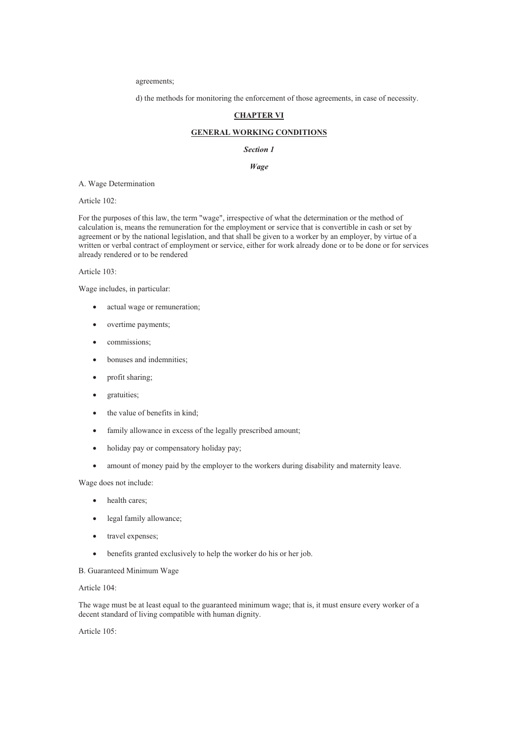agreements;

d) the methods for monitoring the enforcement of those agreements, in case of necessity.

## CHAPTER VI

## GENERAL WORKING CONDITIONS

### *Section 1*

### *Wage*

A. Wage Determination

Article 102:

For the purposes of this law, the term "wage", irrespective of what the determination or the method of calculation is, means the remuneration for the employment or service that is convertible in cash or set by agreement or by the national legislation, and that shall be given to a worker by an employer, by virtue of a written or verbal contract of employment or service, either for work already done or to be done or for services already rendered or to be rendered

Article 103:

Wage includes, in particular:

- actual wage or remuneration;
- overtime payments;
- commissions;
- bonuses and indemnities;
- profit sharing;
- gratuities;
- the value of benefits in kind;
- family allowance in excess of the legally prescribed amount;
- holiday pay or compensatory holiday pay;
- amount of money paid by the employer to the workers during disability and maternity leave.

Wage does not include:

- health cares;
- legal family allowance;
- travel expenses;
- benefits granted exclusively to help the worker do his or her job.

B. Guaranteed Minimum Wage

Article 104:

The wage must be at least equal to the guaranteed minimum wage; that is, it must ensure every worker of a decent standard of living compatible with human dignity.

Article 105: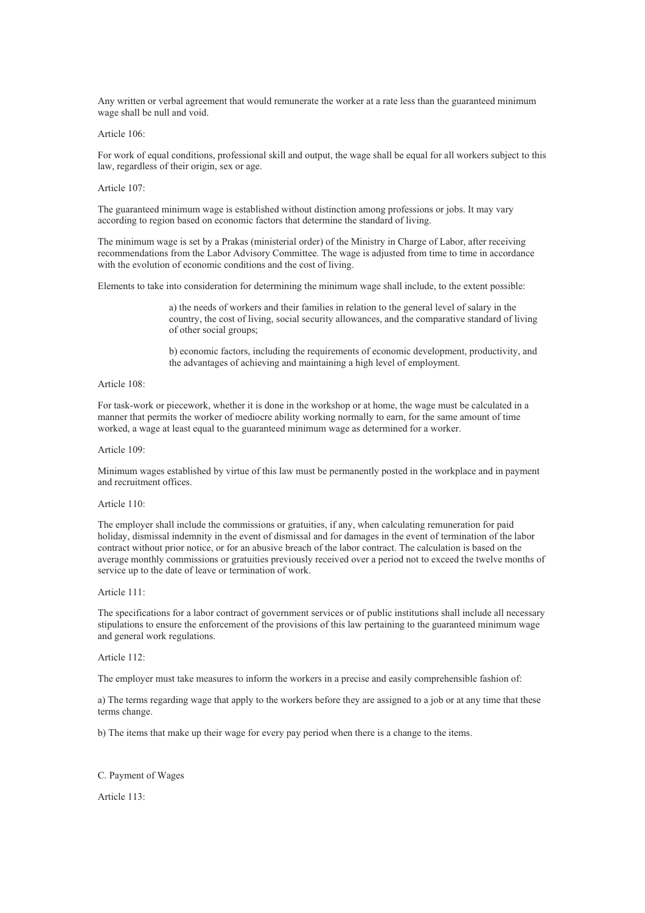Any written or verbal agreement that would remunerate the worker at a rate less than the guaranteed minimum wage shall be null and void.

Article 106:

For work of equal conditions, professional skill and output, the wage shall be equal for all workers subject to this law, regardless of their origin, sex or age.

Article 107:

The guaranteed minimum wage is established without distinction among professions or jobs. It may vary according to region based on economic factors that determine the standard of living.

The minimum wage is set by a Prakas (ministerial order) of the Ministry in Charge of Labor, after receiving recommendations from the Labor Advisory Committee. The wage is adjusted from time to time in accordance with the evolution of economic conditions and the cost of living.

Elements to take into consideration for determining the minimum wage shall include, to the extent possible:

> a) the needs of workers and their families in relation to the general level of salary in the country, the cost of living, social security allowances, and the comparative standard of living of other social groups;
>
> b) economic factors, including the requirements of economic development, productivity, and the advantages of achieving and maintaining a high level of employment.

Article 108:

For task-work or piecework, whether it is done in the workshop or at home, the wage must be calculated in a manner that permits the worker of mediocre ability working normally to earn, for the same amount of time worked, a wage at least equal to the guaranteed minimum wage as determined for a worker.

Article 109:

Minimum wages established by virtue of this law must be permanently posted in the workplace and in payment and recruitment offices.

Article 110:

The employer shall include the commissions or gratuities, if any, when calculating remuneration for paid holiday, dismissal indemnity in the event of dismissal and for damages in the event of termination of the labor contract without prior notice, or for an abusive breach of the labor contract. The calculation is based on the average monthly commissions or gratuities previously received over a period not to exceed the twelve months of service up to the date of leave or termination of work.

Article 111:

The specifications for a labor contract of government services or of public institutions shall include all necessary stipulations to ensure the enforcement of the provisions of this law pertaining to the guaranteed minimum wage and general work regulations.

Article 112:

The employer must take measures to inform the workers in a precise and easily comprehensible fashion of:

a) The terms regarding wage that apply to the workers before they are assigned to a job or at any time that these terms change.

b) The items that make up their wage for every pay period when there is a change to the items.

C. Payment of Wages

Article 113: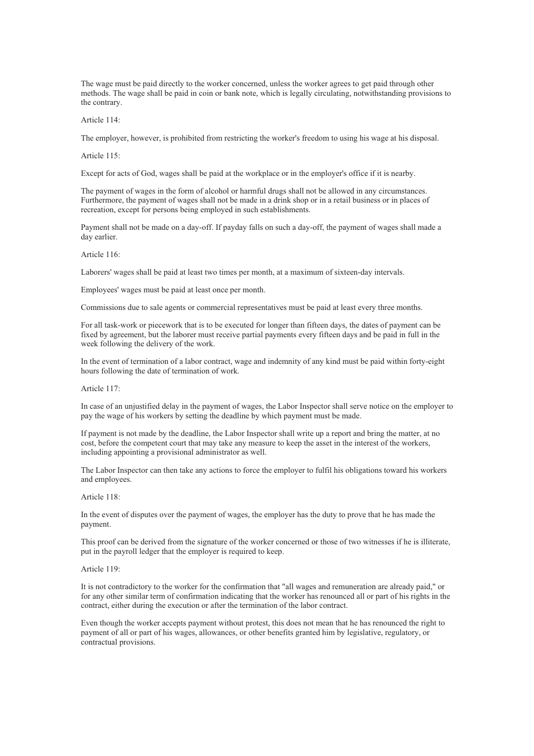The wage must be paid directly to the worker concerned, unless the worker agrees to get paid through other methods. The wage shall be paid in coin or bank note, which is legally circulating, notwithstanding provisions to the contrary.

Article 114:

The employer, however, is prohibited from restricting the worker's freedom to using his wage at his disposal.

Article 115:

Except for acts of God, wages shall be paid at the workplace or in the employer's office if it is nearby.

The payment of wages in the form of alcohol or harmful drugs shall not be allowed in any circumstances. Furthermore, the payment of wages shall not be made in a drink shop or in a retail business or in places of recreation, except for persons being employed in such establishments.

Payment shall not be made on a day-off. If payday falls on such a day-off, the payment of wages shall made a day earlier.

Article 116:

Laborers' wages shall be paid at least two times per month, at a maximum of sixteen-day intervals.

Employees' wages must be paid at least once per month.

Commissions due to sale agents or commercial representatives must be paid at least every three months.

For all task-work or piecework that is to be executed for longer than fifteen days, the dates of payment can be fixed by agreement, but the laborer must receive partial payments every fifteen days and be paid in full in the week following the delivery of the work.

In the event of termination of a labor contract, wage and indemnity of any kind must be paid within forty-eight hours following the date of termination of work.

Article 117:

In case of an unjustified delay in the payment of wages, the Labor Inspector shall serve notice on the employer to pay the wage of his workers by setting the deadline by which payment must be made.

If payment is not made by the deadline, the Labor Inspector shall write up a report and bring the matter, at no cost, before the competent court that may take any measure to keep the asset in the interest of the workers, including appointing a provisional administrator as well.

The Labor Inspector can then take any actions to force the employer to fulfil his obligations toward his workers and employees.

Article 118:

In the event of disputes over the payment of wages, the employer has the duty to prove that he has made the payment.

This proof can be derived from the signature of the worker concerned or those of two witnesses if he is illiterate, put in the payroll ledger that the employer is required to keep.

Article 119:

It is not contradictory to the worker for the confirmation that "all wages and remuneration are already paid," or for any other similar term of confirmation indicating that the worker has renounced all or part of his rights in the contract, either during the execution or after the termination of the labor contract.

Even though the worker accepts payment without protest, this does not mean that he has renounced the right to payment of all or part of his wages, allowances, or other benefits granted him by legislative, regulatory, or contractual provisions.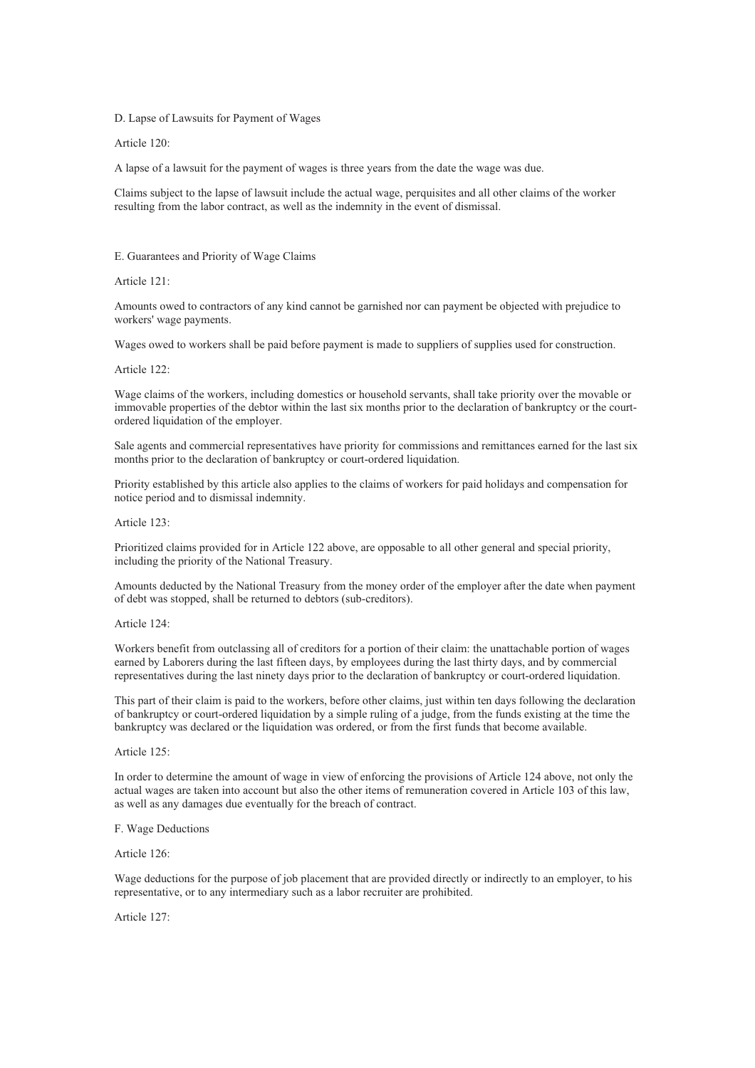### D. Lapse of Lawsuits for Payment of Wages

Article 120:

A lapse of a lawsuit for the payment of wages is three years from the date the wage was due.

Claims subject to the lapse of lawsuit include the actual wage, perquisites and all other claims of the worker resulting from the labor contract, as well as the indemnity in the event of dismissal.

### E. Guarantees and Priority of Wage Claims

Article 121:

Amounts owed to contractors of any kind cannot be garnished nor can payment be objected with prejudice to workers' wage payments.

Wages owed to workers shall be paid before payment is made to suppliers of supplies used for construction.

Article 122:

Wage claims of the workers, including domestics or household servants, shall take priority over the movable or immovable properties of the debtor within the last six months prior to the declaration of bankruptcy or the court-ordered liquidation of the employer.

Sale agents and commercial representatives have priority for commissions and remittances earned for the last six months prior to the declaration of bankruptcy or court-ordered liquidation.

Priority established by this article also applies to the claims of workers for paid holidays and compensation for notice period and to dismissal indemnity.

Article 123:

Prioritized claims provided for in Article 122 above, are opposable to all other general and special priority, including the priority of the National Treasury.

Amounts deducted by the National Treasury from the money order of the employer after the date when payment of debt was stopped, shall be returned to debtors (sub-creditors).

Article 124:

Workers benefit from outclassing all of creditors for a portion of their claim: the unattachable portion of wages earned by Laborers during the last fifteen days, by employees during the last thirty days, and by commercial representatives during the last ninety days prior to the declaration of bankruptcy or court-ordered liquidation.

This part of their claim is paid to the workers, before other claims, just within ten days following the declaration of bankruptcy or court-ordered liquidation by a simple ruling of a judge, from the funds existing at the time the bankruptcy was declared or the liquidation was ordered, or from the first funds that become available.

Article 125:

In order to determine the amount of wage in view of enforcing the provisions of Article 124 above, not only the actual wages are taken into account but also the other items of remuneration covered in Article 103 of this law, as well as any damages due eventually for the breach of contract.

### F. Wage Deductions

Article 126:

Wage deductions for the purpose of job placement that are provided directly or indirectly to an employer, to his representative, or to any intermediary such as a labor recruiter are prohibited.

Article 127: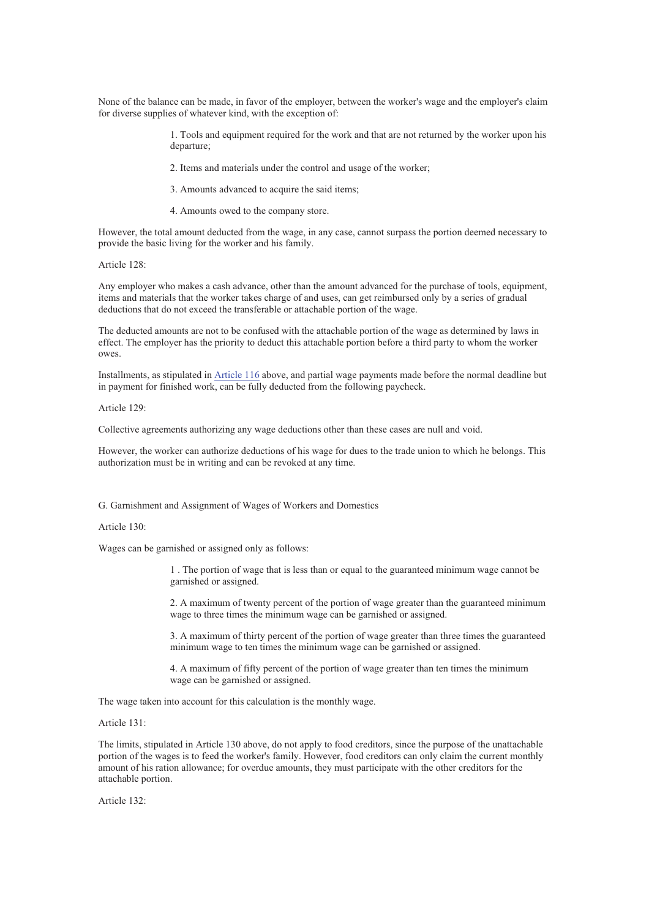None of the balance can be made, in favor of the employer, between the worker's wage and the employer's claim for diverse supplies of whatever kind, with the exception of:

1. Tools and equipment required for the work and that are not returned by the worker upon his departure;
2. Items and materials under the control and usage of the worker;
3. Amounts advanced to acquire the said items;
4. Amounts owed to the company store.

However, the total amount deducted from the wage, in any case, cannot surpass the portion deemed necessary to provide the basic living for the worker and his family.

Article 128:

Any employer who makes a cash advance, other than the amount advanced for the purchase of tools, equipment, items and materials that the worker takes charge of and uses, can get reimbursed only by a series of gradual deductions that do not exceed the transferable or attachable portion of the wage.

The deducted amounts are not to be confused with the attachable portion of the wage as determined by laws in effect. The employer has the priority to deduct this attachable portion before a third party to whom the worker owes.

Installments, as stipulated in Article 116 above, and partial wage payments made before the normal deadline but in payment for finished work, can be fully deducted from the following paycheck.

Article 129:

Collective agreements authorizing any wage deductions other than these cases are null and void.

However, the worker can authorize deductions of his wage for dues to the trade union to which he belongs. This authorization must be in writing and can be revoked at any time.

G. Garnishment and Assignment of Wages of Workers and Domestics

Article 130:

Wages can be garnished or assigned only as follows:

1. The portion of wage that is less than or equal to the guaranteed minimum wage cannot be garnished or assigned.
2. A maximum of twenty percent of the portion of wage greater than the guaranteed minimum wage to three times the minimum wage can be garnished or assigned.
3. A maximum of thirty percent of the portion of wage greater than three times the guaranteed minimum wage to ten times the minimum wage can be garnished or assigned.
4. A maximum of fifty percent of the portion of wage greater than ten times the minimum wage can be garnished or assigned.

The wage taken into account for this calculation is the monthly wage.

Article 131:

The limits, stipulated in Article 130 above, do not apply to food creditors, since the purpose of the unattachable portion of the wages is to feed the worker's family. However, food creditors can only claim the current monthly amount of his ration allowance; for overdue amounts, they must participate with the other creditors for the attachable portion.

Article 132: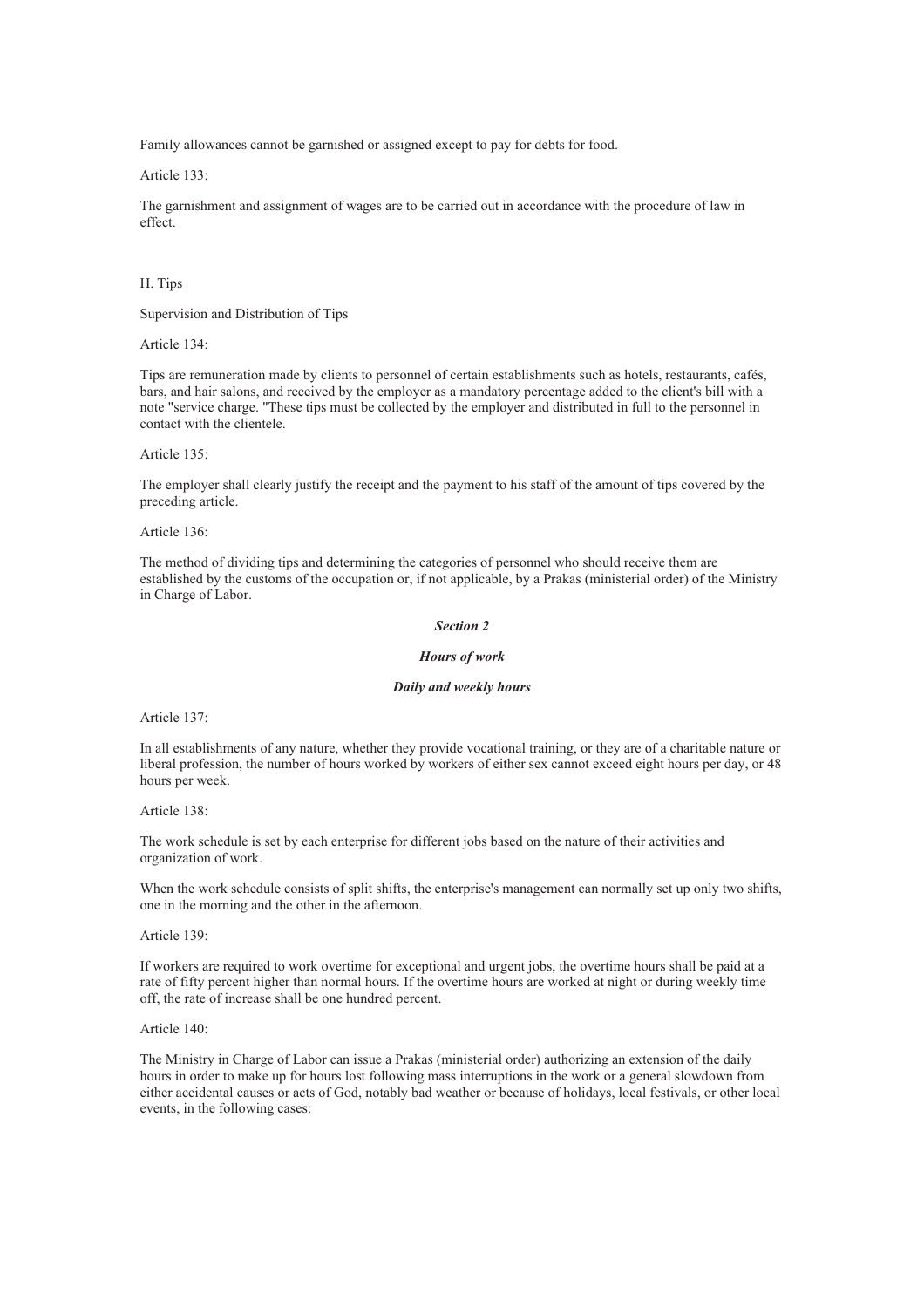Family allowances cannot be garnished or assigned except to pay for debts for food.

Article 133:

The garnishment and assignment of wages are to be carried out in accordance with the procedure of law in effect.

H. Tips

Supervision and Distribution of Tips

Article 134:

Tips are remuneration made by clients to personnel of certain establishments such as hotels, restaurants, cafés, bars, and hair salons, and received by the employer as a mandatory percentage added to the client's bill with a note "service charge. "These tips must be collected by the employer and distributed in full to the personnel in contact with the clientele.

Article 135:

The employer shall clearly justify the receipt and the payment to his staff of the amount of tips covered by the preceding article.

Article 136:

The method of dividing tips and determining the categories of personnel who should receive them are established by the customs of the occupation or, if not applicable, by a Prakas (ministerial order) of the Ministry in Charge of Labor.

### *Section 2*

### *Hours of work*

#### *Daily and weekly hours*

Article 137:

In all establishments of any nature, whether they provide vocational training, or they are of a charitable nature or liberal profession, the number of hours worked by workers of either sex cannot exceed eight hours per day, or 48 hours per week.

Article 138:

The work schedule is set by each enterprise for different jobs based on the nature of their activities and organization of work.

When the work schedule consists of split shifts, the enterprise's management can normally set up only two shifts, one in the morning and the other in the afternoon.

Article 139:

If workers are required to work overtime for exceptional and urgent jobs, the overtime hours shall be paid at a rate of fifty percent higher than normal hours. If the overtime hours are worked at night or during weekly time off, the rate of increase shall be one hundred percent.

Article 140:

The Ministry in Charge of Labor can issue a Prakas (ministerial order) authorizing an extension of the daily hours in order to make up for hours lost following mass interruptions in the work or a general slowdown from either accidental causes or acts of God, notably bad weather or because of holidays, local festivals, or other local events, in the following cases: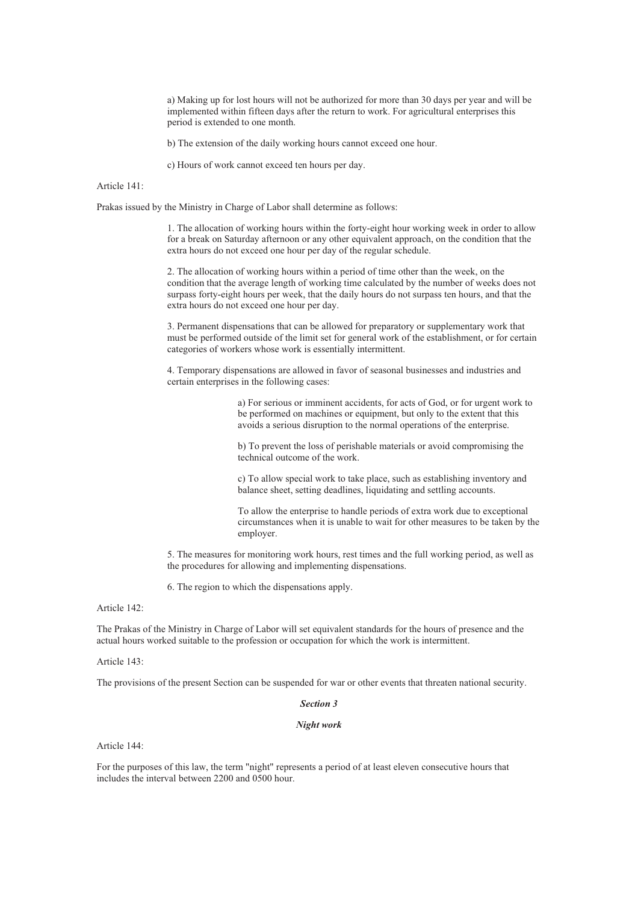a) Making up for lost hours will not be authorized for more than 30 days per year and will be implemented within fifteen days after the return to work. For agricultural enterprises this period is extended to one month.

b) The extension of the daily working hours cannot exceed one hour.

c) Hours of work cannot exceed ten hours per day.

Article 141:

Prakas issued by the Ministry in Charge of Labor shall determine as follows:

1. The allocation of working hours within the forty-eight hour working week in order to allow for a break on Saturday afternoon or any other equivalent approach, on the condition that the extra hours do not exceed one hour per day of the regular schedule.

2. The allocation of working hours within a period of time other than the week, on the condition that the average length of working time calculated by the number of weeks does not surpass forty-eight hours per week, that the daily hours do not surpass ten hours, and that the extra hours do not exceed one hour per day.

3. Permanent dispensations that can be allowed for preparatory or supplementary work that must be performed outside of the limit set for general work of the establishment, or for certain categories of workers whose work is essentially intermittent.

4. Temporary dispensations are allowed in favor of seasonal businesses and industries and certain enterprises in the following cases:

> a) For serious or imminent accidents, for acts of God, or for urgent work to be performed on machines or equipment, but only to the extent that this avoids a serious disruption to the normal operations of the enterprise.
>
> b) To prevent the loss of perishable materials or avoid compromising the technical outcome of the work.
>
> c) To allow special work to take place, such as establishing inventory and balance sheet, setting deadlines, liquidating and settling accounts.
>
> To allow the enterprise to handle periods of extra work due to exceptional circumstances when it is unable to wait for other measures to be taken by the employer.

5. The measures for monitoring work hours, rest times and the full working period, as well as the procedures for allowing and implementing dispensations.

6. The region to which the dispensations apply.

Article 142:

The Prakas of the Ministry in Charge of Labor will set equivalent standards for the hours of presence and the actual hours worked suitable to the profession or occupation for which the work is intermittent.

Article 143:

The provisions of the present Section can be suspended for war or other events that threaten national security.

### *Section 3*

### *Night work*

Article 144:

For the purposes of this law, the term "night" represents a period of at least eleven consecutive hours that includes the interval between 2200 and 0500 hour.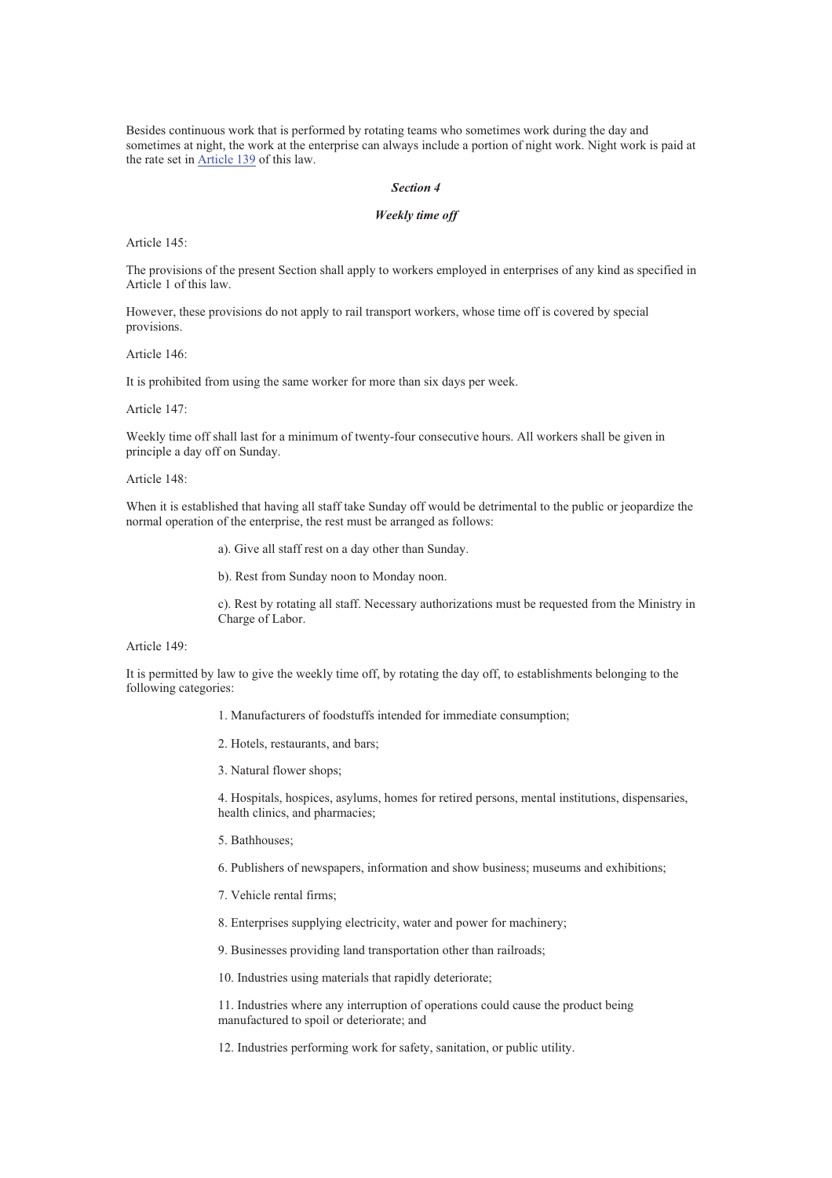Besides continuous work that is performed by rotating teams who sometimes work during the day and sometimes at night, the work at the enterprise can always include a portion of night work. Night work is paid at the rate set in Article 139 of this law.

### *Section 4*

### *Weekly time off*

Article 145:

The provisions of the present Section shall apply to workers employed in enterprises of any kind as specified in Article 1 of this law.

However, these provisions do not apply to rail transport workers, whose time off is covered by special provisions.

Article 146:

It is prohibited from using the same worker for more than six days per week.

Article 147:

Weekly time off shall last for a minimum of twenty-four consecutive hours. All workers shall be given in principle a day off on Sunday.

Article 148:

When it is established that having all staff take Sunday off would be detrimental to the public or jeopardize the normal operation of the enterprise, the rest must be arranged as follows:

a). Give all staff rest on a day other than Sunday.

b). Rest from Sunday noon to Monday noon.

c). Rest by rotating all staff. Necessary authorizations must be requested from the Ministry in Charge of Labor.

Article 149:

It is permitted by law to give the weekly time off, by rotating the day off, to establishments belonging to the following categories:

1. Manufacturers of foodstuffs intended for immediate consumption;

2. Hotels, restaurants, and bars;

3. Natural flower shops;

4. Hospitals, hospices, asylums, homes for retired persons, mental institutions, dispensaries, health clinics, and pharmacies;

5. Bathhouses;

6. Publishers of newspapers, information and show business; museums and exhibitions;

7. Vehicle rental firms;

8. Enterprises supplying electricity, water and power for machinery;

9. Businesses providing land transportation other than railroads;

10. Industries using materials that rapidly deteriorate;

11. Industries where any interruption of operations could cause the product being manufactured to spoil or deteriorate; and

12. Industries performing work for safety, sanitation, or public utility.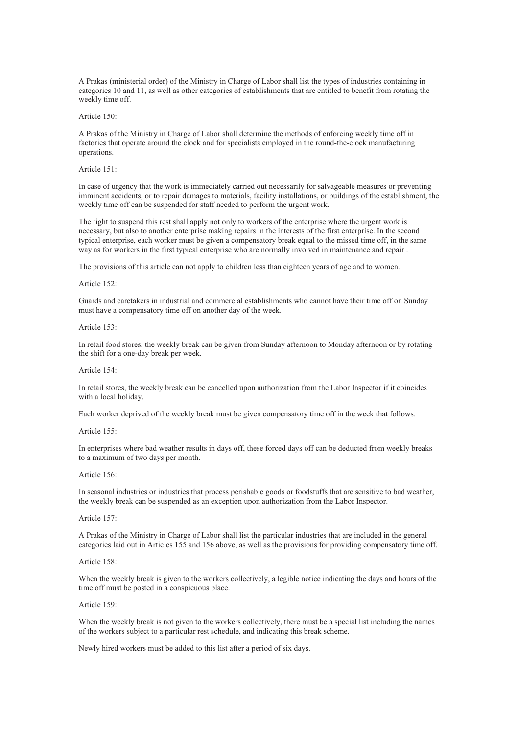A Prakas (ministerial order) of the Ministry in Charge of Labor shall list the types of industries containing in categories 10 and 11, as well as other categories of establishments that are entitled to benefit from rotating the weekly time off.

Article 150:

A Prakas of the Ministry in Charge of Labor shall determine the methods of enforcing weekly time off in factories that operate around the clock and for specialists employed in the round-the-clock manufacturing operations.

Article 151:

In case of urgency that the work is immediately carried out necessarily for salvageable measures or preventing imminent accidents, or to repair damages to materials, facility installations, or buildings of the establishment, the weekly time off can be suspended for staff needed to perform the urgent work.

The right to suspend this rest shall apply not only to workers of the enterprise where the urgent work is necessary, but also to another enterprise making repairs in the interests of the first enterprise. In the second typical enterprise, each worker must be given a compensatory break equal to the missed time off, in the same way as for workers in the first typical enterprise who are normally involved in maintenance and repair .

The provisions of this article can not apply to children less than eighteen years of age and to women.

Article 152:

Guards and caretakers in industrial and commercial establishments who cannot have their time off on Sunday must have a compensatory time off on another day of the week.

Article 153:

In retail food stores, the weekly break can be given from Sunday afternoon to Monday afternoon or by rotating the shift for a one-day break per week.

Article 154:

In retail stores, the weekly break can be cancelled upon authorization from the Labor Inspector if it coincides with a local holiday.

Each worker deprived of the weekly break must be given compensatory time off in the week that follows.

Article 155:

In enterprises where bad weather results in days off, these forced days off can be deducted from weekly breaks to a maximum of two days per month.

Article 156:

In seasonal industries or industries that process perishable goods or foodstuffs that are sensitive to bad weather, the weekly break can be suspended as an exception upon authorization from the Labor Inspector.

Article 157:

A Prakas of the Ministry in Charge of Labor shall list the particular industries that are included in the general categories laid out in Articles 155 and 156 above, as well as the provisions for providing compensatory time off.

Article 158:

When the weekly break is given to the workers collectively, a legible notice indicating the days and hours of the time off must be posted in a conspicuous place.

Article 159:

When the weekly break is not given to the workers collectively, there must be a special list including the names of the workers subject to a particular rest schedule, and indicating this break scheme.

Newly hired workers must be added to this list after a period of six days.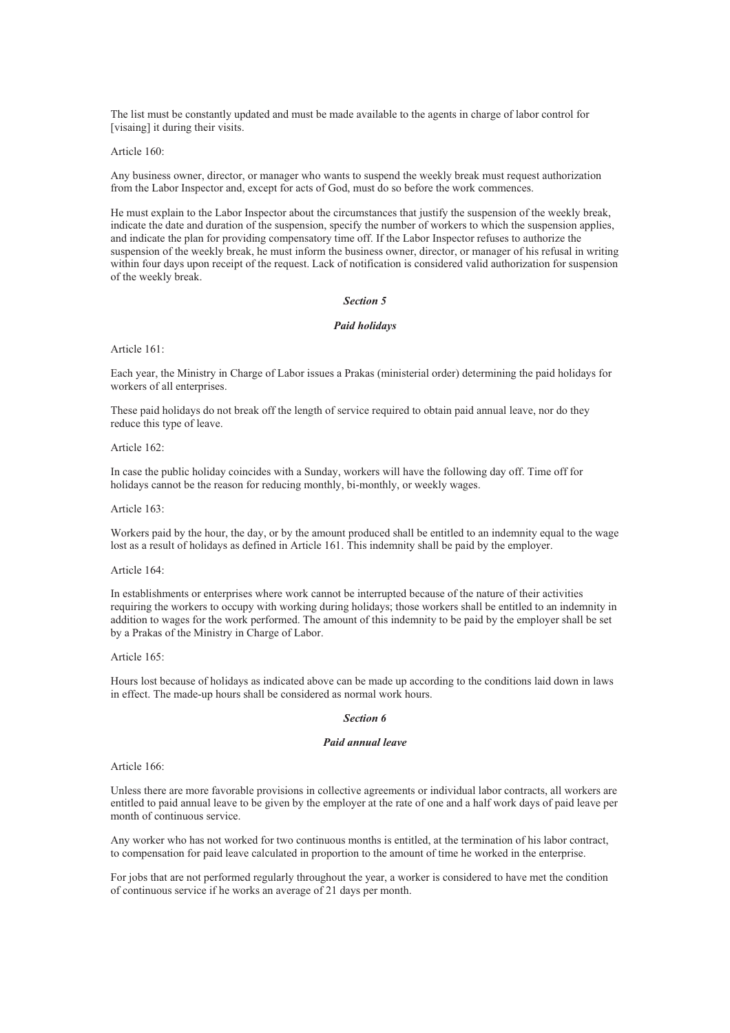The list must be constantly updated and must be made available to the agents in charge of labor control for [visaing] it during their visits.

Article 160:

Any business owner, director, or manager who wants to suspend the weekly break must request authorization from the Labor Inspector and, except for acts of God, must do so before the work commences.

He must explain to the Labor Inspector about the circumstances that justify the suspension of the weekly break, indicate the date and duration of the suspension, specify the number of workers to which the suspension applies, and indicate the plan for providing compensatory time off. If the Labor Inspector refuses to authorize the suspension of the weekly break, he must inform the business owner, director, or manager of his refusal in writing within four days upon receipt of the request. Lack of notification is considered valid authorization for suspension of the weekly break.

### *Section 5*

### *Paid holidays*

Article 161:

Each year, the Ministry in Charge of Labor issues a Prakas (ministerial order) determining the paid holidays for workers of all enterprises.

These paid holidays do not break off the length of service required to obtain paid annual leave, nor do they reduce this type of leave.

Article 162:

In case the public holiday coincides with a Sunday, workers will have the following day off. Time off for holidays cannot be the reason for reducing monthly, bi-monthly, or weekly wages.

Article 163:

Workers paid by the hour, the day, or by the amount produced shall be entitled to an indemnity equal to the wage lost as a result of holidays as defined in Article 161. This indemnity shall be paid by the employer.

Article 164:

In establishments or enterprises where work cannot be interrupted because of the nature of their activities requiring the workers to occupy with working during holidays; those workers shall be entitled to an indemnity in addition to wages for the work performed. The amount of this indemnity to be paid by the employer shall be set by a Prakas of the Ministry in Charge of Labor.

Article 165:

Hours lost because of holidays as indicated above can be made up according to the conditions laid down in laws in effect. The made-up hours shall be considered as normal work hours.

### *Section 6*

### *Paid annual leave*

Article 166:

Unless there are more favorable provisions in collective agreements or individual labor contracts, all workers are entitled to paid annual leave to be given by the employer at the rate of one and a half work days of paid leave per month of continuous service.

Any worker who has not worked for two continuous months is entitled, at the termination of his labor contract, to compensation for paid leave calculated in proportion to the amount of time he worked in the enterprise.

For jobs that are not performed regularly throughout the year, a worker is considered to have met the condition of continuous service if he works an average of 21 days per month.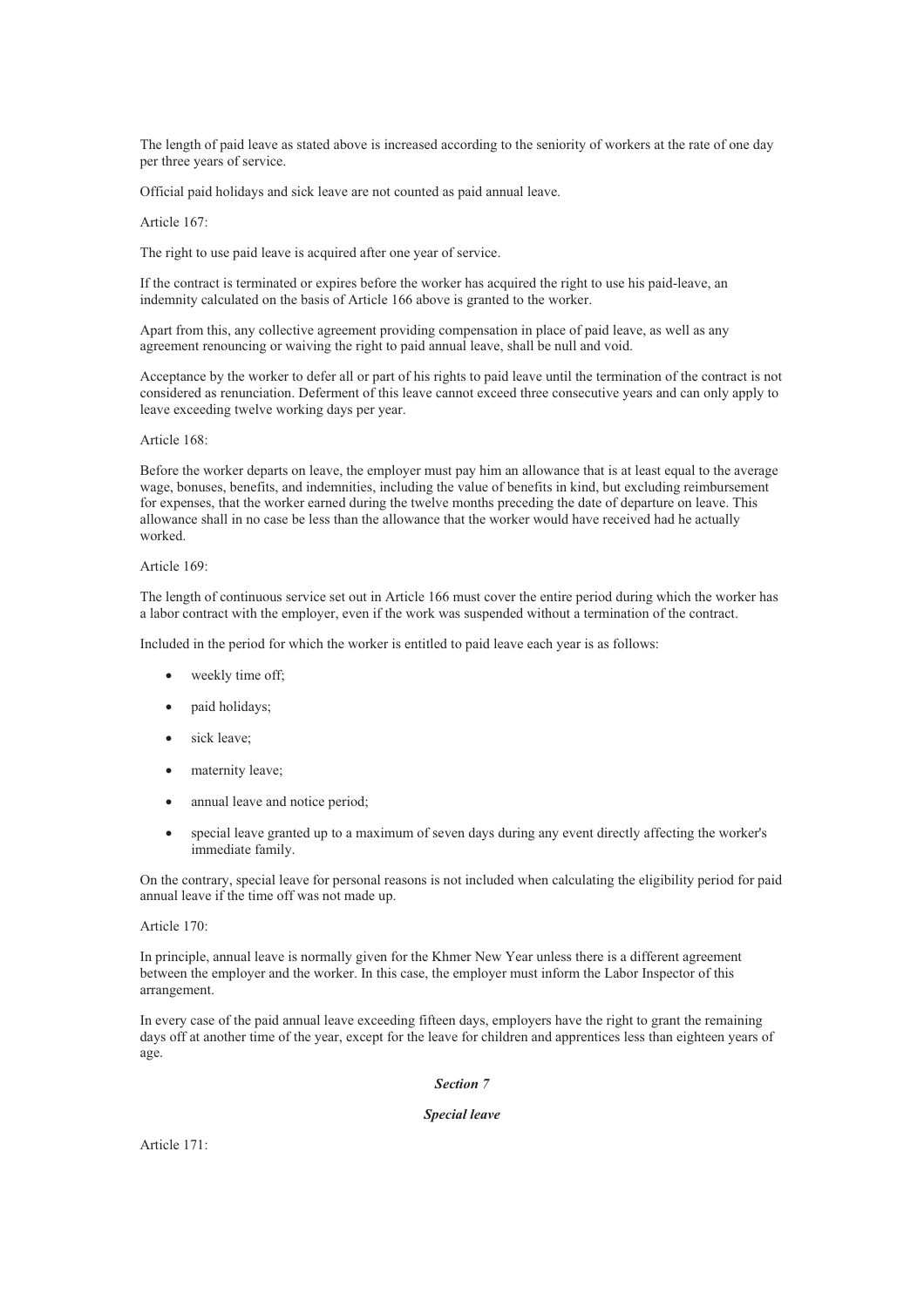The length of paid leave as stated above is increased according to the seniority of workers at the rate of one day per three years of service.

Official paid holidays and sick leave are not counted as paid annual leave.

Article 167:

The right to use paid leave is acquired after one year of service.

If the contract is terminated or expires before the worker has acquired the right to use his paid-leave, an indemnity calculated on the basis of Article 166 above is granted to the worker.

Apart from this, any collective agreement providing compensation in place of paid leave, as well as any agreement renouncing or waiving the right to paid annual leave, shall be null and void.

Acceptance by the worker to defer all or part of his rights to paid leave until the termination of the contract is not considered as renunciation. Deferment of this leave cannot exceed three consecutive years and can only apply to leave exceeding twelve working days per year.

Article 168:

Before the worker departs on leave, the employer must pay him an allowance that is at least equal to the average wage, bonuses, benefits, and indemnities, including the value of benefits in kind, but excluding reimbursement for expenses, that the worker earned during the twelve months preceding the date of departure on leave. This allowance shall in no case be less than the allowance that the worker would have received had he actually worked.

Article 169:

The length of continuous service set out in Article 166 must cover the entire period during which the worker has a labor contract with the employer, even if the work was suspended without a termination of the contract.

Included in the period for which the worker is entitled to paid leave each year is as follows:

- weekly time off;
- paid holidays;
- sick leave;
- maternity leave;
- annual leave and notice period;
- special leave granted up to a maximum of seven days during any event directly affecting the worker's immediate family.

On the contrary, special leave for personal reasons is not included when calculating the eligibility period for paid annual leave if the time off was not made up.

Article 170:

In principle, annual leave is normally given for the Khmer New Year unless there is a different agreement between the employer and the worker. In this case, the employer must inform the Labor Inspector of this arrangement.

In every case of the paid annual leave exceeding fifteen days, employers have the right to grant the remaining days off at another time of the year, except for the leave for children and apprentices less than eighteen years of age.

### *Section 7*

### *Special leave*

Article 171: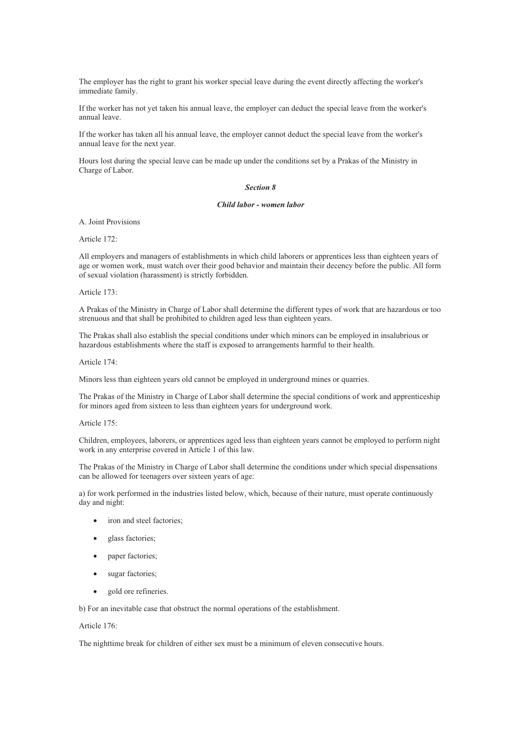The employer has the right to grant his worker special leave during the event directly affecting the worker's immediate family.

If the worker has not yet taken his annual leave, the employer can deduct the special leave from the worker's annual leave.

If the worker has taken all his annual leave, the employer cannot deduct the special leave from the worker's annual leave for the next year.

Hours lost during the special leave can be made up under the conditions set by a Prakas of the Ministry in Charge of Labor.

### *Section 8*

### *Child labor - women labor*

A. Joint Provisions

Article 172:

All employers and managers of establishments in which child laborers or apprentices less than eighteen years of age or women work, must watch over their good behavior and maintain their decency before the public. All form of sexual violation (harassment) is strictly forbidden.

Article 173:

A Prakas of the Ministry in Charge of Labor shall determine the different types of work that are hazardous or too strenuous and that shall be prohibited to children aged less than eighteen years.

The Prakas shall also establish the special conditions under which minors can be employed in insalubrious or hazardous establishments where the staff is exposed to arrangements harmful to their health.

Article 174:

Minors less than eighteen years old cannot be employed in underground mines or quarries.

The Prakas of the Ministry in Charge of Labor shall determine the special conditions of work and apprenticeship for minors aged from sixteen to less than eighteen years for underground work.

Article 175:

Children, employees, laborers, or apprentices aged less than eighteen years cannot be employed to perform night work in any enterprise covered in Article 1 of this law.

The Prakas of the Ministry in Charge of Labor shall determine the conditions under which special dispensations can be allowed for teenagers over sixteen years of age:

a) for work performed in the industries listed below, which, because of their nature, must operate continuously day and night:

- iron and steel factories;
- glass factories;
- paper factories;
- sugar factories;
- gold ore refineries.

b) For an inevitable case that obstruct the normal operations of the establishment.

Article 176:

The nighttime break for children of either sex must be a minimum of eleven consecutive hours.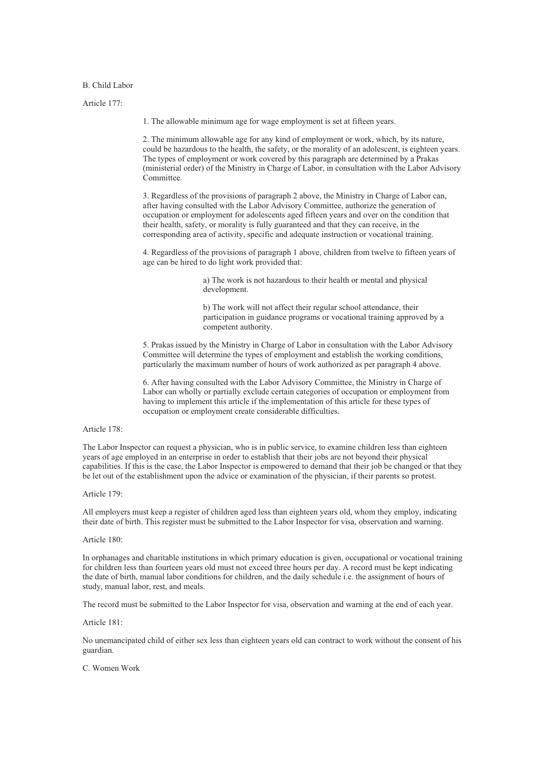## B. Child Labor

Article 177:

1. The allowable minimum age for wage employment is set at fifteen years.

2. The minimum allowable age for any kind of employment or work, which, by its nature, could be hazardous to the health, the safety, or the morality of an adolescent, is eighteen years. The types of employment or work covered by this paragraph are determined by a Prakas (ministerial order) of the Ministry in Charge of Labor, in consultation with the Labor Advisory Committee.

3. Regardless of the provisions of paragraph 2 above, the Ministry in Charge of Labor can, after having consulted with the Labor Advisory Committee, authorize the generation of occupation or employment for adolescents aged fifteen years and over on the condition that their health, safety, or morality is fully guaranteed and that they can receive, in the corresponding area of activity, specific and adequate instruction or vocational training.

4. Regardless of the provisions of paragraph 1 above, children from twelve to fifteen years of age can be hired to do light work provided that:

   a) The work is not hazardous to their health or mental and physical development.

   b) The work will not affect their regular school attendance, their participation in guidance programs or vocational training approved by a competent authority.

5. Prakas issued by the Ministry in Charge of Labor in consultation with the Labor Advisory Committee will determine the types of employment and establish the working conditions, particularly the maximum number of hours of work authorized as per paragraph 4 above.

6. After having consulted with the Labor Advisory Committee, the Ministry in Charge of Labor can wholly or partially exclude certain categories of occupation or employment from having to implement this article if the implementation of this article for these types of occupation or employment create considerable difficulties.

Article 178:

The Labor Inspector can request a physician, who is in public service, to examine children less than eighteen years of age employed in an enterprise in order to establish that their jobs are not beyond their physical capabilities. If this is the case, the Labor Inspector is empowered to demand that their job be changed or that they be let out of the establishment upon the advice or examination of the physician, if their parents so protest.

Article 179:

All employers must keep a register of children aged less than eighteen years old, whom they employ, indicating their date of birth. This register must be submitted to the Labor Inspector for visa, observation and warning.

Article 180:

In orphanages and charitable institutions in which primary education is given, occupational or vocational training for children less than fourteen years old must not exceed three hours per day. A record must be kept indicating the date of birth, manual labor conditions for children, and the daily schedule i.e. the assignment of hours of study, manual labor, rest, and meals.

The record must be submitted to the Labor Inspector for visa, observation and warning at the end of each year.

Article 181:

No unemancipated child of either sex less than eighteen years old can contract to work without the consent of his guardian.

## C. Women Work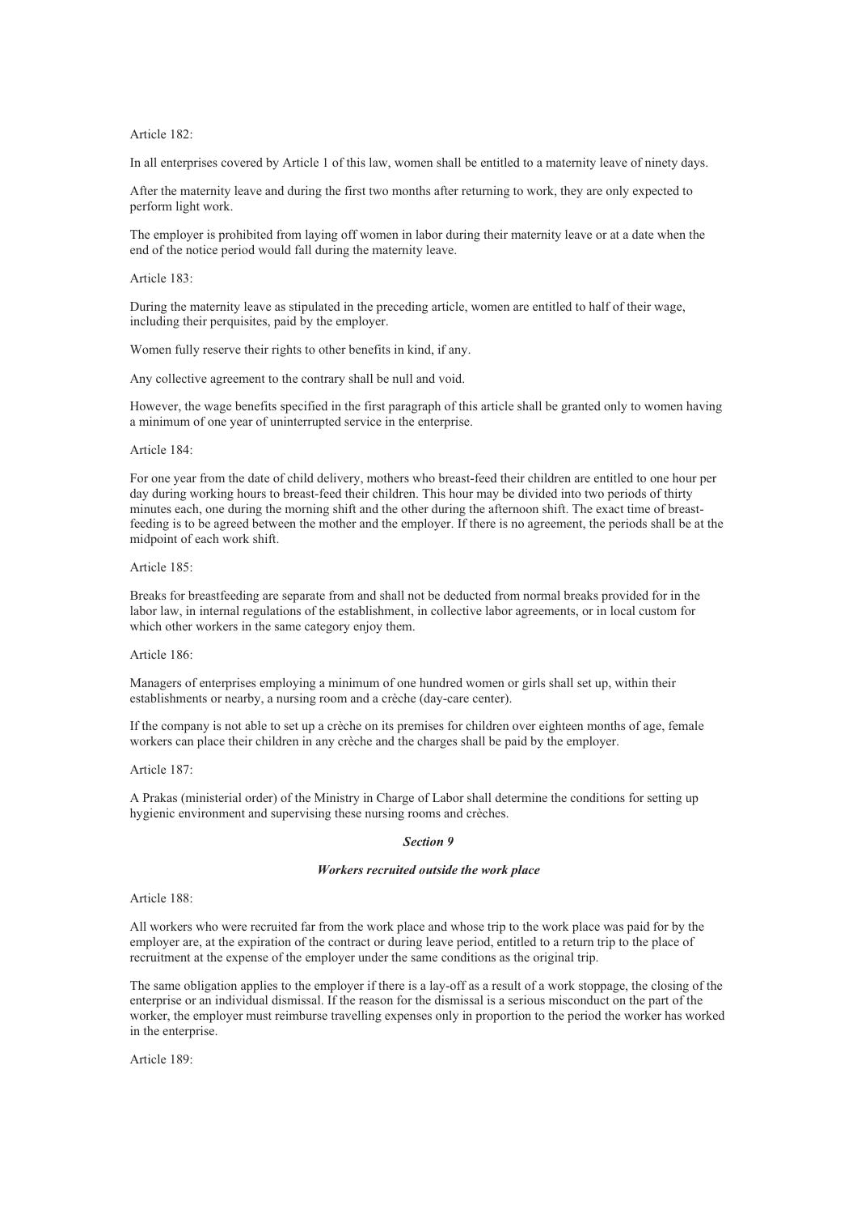Article 182:

In all enterprises covered by Article 1 of this law, women shall be entitled to a maternity leave of ninety days.

After the maternity leave and during the first two months after returning to work, they are only expected to perform light work.

The employer is prohibited from laying off women in labor during their maternity leave or at a date when the end of the notice period would fall during the maternity leave.

Article 183:

During the maternity leave as stipulated in the preceding article, women are entitled to half of their wage, including their perquisites, paid by the employer.

Women fully reserve their rights to other benefits in kind, if any.

Any collective agreement to the contrary shall be null and void.

However, the wage benefits specified in the first paragraph of this article shall be granted only to women having a minimum of one year of uninterrupted service in the enterprise.

Article 184:

For one year from the date of child delivery, mothers who breast-feed their children are entitled to one hour per day during working hours to breast-feed their children. This hour may be divided into two periods of thirty minutes each, one during the morning shift and the other during the afternoon shift. The exact time of breast-feeding is to be agreed between the mother and the employer. If there is no agreement, the periods shall be at the midpoint of each work shift.

Article 185:

Breaks for breastfeeding are separate from and shall not be deducted from normal breaks provided for in the labor law, in internal regulations of the establishment, in collective labor agreements, or in local custom for which other workers in the same category enjoy them.

Article 186:

Managers of enterprises employing a minimum of one hundred women or girls shall set up, within their establishments or nearby, a nursing room and a crèche (day-care center).

If the company is not able to set up a crèche on its premises for children over eighteen months of age, female workers can place their children in any crèche and the charges shall be paid by the employer.

Article 187:

A Prakas (ministerial order) of the Ministry in Charge of Labor shall determine the conditions for setting up hygienic environment and supervising these nursing rooms and crèches.

### *Section 9*

### *Workers recruited outside the work place*

Article 188:

All workers who were recruited far from the work place and whose trip to the work place was paid for by the employer are, at the expiration of the contract or during leave period, entitled to a return trip to the place of recruitment at the expense of the employer under the same conditions as the original trip.

The same obligation applies to the employer if there is a lay-off as a result of a work stoppage, the closing of the enterprise or an individual dismissal. If the reason for the dismissal is a serious misconduct on the part of the worker, the employer must reimburse travelling expenses only in proportion to the period the worker has worked in the enterprise.

Article 189: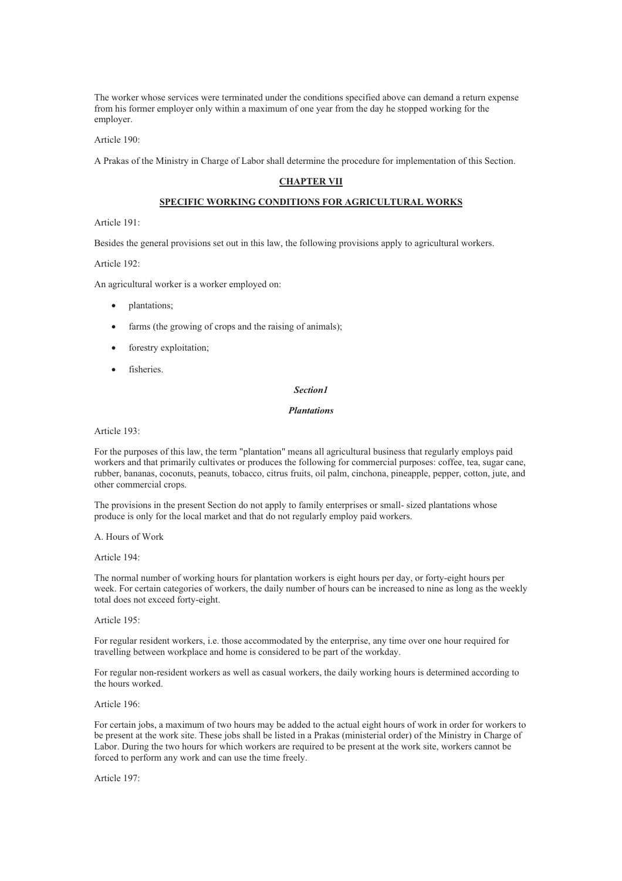The worker whose services were terminated under the conditions specified above can demand a return expense from his former employer only within a maximum of one year from the day he stopped working for the employer.

Article 190:

A Prakas of the Ministry in Charge of Labor shall determine the procedure for implementation of this Section.

## CHAPTER VII

## SPECIFIC WORKING CONDITIONS FOR AGRICULTURAL WORKS

Article 191:

Besides the general provisions set out in this law, the following provisions apply to agricultural workers.

Article 192:

An agricultural worker is a worker employed on:

- plantations;
- farms (the growing of crops and the raising of animals);
- forestry exploitation;
- fisheries.

### *Section1*

### *Plantations*

Article 193:

For the purposes of this law, the term "plantation" means all agricultural business that regularly employs paid workers and that primarily cultivates or produces the following for commercial purposes: coffee, tea, sugar cane, rubber, bananas, coconuts, peanuts, tobacco, citrus fruits, oil palm, cinchona, pineapple, pepper, cotton, jute, and other commercial crops.

The provisions in the present Section do not apply to family enterprises or small- sized plantations whose produce is only for the local market and that do not regularly employ paid workers.

A. Hours of Work

Article 194:

The normal number of working hours for plantation workers is eight hours per day, or forty-eight hours per week. For certain categories of workers, the daily number of hours can be increased to nine as long as the weekly total does not exceed forty-eight.

Article 195:

For regular resident workers, i.e. those accommodated by the enterprise, any time over one hour required for travelling between workplace and home is considered to be part of the workday.

For regular non-resident workers as well as casual workers, the daily working hours is determined according to the hours worked.

Article 196:

For certain jobs, a maximum of two hours may be added to the actual eight hours of work in order for workers to be present at the work site. These jobs shall be listed in a Prakas (ministerial order) of the Ministry in Charge of Labor. During the two hours for which workers are required to be present at the work site, workers cannot be forced to perform any work and can use the time freely.

Article 197: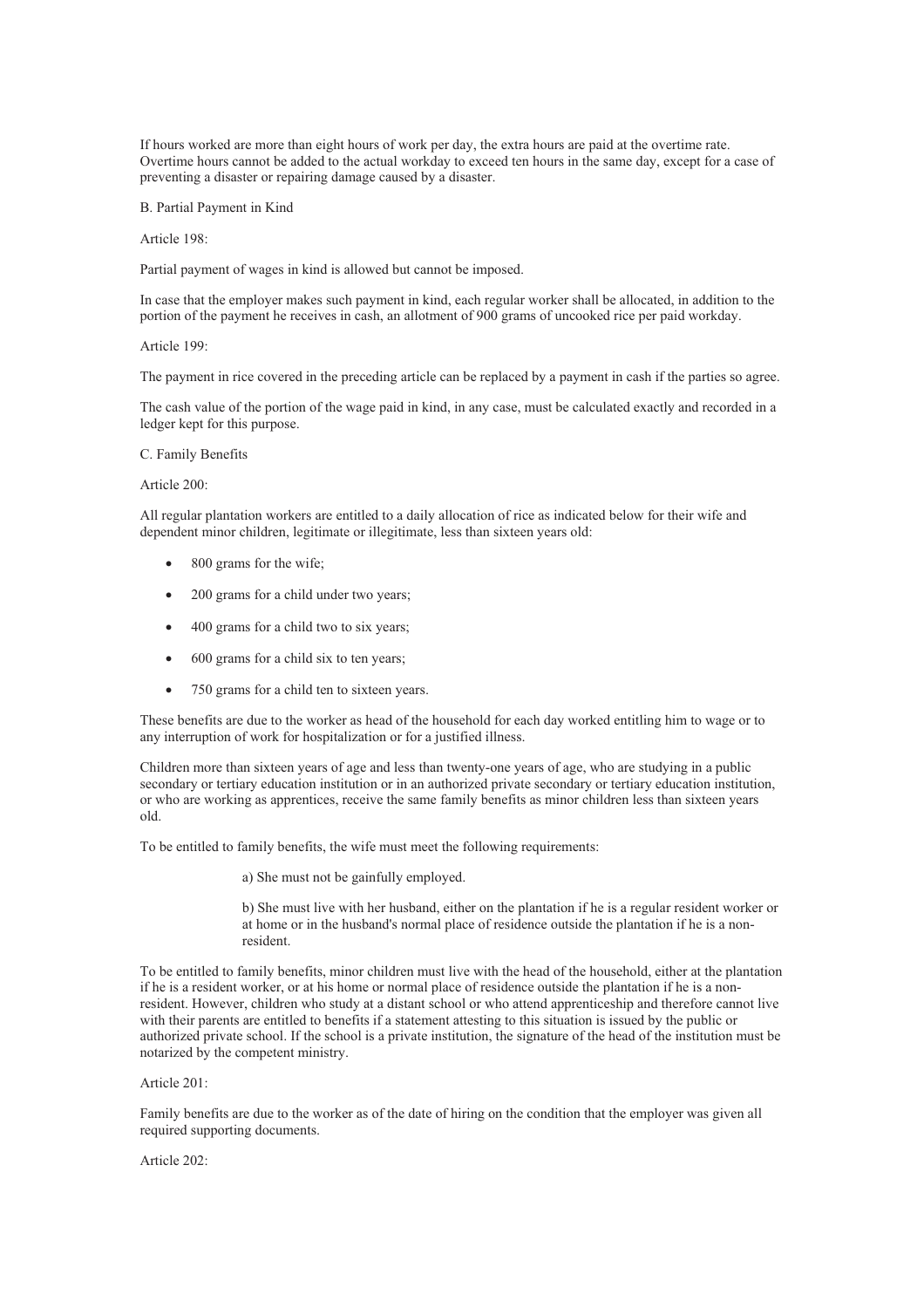If hours worked are more than eight hours of work per day, the extra hours are paid at the overtime rate. Overtime hours cannot be added to the actual workday to exceed ten hours in the same day, except for a case of preventing a disaster or repairing damage caused by a disaster.

B. Partial Payment in Kind

Article 198:

Partial payment of wages in kind is allowed but cannot be imposed.

In case that the employer makes such payment in kind, each regular worker shall be allocated, in addition to the portion of the payment he receives in cash, an allotment of 900 grams of uncooked rice per paid workday.

Article 199:

The payment in rice covered in the preceding article can be replaced by a payment in cash if the parties so agree.

The cash value of the portion of the wage paid in kind, in any case, must be calculated exactly and recorded in a ledger kept for this purpose.

C. Family Benefits

Article 200:

All regular plantation workers are entitled to a daily allocation of rice as indicated below for their wife and dependent minor children, legitimate or illegitimate, less than sixteen years old:

- 800 grams for the wife;
- 200 grams for a child under two years;
- 400 grams for a child two to six years;
- 600 grams for a child six to ten years;
- 750 grams for a child ten to sixteen years.

These benefits are due to the worker as head of the household for each day worked entitling him to wage or to any interruption of work for hospitalization or for a justified illness.

Children more than sixteen years of age and less than twenty-one years of age, who are studying in a public secondary or tertiary education institution or in an authorized private secondary or tertiary education institution, or who are working as apprentices, receive the same family benefits as minor children less than sixteen years old.

To be entitled to family benefits, the wife must meet the following requirements:

a) She must not be gainfully employed.

b) She must live with her husband, either on the plantation if he is a regular resident worker or at home or in the husband's normal place of residence outside the plantation if he is a non-resident.

To be entitled to family benefits, minor children must live with the head of the household, either at the plantation if he is a resident worker, or at his home or normal place of residence outside the plantation if he is a non-resident. However, children who study at a distant school or who attend apprenticeship and therefore cannot live with their parents are entitled to benefits if a statement attesting to this situation is issued by the public or authorized private school. If the school is a private institution, the signature of the head of the institution must be notarized by the competent ministry.

Article 201:

Family benefits are due to the worker as of the date of hiring on the condition that the employer was given all required supporting documents.

Article 202: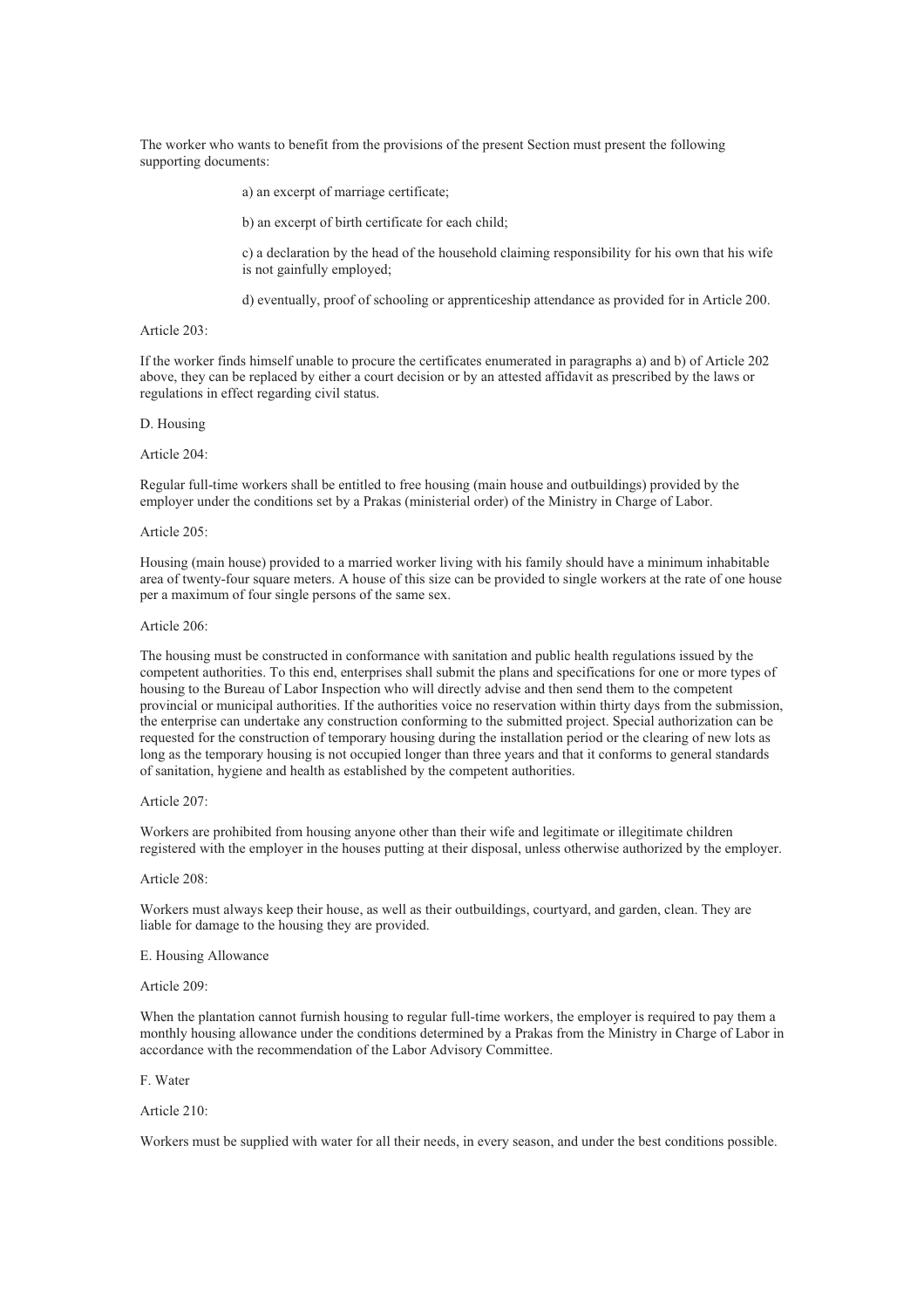The worker who wants to benefit from the provisions of the present Section must present the following supporting documents:

a) an excerpt of marriage certificate;

b) an excerpt of birth certificate for each child;

c) a declaration by the head of the household claiming responsibility for his own that his wife is not gainfully employed;

d) eventually, proof of schooling or apprenticeship attendance as provided for in Article 200.

Article 203:

If the worker finds himself unable to procure the certificates enumerated in paragraphs a) and b) of Article 202 above, they can be replaced by either a court decision or by an attested affidavit as prescribed by the laws or regulations in effect regarding civil status.

D. Housing

Article 204:

Regular full-time workers shall be entitled to free housing (main house and outbuildings) provided by the employer under the conditions set by a Prakas (ministerial order) of the Ministry in Charge of Labor.

Article 205:

Housing (main house) provided to a married worker living with his family should have a minimum inhabitable area of twenty-four square meters. A house of this size can be provided to single workers at the rate of one house per a maximum of four single persons of the same sex.

Article 206:

The housing must be constructed in conformance with sanitation and public health regulations issued by the competent authorities. To this end, enterprises shall submit the plans and specifications for one or more types of housing to the Bureau of Labor Inspection who will directly advise and then send them to the competent provincial or municipal authorities. If the authorities voice no reservation within thirty days from the submission, the enterprise can undertake any construction conforming to the submitted project. Special authorization can be requested for the construction of temporary housing during the installation period or the clearing of new lots as long as the temporary housing is not occupied longer than three years and that it conforms to general standards of sanitation, hygiene and health as established by the competent authorities.

Article 207:

Workers are prohibited from housing anyone other than their wife and legitimate or illegitimate children registered with the employer in the houses putting at their disposal, unless otherwise authorized by the employer.

Article 208:

Workers must always keep their house, as well as their outbuildings, courtyard, and garden, clean. They are liable for damage to the housing they are provided.

E. Housing Allowance

Article 209:

When the plantation cannot furnish housing to regular full-time workers, the employer is required to pay them a monthly housing allowance under the conditions determined by a Prakas from the Ministry in Charge of Labor in accordance with the recommendation of the Labor Advisory Committee.

F. Water

Article 210:

Workers must be supplied with water for all their needs, in every season, and under the best conditions possible.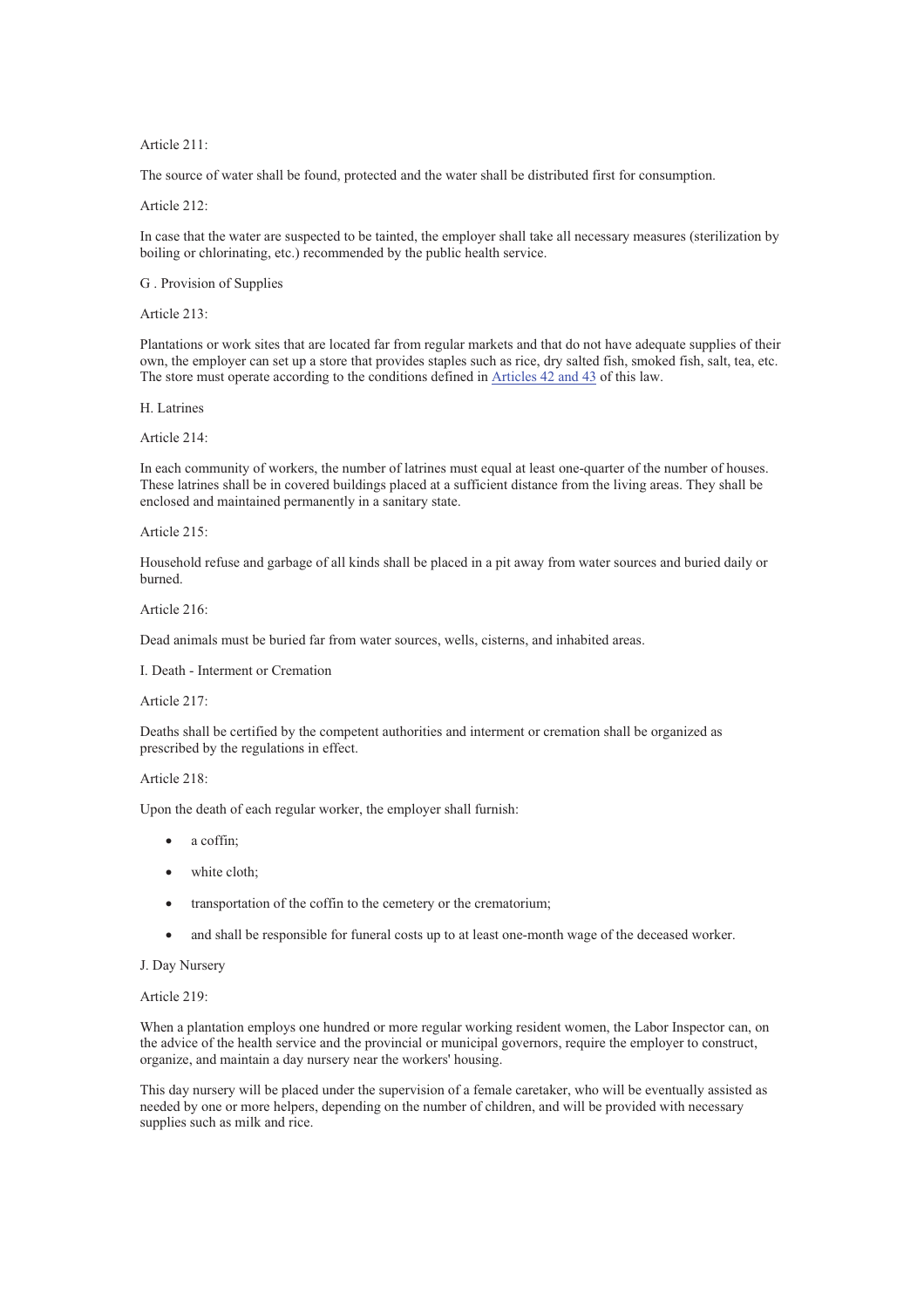Article 211:

The source of water shall be found, protected and the water shall be distributed first for consumption.

Article 212:

In case that the water are suspected to be tainted, the employer shall take all necessary measures (sterilization by boiling or chlorinating, etc.) recommended by the public health service.

G . Provision of Supplies

Article 213:

Plantations or work sites that are located far from regular markets and that do not have adequate supplies of their own, the employer can set up a store that provides staples such as rice, dry salted fish, smoked fish, salt, tea, etc. The store must operate according to the conditions defined in Articles 42 and 43 of this law.

H. Latrines

Article 214:

In each community of workers, the number of latrines must equal at least one-quarter of the number of houses. These latrines shall be in covered buildings placed at a sufficient distance from the living areas. They shall be enclosed and maintained permanently in a sanitary state.

Article 215:

Household refuse and garbage of all kinds shall be placed in a pit away from water sources and buried daily or burned.

Article 216:

Dead animals must be buried far from water sources, wells, cisterns, and inhabited areas.

I. Death - Interment or Cremation

Article 217:

Deaths shall be certified by the competent authorities and interment or cremation shall be organized as prescribed by the regulations in effect.

Article 218:

Upon the death of each regular worker, the employer shall furnish:

- a coffin;
- white cloth;
- transportation of the coffin to the cemetery or the crematorium;
- and shall be responsible for funeral costs up to at least one-month wage of the deceased worker.

J. Day Nursery

Article 219:

When a plantation employs one hundred or more regular working resident women, the Labor Inspector can, on the advice of the health service and the provincial or municipal governors, require the employer to construct, organize, and maintain a day nursery near the workers' housing.

This day nursery will be placed under the supervision of a female caretaker, who will be eventually assisted as needed by one or more helpers, depending on the number of children, and will be provided with necessary supplies such as milk and rice.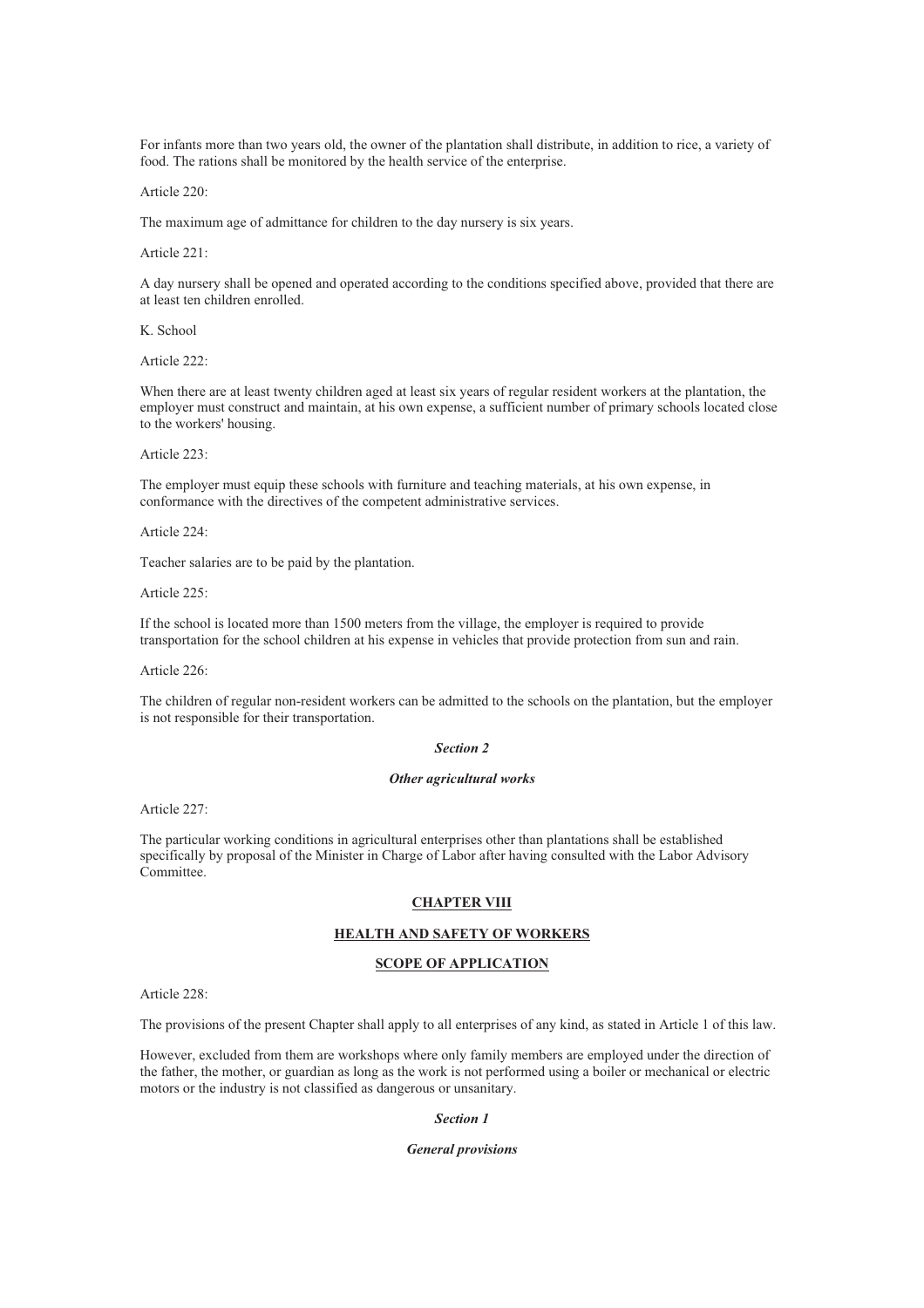For infants more than two years old, the owner of the plantation shall distribute, in addition to rice, a variety of food. The rations shall be monitored by the health service of the enterprise.

Article 220:

The maximum age of admittance for children to the day nursery is six years.

Article 221:

A day nursery shall be opened and operated according to the conditions specified above, provided that there are at least ten children enrolled.

K. School

Article 222:

When there are at least twenty children aged at least six years of regular resident workers at the plantation, the employer must construct and maintain, at his own expense, a sufficient number of primary schools located close to the workers' housing.

Article 223:

The employer must equip these schools with furniture and teaching materials, at his own expense, in conformance with the directives of the competent administrative services.

Article 224:

Teacher salaries are to be paid by the plantation.

Article 225:

If the school is located more than 1500 meters from the village, the employer is required to provide transportation for the school children at his expense in vehicles that provide protection from sun and rain.

Article 226:

The children of regular non-resident workers can be admitted to the schools on the plantation, but the employer is not responsible for their transportation.

### *Section 2*

### *Other agricultural works*

Article 227:

The particular working conditions in agricultural enterprises other than plantations shall be established specifically by proposal of the Minister in Charge of Labor after having consulted with the Labor Advisory Committee.

## CHAPTER VIII

## HEALTH AND SAFETY OF WORKERS

## SCOPE OF APPLICATION

Article 228:

The provisions of the present Chapter shall apply to all enterprises of any kind, as stated in Article 1 of this law.

However, excluded from them are workshops where only family members are employed under the direction of the father, the mother, or guardian as long as the work is not performed using a boiler or mechanical or electric motors or the industry is not classified as dangerous or unsanitary.

### *Section 1*

### *General provisions*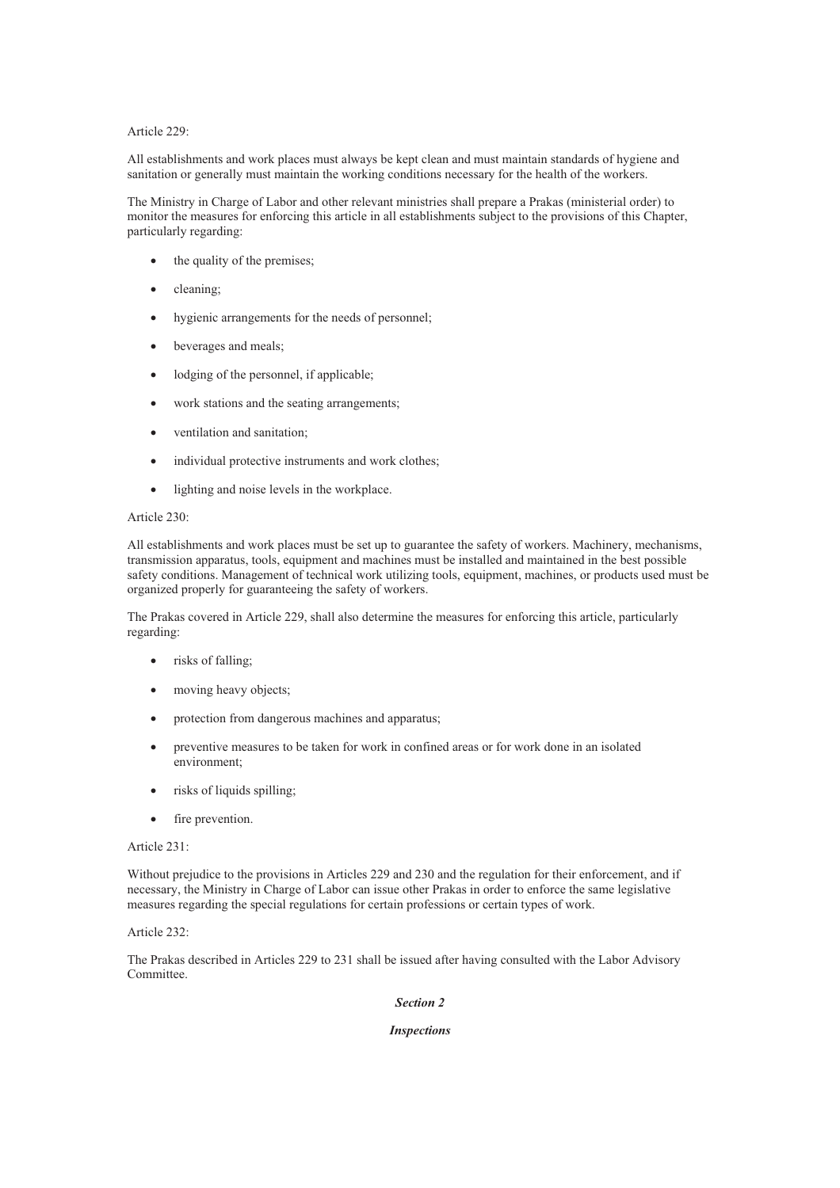Article 229:

All establishments and work places must always be kept clean and must maintain standards of hygiene and sanitation or generally must maintain the working conditions necessary for the health of the workers.

The Ministry in Charge of Labor and other relevant ministries shall prepare a Prakas (ministerial order) to monitor the measures for enforcing this article in all establishments subject to the provisions of this Chapter, particularly regarding:

- the quality of the premises;
- cleaning;
- hygienic arrangements for the needs of personnel;
- beverages and meals;
- lodging of the personnel, if applicable;
- work stations and the seating arrangements;
- ventilation and sanitation;
- individual protective instruments and work clothes;
- lighting and noise levels in the workplace.

Article 230:

All establishments and work places must be set up to guarantee the safety of workers. Machinery, mechanisms, transmission apparatus, tools, equipment and machines must be installed and maintained in the best possible safety conditions. Management of technical work utilizing tools, equipment, machines, or products used must be organized properly for guaranteeing the safety of workers.

The Prakas covered in Article 229, shall also determine the measures for enforcing this article, particularly regarding:

- risks of falling;
- moving heavy objects;
- protection from dangerous machines and apparatus;
- preventive measures to be taken for work in confined areas or for work done in an isolated environment;
- risks of liquids spilling;
- fire prevention.

Article 231:

Without prejudice to the provisions in Articles 229 and 230 and the regulation for their enforcement, and if necessary, the Ministry in Charge of Labor can issue other Prakas in order to enforce the same legislative measures regarding the special regulations for certain professions or certain types of work.

Article 232:

The Prakas described in Articles 229 to 231 shall be issued after having consulted with the Labor Advisory Committee.

***Section 2***

***Inspections***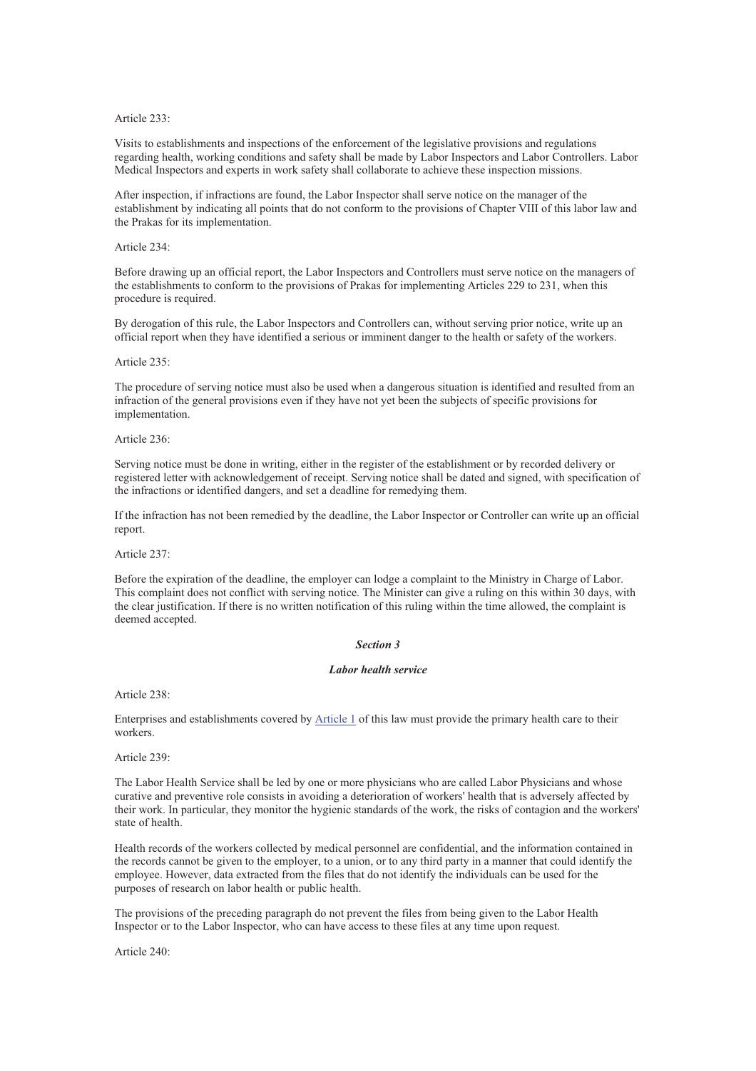Article 233:

Visits to establishments and inspections of the enforcement of the legislative provisions and regulations regarding health, working conditions and safety shall be made by Labor Inspectors and Labor Controllers. Labor Medical Inspectors and experts in work safety shall collaborate to achieve these inspection missions.

After inspection, if infractions are found, the Labor Inspector shall serve notice on the manager of the establishment by indicating all points that do not conform to the provisions of Chapter VIII of this labor law and the Prakas for its implementation.

Article 234:

Before drawing up an official report, the Labor Inspectors and Controllers must serve notice on the managers of the establishments to conform to the provisions of Prakas for implementing Articles 229 to 231, when this procedure is required.

By derogation of this rule, the Labor Inspectors and Controllers can, without serving prior notice, write up an official report when they have identified a serious or imminent danger to the health or safety of the workers.

Article 235:

The procedure of serving notice must also be used when a dangerous situation is identified and resulted from an infraction of the general provisions even if they have not yet been the subjects of specific provisions for implementation.

Article 236:

Serving notice must be done in writing, either in the register of the establishment or by recorded delivery or registered letter with acknowledgement of receipt. Serving notice shall be dated and signed, with specification of the infractions or identified dangers, and set a deadline for remedying them.

If the infraction has not been remedied by the deadline, the Labor Inspector or Controller can write up an official report.

Article 237:

Before the expiration of the deadline, the employer can lodge a complaint to the Ministry in Charge of Labor. This complaint does not conflict with serving notice. The Minister can give a ruling on this within 30 days, with the clear justification. If there is no written notification of this ruling within the time allowed, the complaint is deemed accepted.

***Section 3***

***Labor health service***

Article 238:

Enterprises and establishments covered by Article 1 of this law must provide the primary health care to their workers.

Article 239:

The Labor Health Service shall be led by one or more physicians who are called Labor Physicians and whose curative and preventive role consists in avoiding a deterioration of workers' health that is adversely affected by their work. In particular, they monitor the hygienic standards of the work, the risks of contagion and the workers' state of health.

Health records of the workers collected by medical personnel are confidential, and the information contained in the records cannot be given to the employer, to a union, or to any third party in a manner that could identify the employee. However, data extracted from the files that do not identify the individuals can be used for the purposes of research on labor health or public health.

The provisions of the preceding paragraph do not prevent the files from being given to the Labor Health Inspector or to the Labor Inspector, who can have access to these files at any time upon request.

Article 240: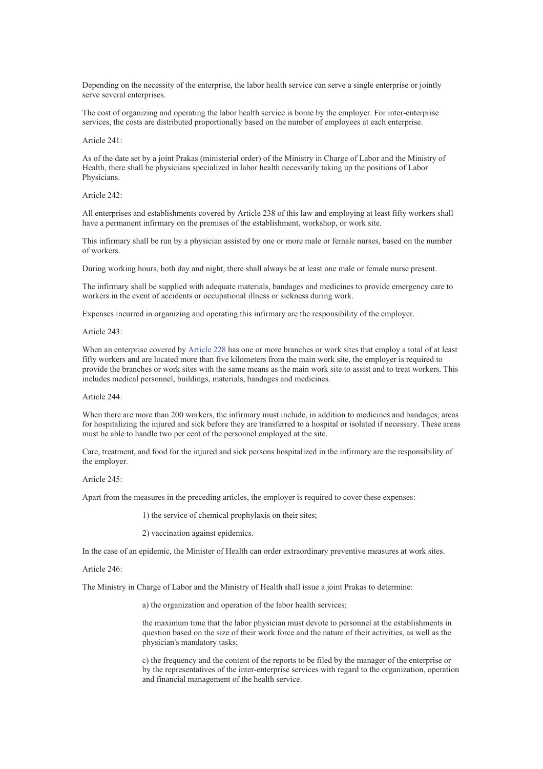Depending on the necessity of the enterprise, the labor health service can serve a single enterprise or jointly serve several enterprises.

The cost of organizing and operating the labor health service is borne by the employer. For inter-enterprise services, the costs are distributed proportionally based on the number of employees at each enterprise.

Article 241:

As of the date set by a joint Prakas (ministerial order) of the Ministry in Charge of Labor and the Ministry of Health, there shall be physicians specialized in labor health necessarily taking up the positions of Labor Physicians.

Article 242:

All enterprises and establishments covered by Article 238 of this law and employing at least fifty workers shall have a permanent infirmary on the premises of the establishment, workshop, or work site.

This infirmary shall be run by a physician assisted by one or more male or female nurses, based on the number of workers.

During working hours, both day and night, there shall always be at least one male or female nurse present.

The infirmary shall be supplied with adequate materials, bandages and medicines to provide emergency care to workers in the event of accidents or occupational illness or sickness during work.

Expenses incurred in organizing and operating this infirmary are the responsibility of the employer.

Article 243:

When an enterprise covered by Article 228 has one or more branches or work sites that employ a total of at least fifty workers and are located more than five kilometers from the main work site, the employer is required to provide the branches or work sites with the same means as the main work site to assist and to treat workers. This includes medical personnel, buildings, materials, bandages and medicines.

Article 244:

When there are more than 200 workers, the infirmary must include, in addition to medicines and bandages, areas for hospitalizing the injured and sick before they are transferred to a hospital or isolated if necessary. These areas must be able to handle two per cent of the personnel employed at the site.

Care, treatment, and food for the injured and sick persons hospitalized in the infirmary are the responsibility of the employer.

Article 245:

Apart from the measures in the preceding articles, the employer is required to cover these expenses:

1) the service of chemical prophylaxis on their sites;

2) vaccination against epidemics.

In the case of an epidemic, the Minister of Health can order extraordinary preventive measures at work sites.

Article 246:

The Ministry in Charge of Labor and the Ministry of Health shall issue a joint Prakas to determine:

a) the organization and operation of the labor health services;

the maximum time that the labor physician must devote to personnel at the establishments in question based on the size of their work force and the nature of their activities, as well as the physician's mandatory tasks;

c) the frequency and the content of the reports to be filed by the manager of the enterprise or by the representatives of the inter-enterprise services with regard to the organization, operation and financial management of the health service.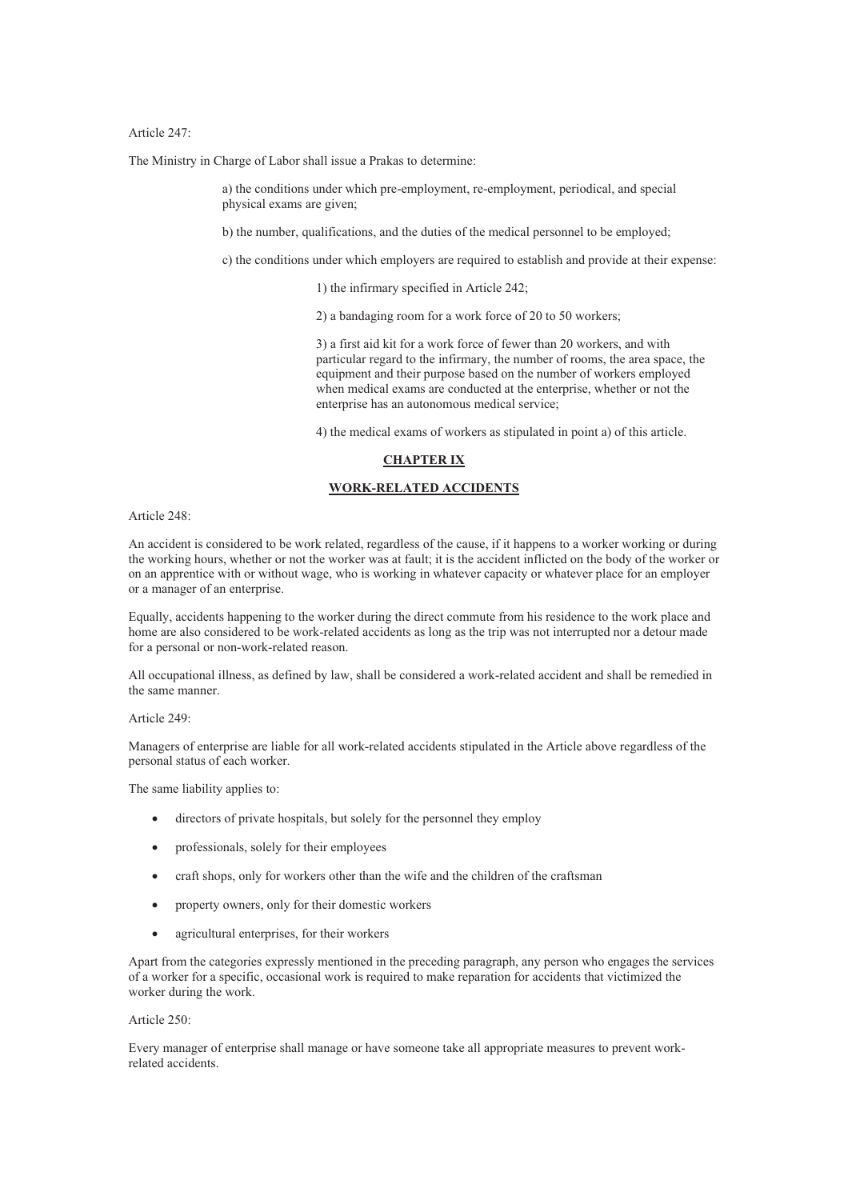Article 247:

The Ministry in Charge of Labor shall issue a Prakas to determine:

a) the conditions under which pre-employment, re-employment, periodical, and special physical exams are given;

b) the number, qualifications, and the duties of the medical personnel to be employed;

c) the conditions under which employers are required to establish and provide at their expense:

1) the infirmary specified in Article 242;

2) a bandaging room for a work force of 20 to 50 workers;

3) a first aid kit for a work force of fewer than 20 workers, and with particular regard to the infirmary, the number of rooms, the area space, the equipment and their purpose based on the number of workers employed when medical exams are conducted at the enterprise, whether or not the enterprise has an autonomous medical service;

4) the medical exams of workers as stipulated in point a) of this article.

## CHAPTER IX

## WORK-RELATED ACCIDENTS

Article 248:

An accident is considered to be work related, regardless of the cause, if it happens to a worker working or during the working hours, whether or not the worker was at fault; it is the accident inflicted on the body of the worker or on an apprentice with or without wage, who is working in whatever capacity or whatever place for an employer or a manager of an enterprise.

Equally, accidents happening to the worker during the direct commute from his residence to the work place and home are also considered to be work-related accidents as long as the trip was not interrupted nor a detour made for a personal or non-work-related reason.

All occupational illness, as defined by law, shall be considered a work-related accident and shall be remedied in the same manner.

Article 249:

Managers of enterprise are liable for all work-related accidents stipulated in the Article above regardless of the personal status of each worker.

The same liability applies to:

- directors of private hospitals, but solely for the personnel they employ
- professionals, solely for their employees
- craft shops, only for workers other than the wife and the children of the craftsman
- property owners, only for their domestic workers
- agricultural enterprises, for their workers

Apart from the categories expressly mentioned in the preceding paragraph, any person who engages the services of a worker for a specific, occasional work is required to make reparation for accidents that victimized the worker during the work.

Article 250:

Every manager of enterprise shall manage or have someone take all appropriate measures to prevent work-related accidents.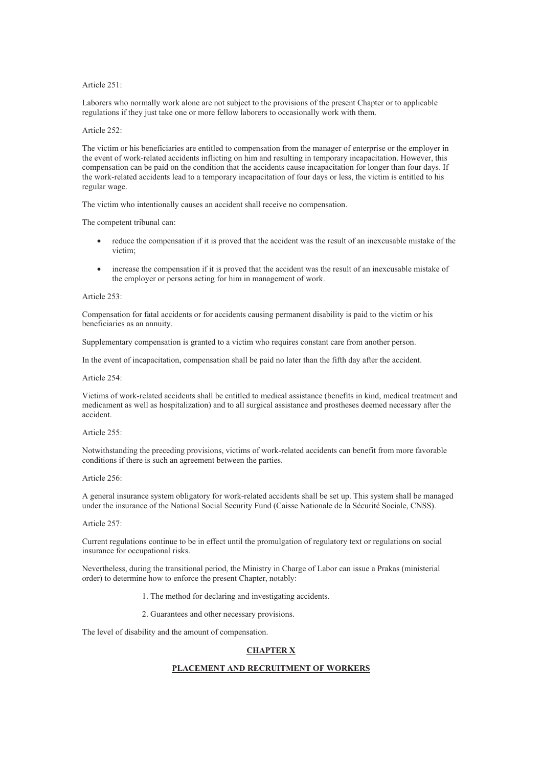Article 251:

Laborers who normally work alone are not subject to the provisions of the present Chapter or to applicable regulations if they just take one or more fellow laborers to occasionally work with them.

Article 252:

The victim or his beneficiaries are entitled to compensation from the manager of enterprise or the employer in the event of work-related accidents inflicting on him and resulting in temporary incapacitation. However, this compensation can be paid on the condition that the accidents cause incapacitation for longer than four days. If the work-related accidents lead to a temporary incapacitation of four days or less, the victim is entitled to his regular wage.

The victim who intentionally causes an accident shall receive no compensation.

The competent tribunal can:

- reduce the compensation if it is proved that the accident was the result of an inexcusable mistake of the victim;
- increase the compensation if it is proved that the accident was the result of an inexcusable mistake of the employer or persons acting for him in management of work.

Article 253:

Compensation for fatal accidents or for accidents causing permanent disability is paid to the victim or his beneficiaries as an annuity.

Supplementary compensation is granted to a victim who requires constant care from another person.

In the event of incapacitation, compensation shall be paid no later than the fifth day after the accident.

Article 254:

Victims of work-related accidents shall be entitled to medical assistance (benefits in kind, medical treatment and medicament as well as hospitalization) and to all surgical assistance and prostheses deemed necessary after the accident.

Article 255:

Notwithstanding the preceding provisions, victims of work-related accidents can benefit from more favorable conditions if there is such an agreement between the parties.

Article 256:

A general insurance system obligatory for work-related accidents shall be set up. This system shall be managed under the insurance of the National Social Security Fund (Caisse Nationale de la Sécurité Sociale, CNSS).

Article 257:

Current regulations continue to be in effect until the promulgation of regulatory text or regulations on social insurance for occupational risks.

Nevertheless, during the transitional period, the Ministry in Charge of Labor can issue a Prakas (ministerial order) to determine how to enforce the present Chapter, notably:

1. The method for declaring and investigating accidents.
2. Guarantees and other necessary provisions.

The level of disability and the amount of compensation.

## CHAPTER X

## PLACEMENT AND RECRUITMENT OF WORKERS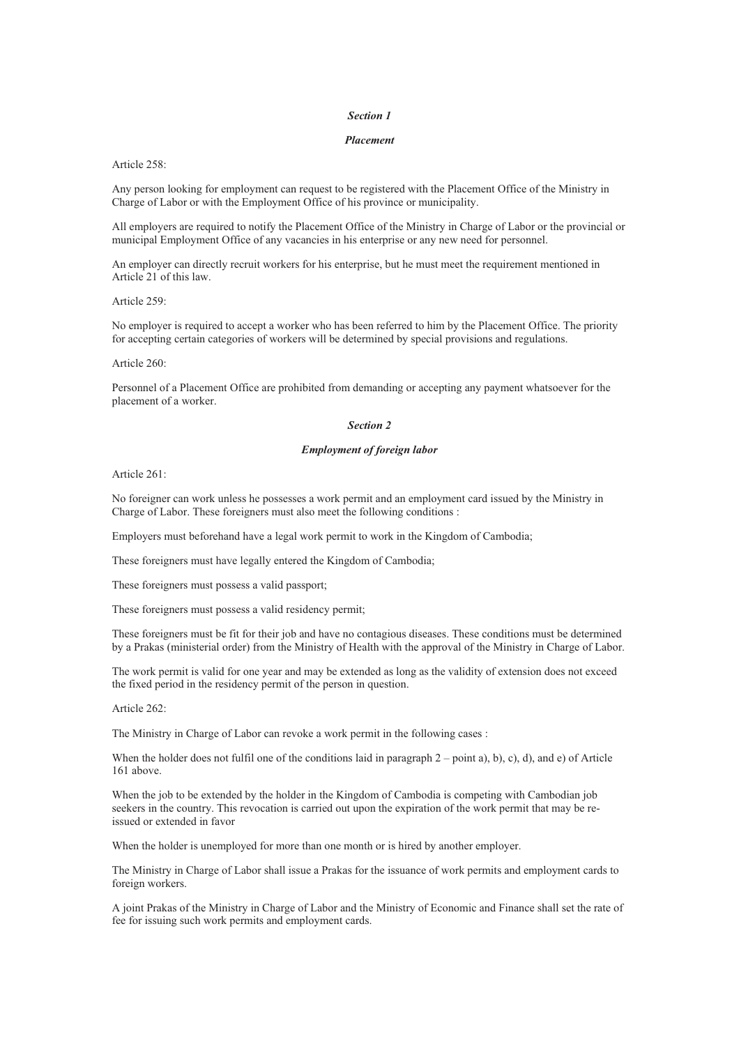### *Section 1*

### *Placement*

Article 258:

Any person looking for employment can request to be registered with the Placement Office of the Ministry in Charge of Labor or with the Employment Office of his province or municipality.

All employers are required to notify the Placement Office of the Ministry in Charge of Labor or the provincial or municipal Employment Office of any vacancies in his enterprise or any new need for personnel.

An employer can directly recruit workers for his enterprise, but he must meet the requirement mentioned in Article 21 of this law.

Article 259:

No employer is required to accept a worker who has been referred to him by the Placement Office. The priority for accepting certain categories of workers will be determined by special provisions and regulations.

Article 260:

Personnel of a Placement Office are prohibited from demanding or accepting any payment whatsoever for the placement of a worker.

### *Section 2*

### *Employment of foreign labor*

Article 261:

No foreigner can work unless he possesses a work permit and an employment card issued by the Ministry in Charge of Labor. These foreigners must also meet the following conditions :

Employers must beforehand have a legal work permit to work in the Kingdom of Cambodia;

These foreigners must have legally entered the Kingdom of Cambodia;

These foreigners must possess a valid passport;

These foreigners must possess a valid residency permit;

These foreigners must be fit for their job and have no contagious diseases. These conditions must be determined by a Prakas (ministerial order) from the Ministry of Health with the approval of the Ministry in Charge of Labor.

The work permit is valid for one year and may be extended as long as the validity of extension does not exceed the fixed period in the residency permit of the person in question.

Article 262:

The Ministry in Charge of Labor can revoke a work permit in the following cases :

When the holder does not fulfil one of the conditions laid in paragraph 2 – point a), b), c), d), and e) of Article 161 above.

When the job to be extended by the holder in the Kingdom of Cambodia is competing with Cambodian job seekers in the country. This revocation is carried out upon the expiration of the work permit that may be re-issued or extended in favor

When the holder is unemployed for more than one month or is hired by another employer.

The Ministry in Charge of Labor shall issue a Prakas for the issuance of work permits and employment cards to foreign workers.

A joint Prakas of the Ministry in Charge of Labor and the Ministry of Economic and Finance shall set the rate of fee for issuing such work permits and employment cards.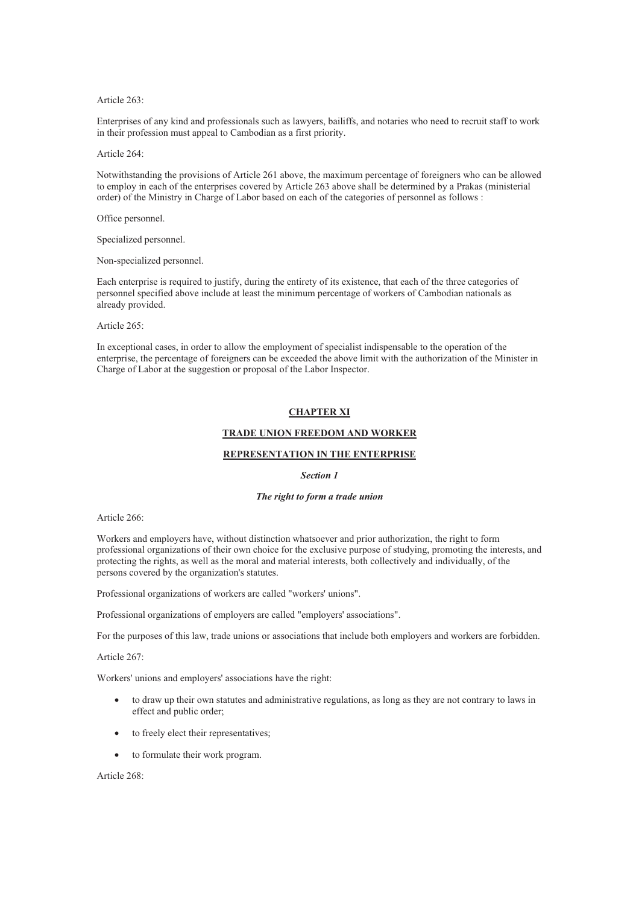Article 263:

Enterprises of any kind and professionals such as lawyers, bailiffs, and notaries who need to recruit staff to work in their profession must appeal to Cambodian as a first priority.

Article 264:

Notwithstanding the provisions of Article 261 above, the maximum percentage of foreigners who can be allowed to employ in each of the enterprises covered by Article 263 above shall be determined by a Prakas (ministerial order) of the Ministry in Charge of Labor based on each of the categories of personnel as follows :

Office personnel.

Specialized personnel.

Non-specialized personnel.

Each enterprise is required to justify, during the entirety of its existence, that each of the three categories of personnel specified above include at least the minimum percentage of workers of Cambodian nationals as already provided.

Article 265:

In exceptional cases, in order to allow the employment of specialist indispensable to the operation of the enterprise, the percentage of foreigners can be exceeded the above limit with the authorization of the Minister in Charge of Labor at the suggestion or proposal of the Labor Inspector.

## CHAPTER XI

## TRADE UNION FREEDOM AND WORKER REPRESENTATION IN THE ENTERPRISE

### *Section 1*

### *The right to form a trade union*

Article 266:

Workers and employers have, without distinction whatsoever and prior authorization, the right to form professional organizations of their own choice for the exclusive purpose of studying, promoting the interests, and protecting the rights, as well as the moral and material interests, both collectively and individually, of the persons covered by the organization's statutes.

Professional organizations of workers are called "workers' unions".

Professional organizations of employers are called "employers' associations".

For the purposes of this law, trade unions or associations that include both employers and workers are forbidden.

Article 267:

Workers' unions and employers' associations have the right:

- to draw up their own statutes and administrative regulations, as long as they are not contrary to laws in effect and public order;
- to freely elect their representatives;
- to formulate their work program.

Article 268: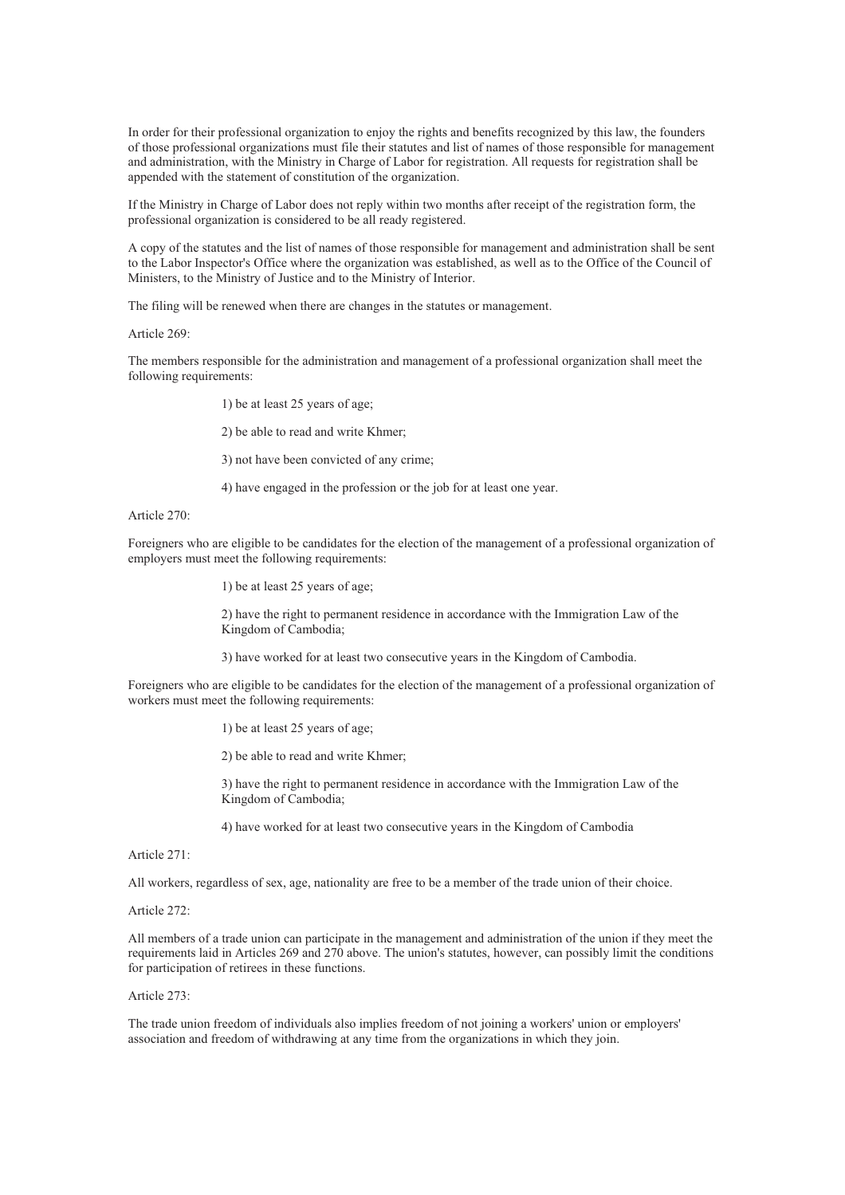In order for their professional organization to enjoy the rights and benefits recognized by this law, the founders of those professional organizations must file their statutes and list of names of those responsible for management and administration, with the Ministry in Charge of Labor for registration. All requests for registration shall be appended with the statement of constitution of the organization.

If the Ministry in Charge of Labor does not reply within two months after receipt of the registration form, the professional organization is considered to be all ready registered.

A copy of the statutes and the list of names of those responsible for management and administration shall be sent to the Labor Inspector's Office where the organization was established, as well as to the Office of the Council of Ministers, to the Ministry of Justice and to the Ministry of Interior.

The filing will be renewed when there are changes in the statutes or management.

Article 269:

The members responsible for the administration and management of a professional organization shall meet the following requirements:

1) be at least 25 years of age;

2) be able to read and write Khmer;

3) not have been convicted of any crime;

4) have engaged in the profession or the job for at least one year.

Article 270:

Foreigners who are eligible to be candidates for the election of the management of a professional organization of employers must meet the following requirements:

1) be at least 25 years of age;

2) have the right to permanent residence in accordance with the Immigration Law of the Kingdom of Cambodia;

3) have worked for at least two consecutive years in the Kingdom of Cambodia.

Foreigners who are eligible to be candidates for the election of the management of a professional organization of workers must meet the following requirements:

1) be at least 25 years of age;

2) be able to read and write Khmer;

3) have the right to permanent residence in accordance with the Immigration Law of the Kingdom of Cambodia;

4) have worked for at least two consecutive years in the Kingdom of Cambodia

Article 271:

All workers, regardless of sex, age, nationality are free to be a member of the trade union of their choice.

Article 272:

All members of a trade union can participate in the management and administration of the union if they meet the requirements laid in Articles 269 and 270 above. The union's statutes, however, can possibly limit the conditions for participation of retirees in these functions.

Article 273:

The trade union freedom of individuals also implies freedom of not joining a workers' union or employers' association and freedom of withdrawing at any time from the organizations in which they join.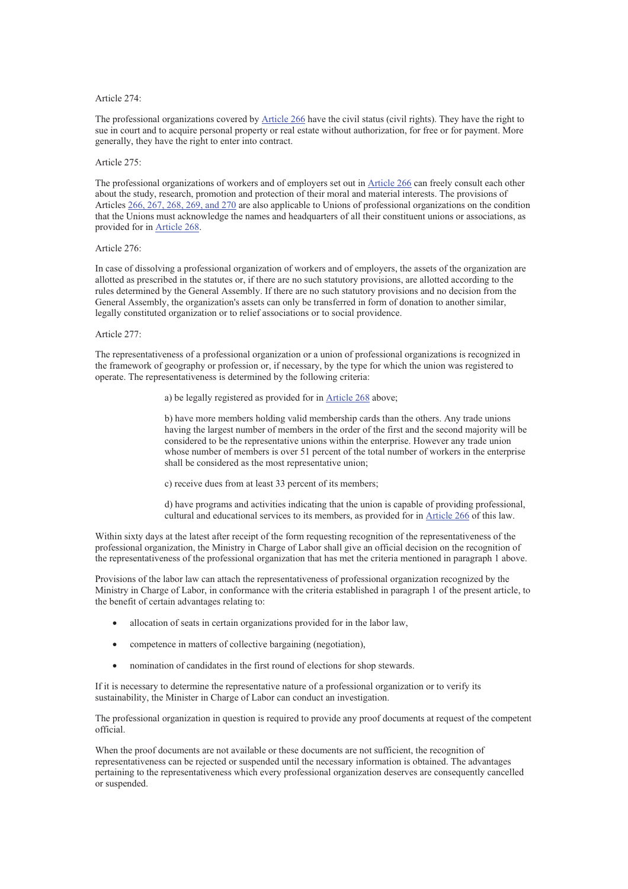Article 274:

The professional organizations covered by Article 266 have the civil status (civil rights). They have the right to sue in court and to acquire personal property or real estate without authorization, for free or for payment. More generally, they have the right to enter into contract.

Article 275:

The professional organizations of workers and of employers set out in Article 266 can freely consult each other about the study, research, promotion and protection of their moral and material interests. The provisions of Articles 266, 267, 268, 269, and 270 are also applicable to Unions of professional organizations on the condition that the Unions must acknowledge the names and headquarters of all their constituent unions or associations, as provided for in Article 268.

Article 276:

In case of dissolving a professional organization of workers and of employers, the assets of the organization are allotted as prescribed in the statutes or, if there are no such statutory provisions, are allotted according to the rules determined by the General Assembly. If there are no such statutory provisions and no decision from the General Assembly, the organization's assets can only be transferred in form of donation to another similar, legally constituted organization or to relief associations or to social providence.

Article 277:

The representativeness of a professional organization or a union of professional organizations is recognized in the framework of geography or profession or, if necessary, by the type for which the union was registered to operate. The representativeness is determined by the following criteria:

a) be legally registered as provided for in Article 268 above;

b) have more members holding valid membership cards than the others. Any trade unions having the largest number of members in the order of the first and the second majority will be considered to be the representative unions within the enterprise. However any trade union whose number of members is over 51 percent of the total number of workers in the enterprise shall be considered as the most representative union;

c) receive dues from at least 33 percent of its members;

d) have programs and activities indicating that the union is capable of providing professional, cultural and educational services to its members, as provided for in Article 266 of this law.

Within sixty days at the latest after receipt of the form requesting recognition of the representativeness of the professional organization, the Ministry in Charge of Labor shall give an official decision on the recognition of the representativeness of the professional organization that has met the criteria mentioned in paragraph 1 above.

Provisions of the labor law can attach the representativeness of professional organization recognized by the Ministry in Charge of Labor, in conformance with the criteria established in paragraph 1 of the present article, to the benefit of certain advantages relating to:

- allocation of seats in certain organizations provided for in the labor law,
- competence in matters of collective bargaining (negotiation),
- nomination of candidates in the first round of elections for shop stewards.

If it is necessary to determine the representative nature of a professional organization or to verify its sustainability, the Minister in Charge of Labor can conduct an investigation.

The professional organization in question is required to provide any proof documents at request of the competent official.

When the proof documents are not available or these documents are not sufficient, the recognition of representativeness can be rejected or suspended until the necessary information is obtained. The advantages pertaining to the representativeness which every professional organization deserves are consequently cancelled or suspended.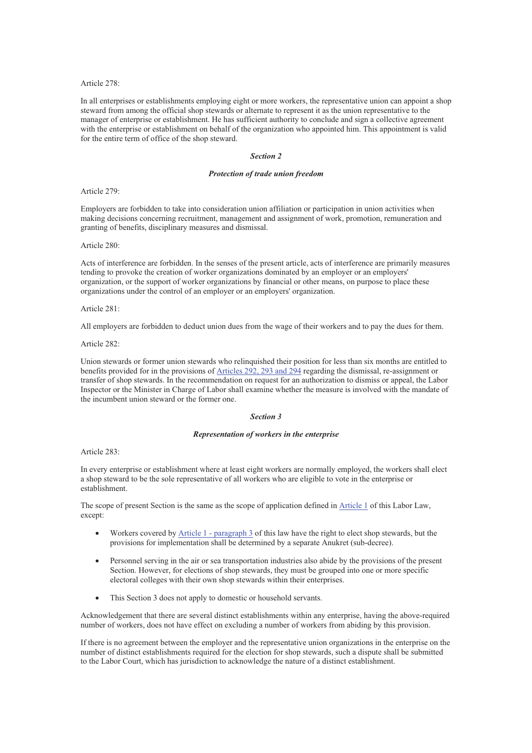Article 278:

In all enterprises or establishments employing eight or more workers, the representative union can appoint a shop steward from among the official shop stewards or alternate to represent it as the union representative to the manager of enterprise or establishment. He has sufficient authority to conclude and sign a collective agreement with the enterprise or establishment on behalf of the organization who appointed him. This appointment is valid for the entire term of office of the shop steward.

### *Section 2*

### *Protection of trade union freedom*

Article 279:

Employers are forbidden to take into consideration union affiliation or participation in union activities when making decisions concerning recruitment, management and assignment of work, promotion, remuneration and granting of benefits, disciplinary measures and dismissal.

Article 280:

Acts of interference are forbidden. In the senses of the present article, acts of interference are primarily measures tending to provoke the creation of worker organizations dominated by an employer or an employers' organization, or the support of worker organizations by financial or other means, on purpose to place these organizations under the control of an employer or an employers' organization.

Article 281:

All employers are forbidden to deduct union dues from the wage of their workers and to pay the dues for them.

Article 282:

Union stewards or former union stewards who relinquished their position for less than six months are entitled to benefits provided for in the provisions of Articles 292, 293 and 294 regarding the dismissal, re-assignment or transfer of shop stewards. In the recommendation on request for an authorization to dismiss or appeal, the Labor Inspector or the Minister in Charge of Labor shall examine whether the measure is involved with the mandate of the incumbent union steward or the former one.

### *Section 3*

### *Representation of workers in the enterprise*

Article 283:

In every enterprise or establishment where at least eight workers are normally employed, the workers shall elect a shop steward to be the sole representative of all workers who are eligible to vote in the enterprise or establishment.

The scope of present Section is the same as the scope of application defined in Article 1 of this Labor Law, except:

- Workers covered by Article 1 - paragraph 3 of this law have the right to elect shop stewards, but the provisions for implementation shall be determined by a separate Anukret (sub-decree).
- Personnel serving in the air or sea transportation industries also abide by the provisions of the present Section. However, for elections of shop stewards, they must be grouped into one or more specific electoral colleges with their own shop stewards within their enterprises.
- This Section 3 does not apply to domestic or household servants.

Acknowledgement that there are several distinct establishments within any enterprise, having the above-required number of workers, does not have effect on excluding a number of workers from abiding by this provision.

If there is no agreement between the employer and the representative union organizations in the enterprise on the number of distinct establishments required for the election for shop stewards, such a dispute shall be submitted to the Labor Court, which has jurisdiction to acknowledge the nature of a distinct establishment.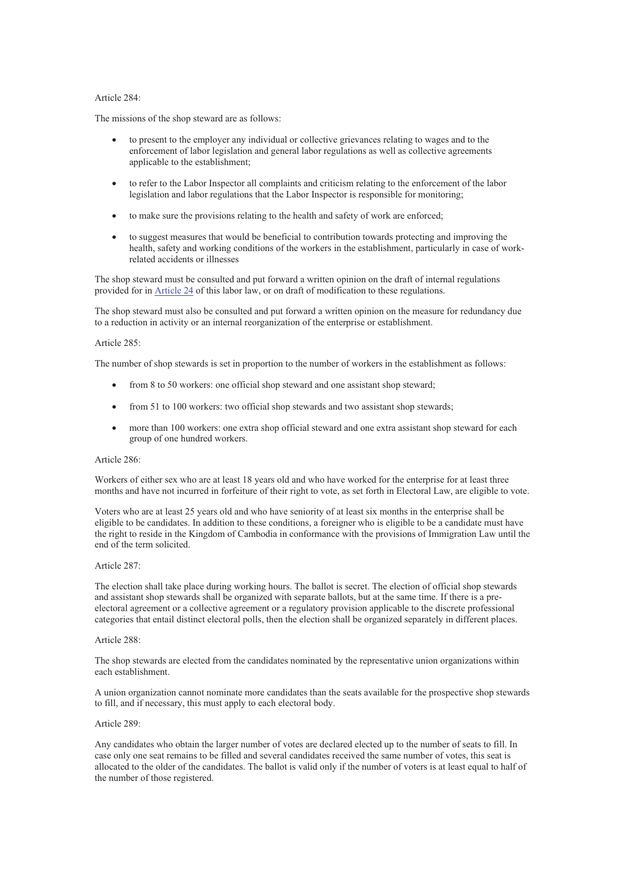Article 284:

The missions of the shop steward are as follows:

- to present to the employer any individual or collective grievances relating to wages and to the enforcement of labor legislation and general labor regulations as well as collective agreements applicable to the establishment;
- to refer to the Labor Inspector all complaints and criticism relating to the enforcement of the labor legislation and labor regulations that the Labor Inspector is responsible for monitoring;
- to make sure the provisions relating to the health and safety of work are enforced;
- to suggest measures that would be beneficial to contribution towards protecting and improving the health, safety and working conditions of the workers in the establishment, particularly in case of work-related accidents or illnesses

The shop steward must be consulted and put forward a written opinion on the draft of internal regulations provided for in Article 24 of this labor law, or on draft of modification to these regulations.

The shop steward must also be consulted and put forward a written opinion on the measure for redundancy due to a reduction in activity or an internal reorganization of the enterprise or establishment.

Article 285:

The number of shop stewards is set in proportion to the number of workers in the establishment as follows:

- from 8 to 50 workers: one official shop steward and one assistant shop steward;
- from 51 to 100 workers: two official shop stewards and two assistant shop stewards;
- more than 100 workers: one extra shop official steward and one extra assistant shop steward for each group of one hundred workers.

Article 286:

Workers of either sex who are at least 18 years old and who have worked for the enterprise for at least three months and have not incurred in forfeiture of their right to vote, as set forth in Electoral Law, are eligible to vote.

Voters who are at least 25 years old and who have seniority of at least six months in the enterprise shall be eligible to be candidates. In addition to these conditions, a foreigner who is eligible to be a candidate must have the right to reside in the Kingdom of Cambodia in conformance with the provisions of Immigration Law until the end of the term solicited.

Article 287:

The election shall take place during working hours. The ballot is secret. The election of official shop stewards and assistant shop stewards shall be organized with separate ballots, but at the same time. If there is a pre-electoral agreement or a collective agreement or a regulatory provision applicable to the discrete professional categories that entail distinct electoral polls, then the election shall be organized separately in different places.

Article 288:

The shop stewards are elected from the candidates nominated by the representative union organizations within each establishment.

A union organization cannot nominate more candidates than the seats available for the prospective shop stewards to fill, and if necessary, this must apply to each electoral body.

Article 289:

Any candidates who obtain the larger number of votes are declared elected up to the number of seats to fill. In case only one seat remains to be filled and several candidates received the same number of votes, this seat is allocated to the older of the candidates. The ballot is valid only if the number of voters is at least equal to half of the number of those registered.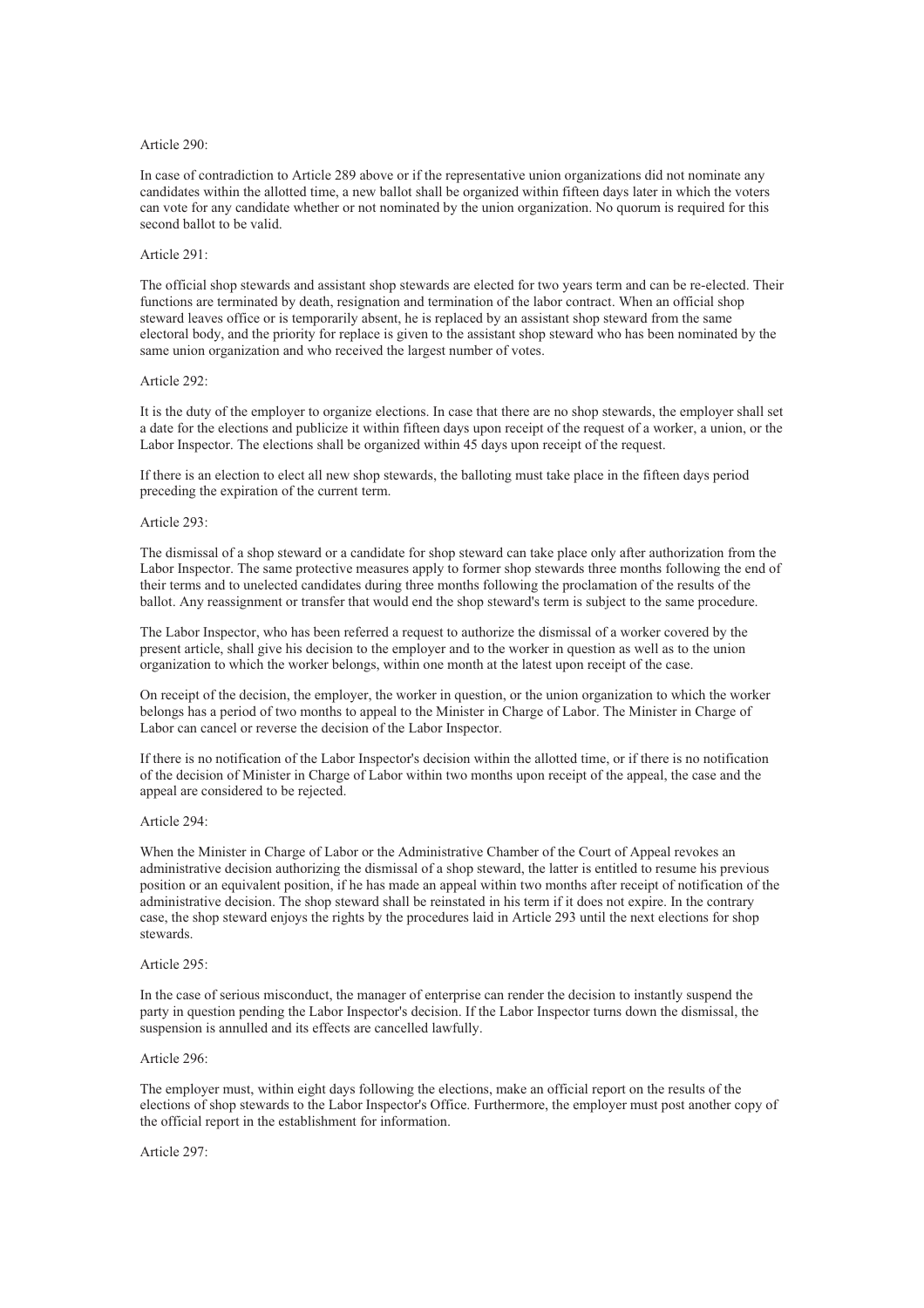Article 290:

In case of contradiction to Article 289 above or if the representative union organizations did not nominate any candidates within the allotted time, a new ballot shall be organized within fifteen days later in which the voters can vote for any candidate whether or not nominated by the union organization. No quorum is required for this second ballot to be valid.

Article 291:

The official shop stewards and assistant shop stewards are elected for two years term and can be re-elected. Their functions are terminated by death, resignation and termination of the labor contract. When an official shop steward leaves office or is temporarily absent, he is replaced by an assistant shop steward from the same electoral body, and the priority for replace is given to the assistant shop steward who has been nominated by the same union organization and who received the largest number of votes.

Article 292:

It is the duty of the employer to organize elections. In case that there are no shop stewards, the employer shall set a date for the elections and publicize it within fifteen days upon receipt of the request of a worker, a union, or the Labor Inspector. The elections shall be organized within 45 days upon receipt of the request.

If there is an election to elect all new shop stewards, the balloting must take place in the fifteen days period preceding the expiration of the current term.

Article 293:

The dismissal of a shop steward or a candidate for shop steward can take place only after authorization from the Labor Inspector. The same protective measures apply to former shop stewards three months following the end of their terms and to unelected candidates during three months following the proclamation of the results of the ballot. Any reassignment or transfer that would end the shop steward's term is subject to the same procedure.

The Labor Inspector, who has been referred a request to authorize the dismissal of a worker covered by the present article, shall give his decision to the employer and to the worker in question as well as to the union organization to which the worker belongs, within one month at the latest upon receipt of the case.

On receipt of the decision, the employer, the worker in question, or the union organization to which the worker belongs has a period of two months to appeal to the Minister in Charge of Labor. The Minister in Charge of Labor can cancel or reverse the decision of the Labor Inspector.

If there is no notification of the Labor Inspector's decision within the allotted time, or if there is no notification of the decision of Minister in Charge of Labor within two months upon receipt of the appeal, the case and the appeal are considered to be rejected.

Article 294:

When the Minister in Charge of Labor or the Administrative Chamber of the Court of Appeal revokes an administrative decision authorizing the dismissal of a shop steward, the latter is entitled to resume his previous position or an equivalent position, if he has made an appeal within two months after receipt of notification of the administrative decision. The shop steward shall be reinstated in his term if it does not expire. In the contrary case, the shop steward enjoys the rights by the procedures laid in Article 293 until the next elections for shop stewards.

Article 295:

In the case of serious misconduct, the manager of enterprise can render the decision to instantly suspend the party in question pending the Labor Inspector's decision. If the Labor Inspector turns down the dismissal, the suspension is annulled and its effects are cancelled lawfully.

Article 296:

The employer must, within eight days following the elections, make an official report on the results of the elections of shop stewards to the Labor Inspector's Office. Furthermore, the employer must post another copy of the official report in the establishment for information.

Article 297: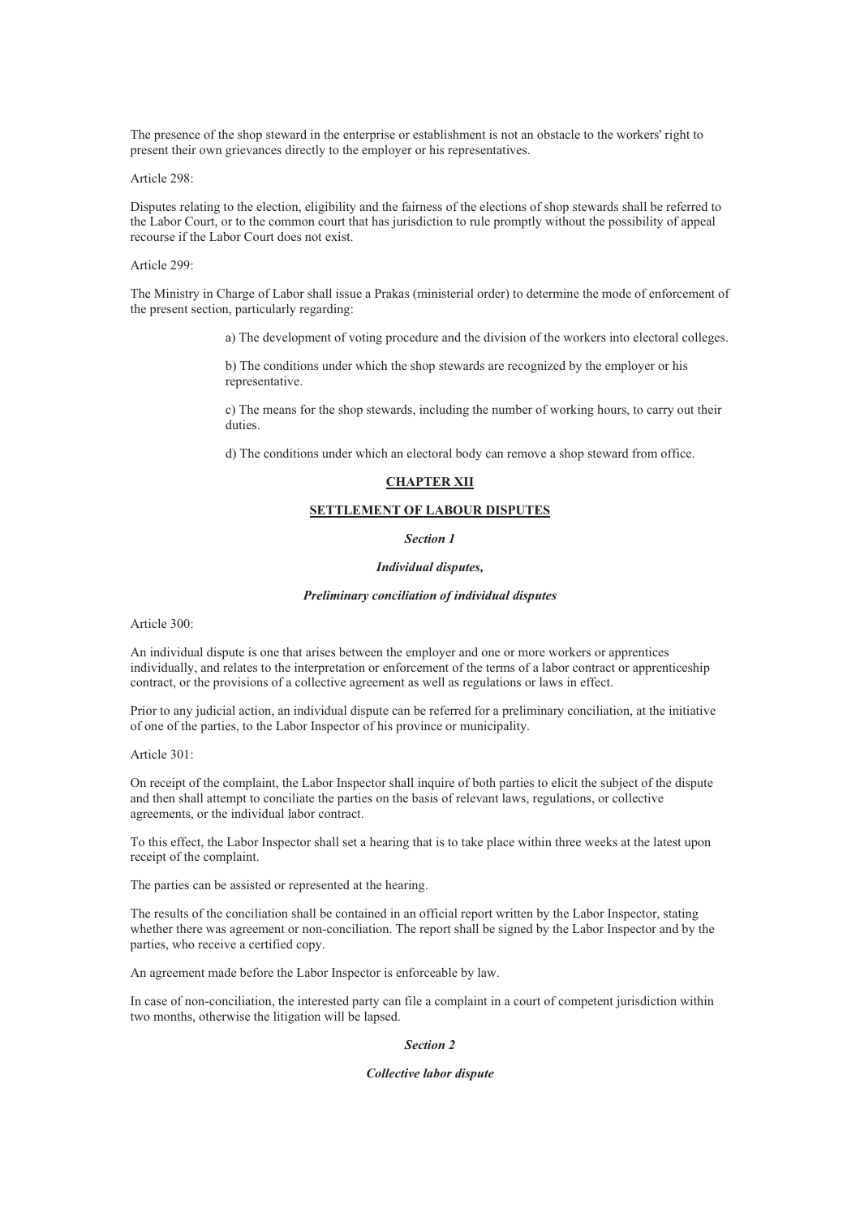The presence of the shop steward in the enterprise or establishment is not an obstacle to the workers' right to present their own grievances directly to the employer or his representatives.

Article 298:

Disputes relating to the election, eligibility and the fairness of the elections of shop stewards shall be referred to the Labor Court, or to the common court that has jurisdiction to rule promptly without the possibility of appeal recourse if the Labor Court does not exist.

Article 299:

The Ministry in Charge of Labor shall issue a Prakas (ministerial order) to determine the mode of enforcement of the present section, particularly regarding:

a) The development of voting procedure and the division of the workers into electoral colleges.

b) The conditions under which the shop stewards are recognized by the employer or his representative.

c) The means for the shop stewards, including the number of working hours, to carry out their duties.

d) The conditions under which an electoral body can remove a shop steward from office.

## CHAPTER XII

## SETTLEMENT OF LABOUR DISPUTES

### *Section 1*

### *Individual disputes,*

### *Preliminary conciliation of individual disputes*

Article 300:

An individual dispute is one that arises between the employer and one or more workers or apprentices individually, and relates to the interpretation or enforcement of the terms of a labor contract or apprenticeship contract, or the provisions of a collective agreement as well as regulations or laws in effect.

Prior to any judicial action, an individual dispute can be referred for a preliminary conciliation, at the initiative of one of the parties, to the Labor Inspector of his province or municipality.

Article 301:

On receipt of the complaint, the Labor Inspector shall inquire of both parties to elicit the subject of the dispute and then shall attempt to conciliate the parties on the basis of relevant laws, regulations, or collective agreements, or the individual labor contract.

To this effect, the Labor Inspector shall set a hearing that is to take place within three weeks at the latest upon receipt of the complaint.

The parties can be assisted or represented at the hearing.

The results of the conciliation shall be contained in an official report written by the Labor Inspector, stating whether there was agreement or non-conciliation. The report shall be signed by the Labor Inspector and by the parties, who receive a certified copy.

An agreement made before the Labor Inspector is enforceable by law.

In case of non-conciliation, the interested party can file a complaint in a court of competent jurisdiction within two months, otherwise the litigation will be lapsed.

### *Section 2*

### *Collective labor dispute*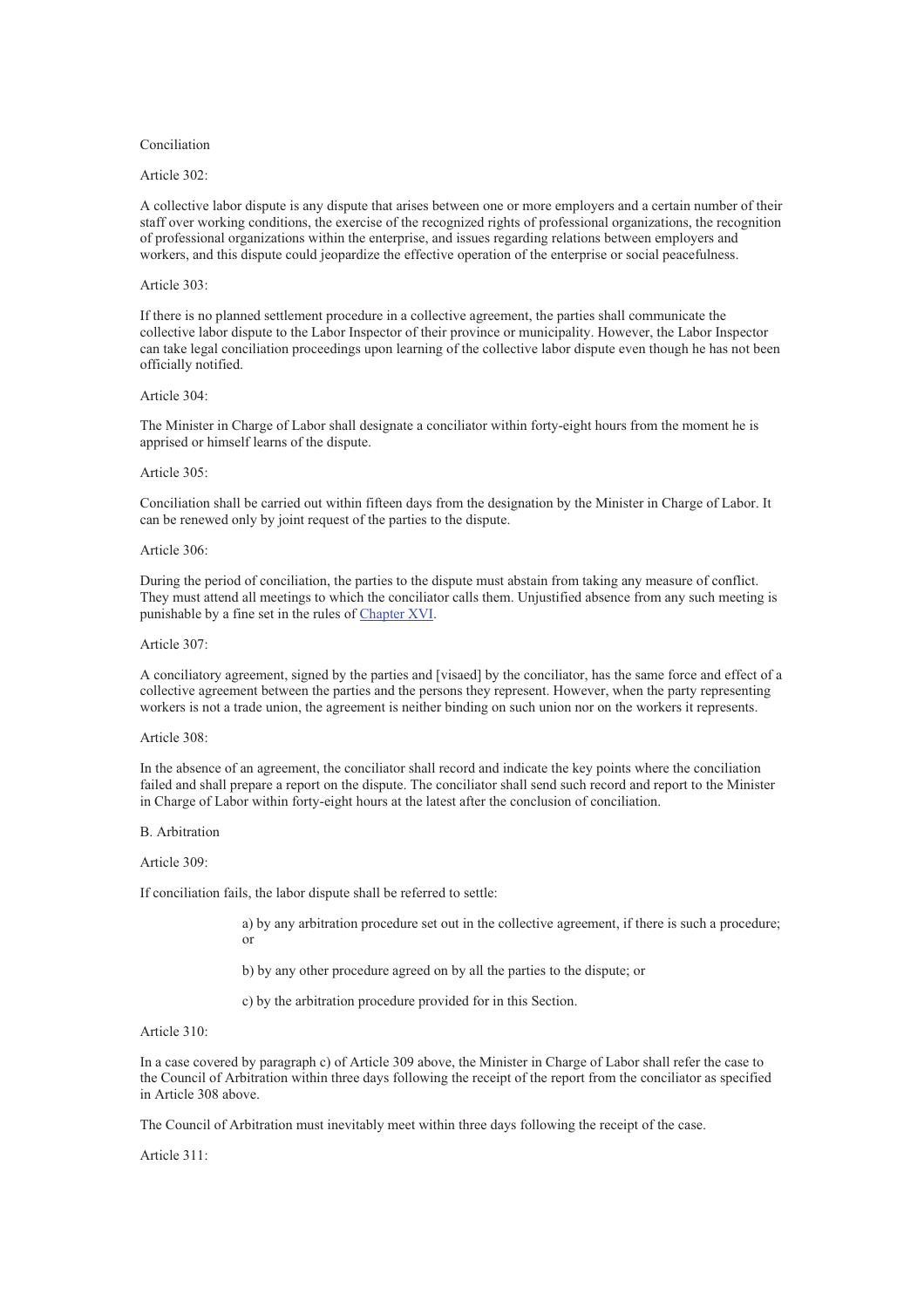Conciliation

Article 302:

A collective labor dispute is any dispute that arises between one or more employers and a certain number of their staff over working conditions, the exercise of the recognized rights of professional organizations, the recognition of professional organizations within the enterprise, and issues regarding relations between employers and workers, and this dispute could jeopardize the effective operation of the enterprise or social peacefulness.

Article 303:

If there is no planned settlement procedure in a collective agreement, the parties shall communicate the collective labor dispute to the Labor Inspector of their province or municipality. However, the Labor Inspector can take legal conciliation proceedings upon learning of the collective labor dispute even though he has not been officially notified.

Article 304:

The Minister in Charge of Labor shall designate a conciliator within forty-eight hours from the moment he is apprised or himself learns of the dispute.

Article 305:

Conciliation shall be carried out within fifteen days from the designation by the Minister in Charge of Labor. It can be renewed only by joint request of the parties to the dispute.

Article 306:

During the period of conciliation, the parties to the dispute must abstain from taking any measure of conflict. They must attend all meetings to which the conciliator calls them. Unjustified absence from any such meeting is punishable by a fine set in the rules of Chapter XVI.

Article 307:

A conciliatory agreement, signed by the parties and [visaed] by the conciliator, has the same force and effect of a collective agreement between the parties and the persons they represent. However, when the party representing workers is not a trade union, the agreement is neither binding on such union nor on the workers it represents.

Article 308:

In the absence of an agreement, the conciliator shall record and indicate the key points where the conciliation failed and shall prepare a report on the dispute. The conciliator shall send such record and report to the Minister in Charge of Labor within forty-eight hours at the latest after the conclusion of conciliation.

B. Arbitration

Article 309:

If conciliation fails, the labor dispute shall be referred to settle:

a) by any arbitration procedure set out in the collective agreement, if there is such a procedure; or

b) by any other procedure agreed on by all the parties to the dispute; or

c) by the arbitration procedure provided for in this Section.

Article 310:

In a case covered by paragraph c) of Article 309 above, the Minister in Charge of Labor shall refer the case to the Council of Arbitration within three days following the receipt of the report from the conciliator as specified in Article 308 above.

The Council of Arbitration must inevitably meet within three days following the receipt of the case.

Article 311: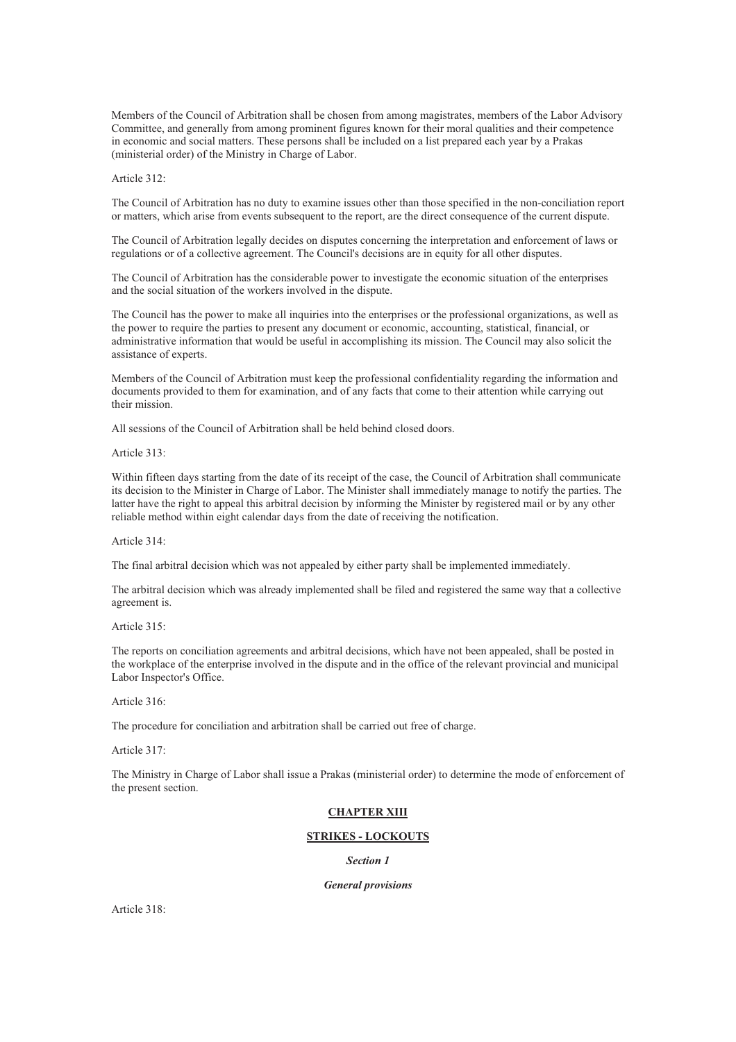Members of the Council of Arbitration shall be chosen from among magistrates, members of the Labor Advisory Committee, and generally from among prominent figures known for their moral qualities and their competence in economic and social matters. These persons shall be included on a list prepared each year by a Prakas (ministerial order) of the Ministry in Charge of Labor.

Article 312:

The Council of Arbitration has no duty to examine issues other than those specified in the non-conciliation report or matters, which arise from events subsequent to the report, are the direct consequence of the current dispute.

The Council of Arbitration legally decides on disputes concerning the interpretation and enforcement of laws or regulations or of a collective agreement. The Council's decisions are in equity for all other disputes.

The Council of Arbitration has the considerable power to investigate the economic situation of the enterprises and the social situation of the workers involved in the dispute.

The Council has the power to make all inquiries into the enterprises or the professional organizations, as well as the power to require the parties to present any document or economic, accounting, statistical, financial, or administrative information that would be useful in accomplishing its mission. The Council may also solicit the assistance of experts.

Members of the Council of Arbitration must keep the professional confidentiality regarding the information and documents provided to them for examination, and of any facts that come to their attention while carrying out their mission.

All sessions of the Council of Arbitration shall be held behind closed doors.

Article 313:

Within fifteen days starting from the date of its receipt of the case, the Council of Arbitration shall communicate its decision to the Minister in Charge of Labor. The Minister shall immediately manage to notify the parties. The latter have the right to appeal this arbitral decision by informing the Minister by registered mail or by any other reliable method within eight calendar days from the date of receiving the notification.

Article 314:

The final arbitral decision which was not appealed by either party shall be implemented immediately.

The arbitral decision which was already implemented shall be filed and registered the same way that a collective agreement is.

Article 315:

The reports on conciliation agreements and arbitral decisions, which have not been appealed, shall be posted in the workplace of the enterprise involved in the dispute and in the office of the relevant provincial and municipal Labor Inspector's Office.

Article 316:

The procedure for conciliation and arbitration shall be carried out free of charge.

Article 317:

The Ministry in Charge of Labor shall issue a Prakas (ministerial order) to determine the mode of enforcement of the present section.

## CHAPTER XIII

## STRIKES - LOCKOUTS

### *Section 1*

### *General provisions*

Article 318: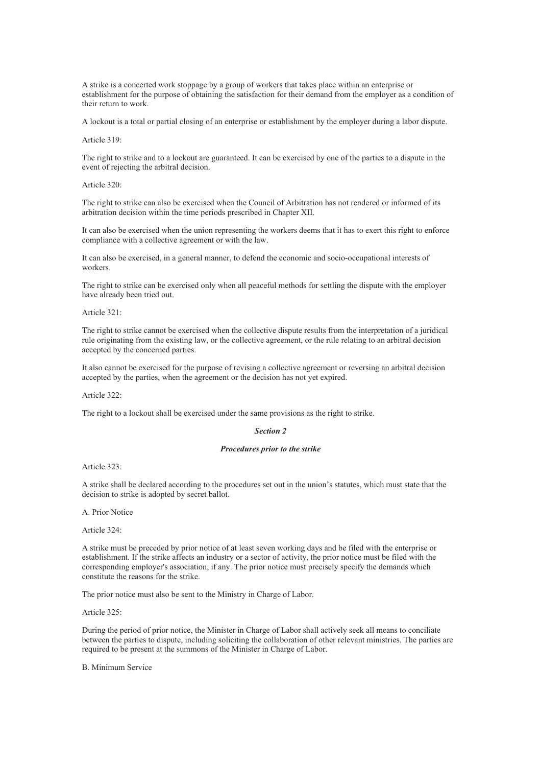A strike is a concerted work stoppage by a group of workers that takes place within an enterprise or establishment for the purpose of obtaining the satisfaction for their demand from the employer as a condition of their return to work.

A lockout is a total or partial closing of an enterprise or establishment by the employer during a labor dispute.

Article 319:

The right to strike and to a lockout are guaranteed. It can be exercised by one of the parties to a dispute in the event of rejecting the arbitral decision.

Article 320:

The right to strike can also be exercised when the Council of Arbitration has not rendered or informed of its arbitration decision within the time periods prescribed in Chapter XII.

It can also be exercised when the union representing the workers deems that it has to exert this right to enforce compliance with a collective agreement or with the law.

It can also be exercised, in a general manner, to defend the economic and socio-occupational interests of workers.

The right to strike can be exercised only when all peaceful methods for settling the dispute with the employer have already been tried out.

Article 321:

The right to strike cannot be exercised when the collective dispute results from the interpretation of a juridical rule originating from the existing law, or the collective agreement, or the rule relating to an arbitral decision accepted by the concerned parties.

It also cannot be exercised for the purpose of revising a collective agreement or reversing an arbitral decision accepted by the parties, when the agreement or the decision has not yet expired.

Article 322:

The right to a lockout shall be exercised under the same provisions as the right to strike.

### *Section 2*

### *Procedures prior to the strike*

Article 323:

A strike shall be declared according to the procedures set out in the union's statutes, which must state that the decision to strike is adopted by secret ballot.

A. Prior Notice

Article 324:

A strike must be preceded by prior notice of at least seven working days and be filed with the enterprise or establishment. If the strike affects an industry or a sector of activity, the prior notice must be filed with the corresponding employer's association, if any. The prior notice must precisely specify the demands which constitute the reasons for the strike.

The prior notice must also be sent to the Ministry in Charge of Labor.

Article 325:

During the period of prior notice, the Minister in Charge of Labor shall actively seek all means to conciliate between the parties to dispute, including soliciting the collaboration of other relevant ministries. The parties are required to be present at the summons of the Minister in Charge of Labor.

B. Minimum Service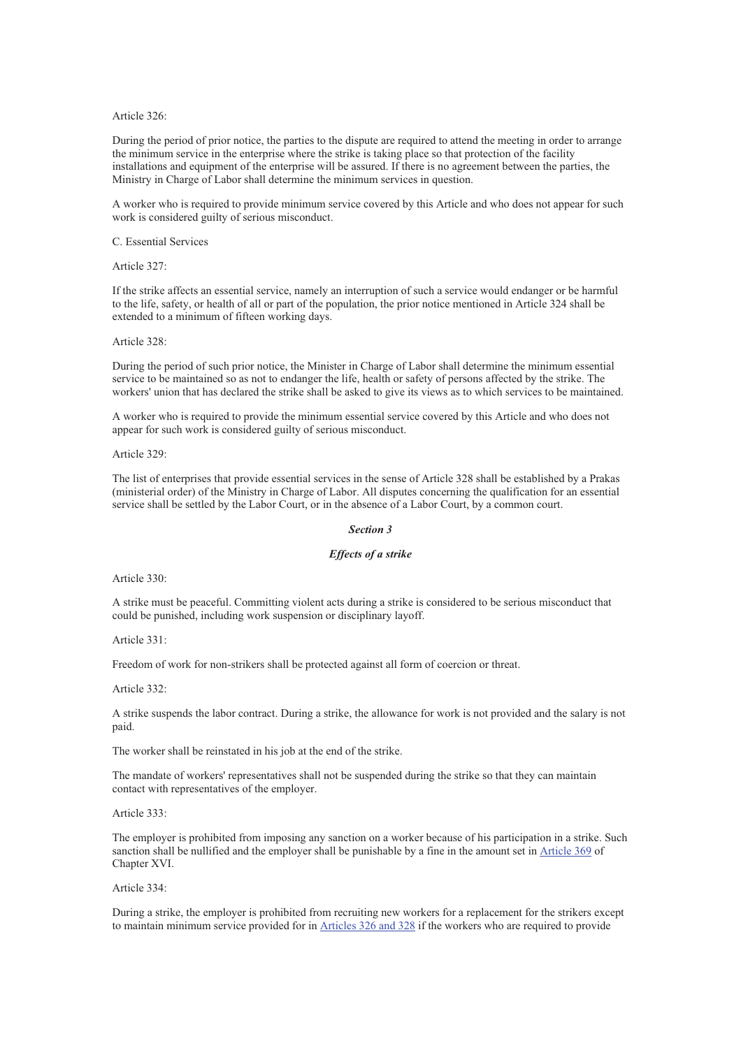Article 326:

During the period of prior notice, the parties to the dispute are required to attend the meeting in order to arrange the minimum service in the enterprise where the strike is taking place so that protection of the facility installations and equipment of the enterprise will be assured. If there is no agreement between the parties, the Ministry in Charge of Labor shall determine the minimum services in question.

A worker who is required to provide minimum service covered by this Article and who does not appear for such work is considered guilty of serious misconduct.

C. Essential Services

Article 327:

If the strike affects an essential service, namely an interruption of such a service would endanger or be harmful to the life, safety, or health of all or part of the population, the prior notice mentioned in Article 324 shall be extended to a minimum of fifteen working days.

Article 328:

During the period of such prior notice, the Minister in Charge of Labor shall determine the minimum essential service to be maintained so as not to endanger the life, health or safety of persons affected by the strike. The workers' union that has declared the strike shall be asked to give its views as to which services to be maintained.

A worker who is required to provide the minimum essential service covered by this Article and who does not appear for such work is considered guilty of serious misconduct.

Article 329:

The list of enterprises that provide essential services in the sense of Article 328 shall be established by a Prakas (ministerial order) of the Ministry in Charge of Labor. All disputes concerning the qualification for an essential service shall be settled by the Labor Court, or in the absence of a Labor Court, by a common court.

### *Section 3*

### *Effects of a strike*

Article 330:

A strike must be peaceful. Committing violent acts during a strike is considered to be serious misconduct that could be punished, including work suspension or disciplinary layoff.

Article 331:

Freedom of work for non-strikers shall be protected against all form of coercion or threat.

Article 332:

A strike suspends the labor contract. During a strike, the allowance for work is not provided and the salary is not paid.

The worker shall be reinstated in his job at the end of the strike.

The mandate of workers' representatives shall not be suspended during the strike so that they can maintain contact with representatives of the employer.

Article 333:

The employer is prohibited from imposing any sanction on a worker because of his participation in a strike. Such sanction shall be nullified and the employer shall be punishable by a fine in the amount set in Article 369 of Chapter XVI.

Article 334:

During a strike, the employer is prohibited from recruiting new workers for a replacement for the strikers except to maintain minimum service provided for in Articles 326 and 328 if the workers who are required to provide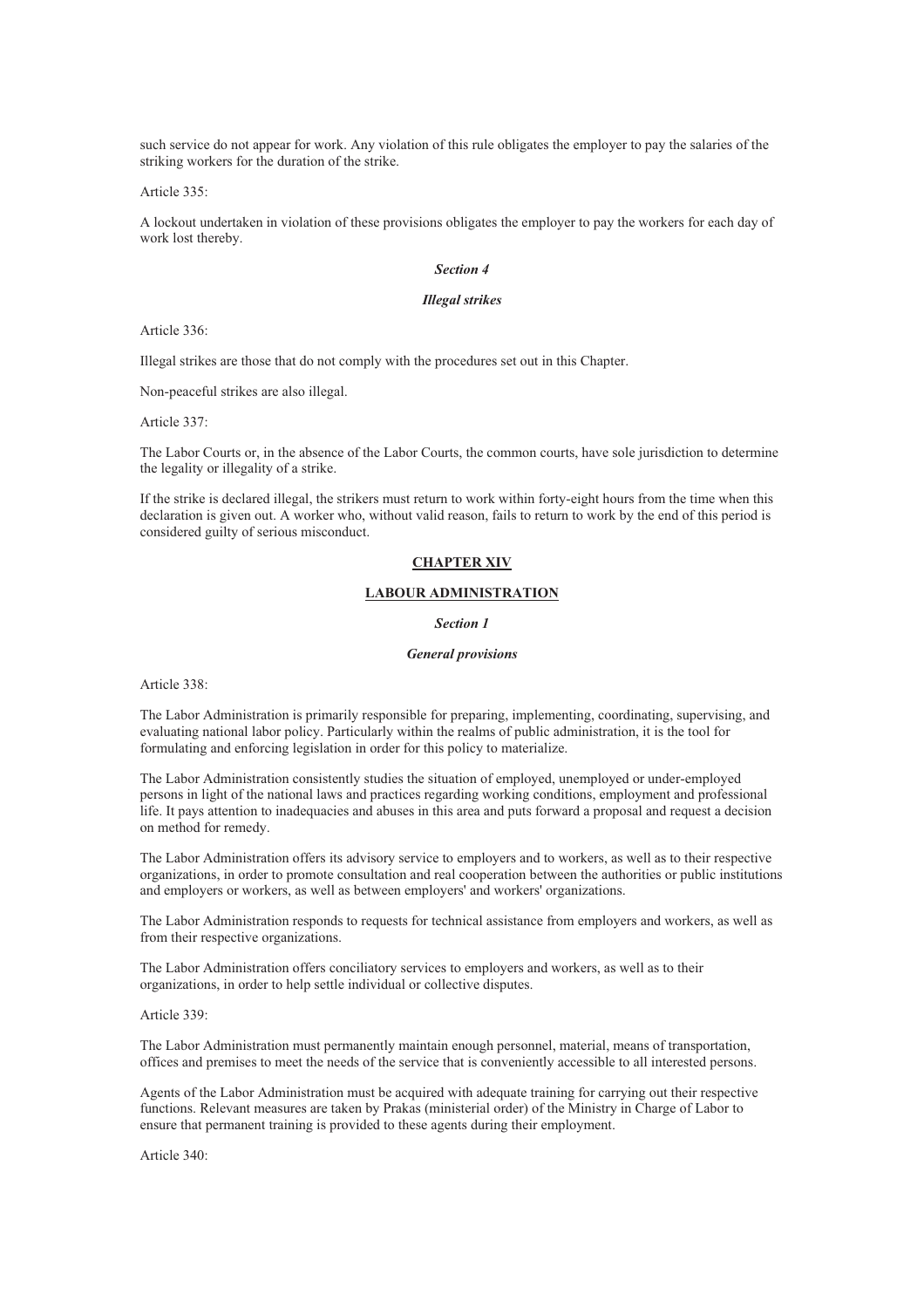such service do not appear for work. Any violation of this rule obligates the employer to pay the salaries of the striking workers for the duration of the strike.

Article 335:

A lockout undertaken in violation of these provisions obligates the employer to pay the workers for each day of work lost thereby.

### *Section 4*

### *Illegal strikes*

Article 336:

Illegal strikes are those that do not comply with the procedures set out in this Chapter.

Non-peaceful strikes are also illegal.

Article 337:

The Labor Courts or, in the absence of the Labor Courts, the common courts, have sole jurisdiction to determine the legality or illegality of a strike.

If the strike is declared illegal, the strikers must return to work within forty-eight hours from the time when this declaration is given out. A worker who, without valid reason, fails to return to work by the end of this period is considered guilty of serious misconduct.

## CHAPTER XIV

## LABOUR ADMINISTRATION

### *Section 1*

### *General provisions*

Article 338:

The Labor Administration is primarily responsible for preparing, implementing, coordinating, supervising, and evaluating national labor policy. Particularly within the realms of public administration, it is the tool for formulating and enforcing legislation in order for this policy to materialize.

The Labor Administration consistently studies the situation of employed, unemployed or under-employed persons in light of the national laws and practices regarding working conditions, employment and professional life. It pays attention to inadequacies and abuses in this area and puts forward a proposal and request a decision on method for remedy.

The Labor Administration offers its advisory service to employers and to workers, as well as to their respective organizations, in order to promote consultation and real cooperation between the authorities or public institutions and employers or workers, as well as between employers' and workers' organizations.

The Labor Administration responds to requests for technical assistance from employers and workers, as well as from their respective organizations.

The Labor Administration offers conciliatory services to employers and workers, as well as to their organizations, in order to help settle individual or collective disputes.

Article 339:

The Labor Administration must permanently maintain enough personnel, material, means of transportation, offices and premises to meet the needs of the service that is conveniently accessible to all interested persons.

Agents of the Labor Administration must be acquired with adequate training for carrying out their respective functions. Relevant measures are taken by Prakas (ministerial order) of the Ministry in Charge of Labor to ensure that permanent training is provided to these agents during their employment.

Article 340: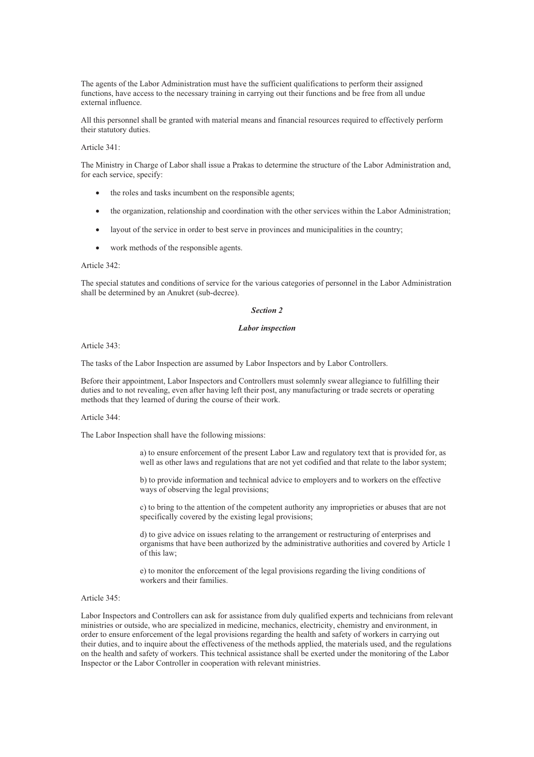The agents of the Labor Administration must have the sufficient qualifications to perform their assigned functions, have access to the necessary training in carrying out their functions and be free from all undue external influence.

All this personnel shall be granted with material means and financial resources required to effectively perform their statutory duties.

Article 341:

The Ministry in Charge of Labor shall issue a Prakas to determine the structure of the Labor Administration and, for each service, specify:

- the roles and tasks incumbent on the responsible agents;
- the organization, relationship and coordination with the other services within the Labor Administration;
- layout of the service in order to best serve in provinces and municipalities in the country;
- work methods of the responsible agents.

Article 342:

The special statutes and conditions of service for the various categories of personnel in the Labor Administration shall be determined by an Anukret (sub-decree).

### *Section 2*

### *Labor inspection*

Article 343:

The tasks of the Labor Inspection are assumed by Labor Inspectors and by Labor Controllers.

Before their appointment, Labor Inspectors and Controllers must solemnly swear allegiance to fulfilling their duties and to not revealing, even after having left their post, any manufacturing or trade secrets or operating methods that they learned of during the course of their work.

Article 344:

The Labor Inspection shall have the following missions:

> a) to ensure enforcement of the present Labor Law and regulatory text that is provided for, as well as other laws and regulations that are not yet codified and that relate to the labor system;
>
> b) to provide information and technical advice to employers and to workers on the effective ways of observing the legal provisions;
>
> c) to bring to the attention of the competent authority any improprieties or abuses that are not specifically covered by the existing legal provisions;
>
> d) to give advice on issues relating to the arrangement or restructuring of enterprises and organisms that have been authorized by the administrative authorities and covered by Article 1 of this law;
>
> e) to monitor the enforcement of the legal provisions regarding the living conditions of workers and their families.

Article 345:

Labor Inspectors and Controllers can ask for assistance from duly qualified experts and technicians from relevant ministries or outside, who are specialized in medicine, mechanics, electricity, chemistry and environment, in order to ensure enforcement of the legal provisions regarding the health and safety of workers in carrying out their duties, and to inquire about the effectiveness of the methods applied, the materials used, and the regulations on the health and safety of workers. This technical assistance shall be exerted under the monitoring of the Labor Inspector or the Labor Controller in cooperation with relevant ministries.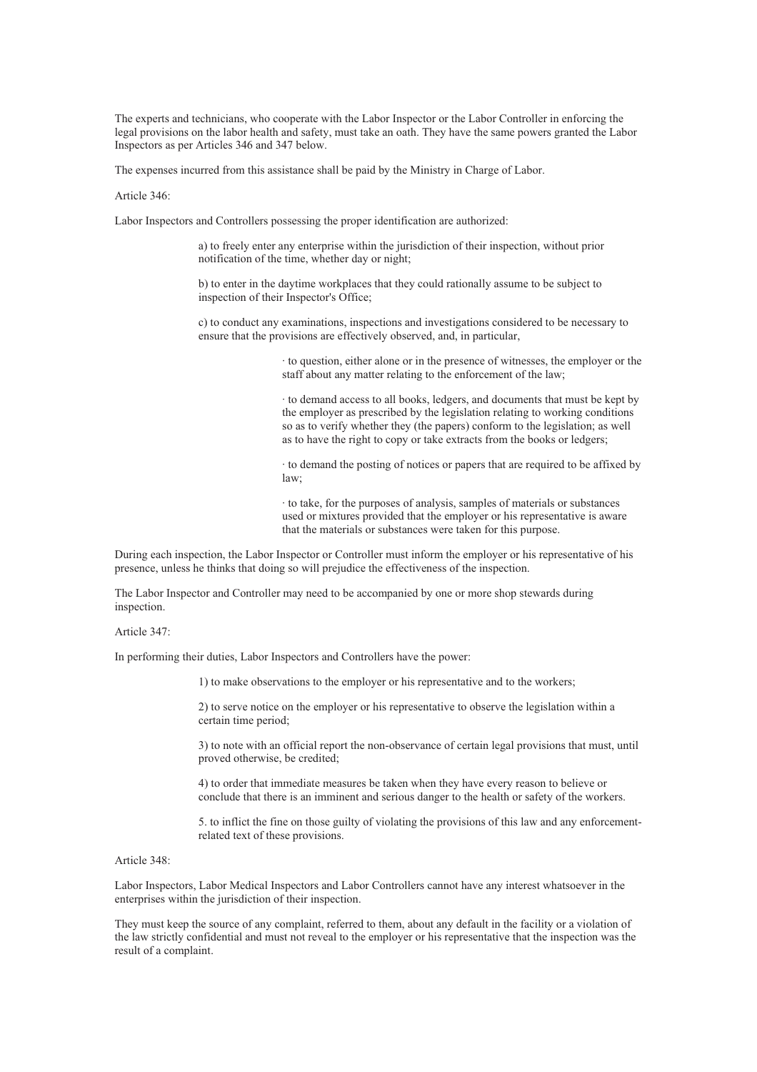The experts and technicians, who cooperate with the Labor Inspector or the Labor Controller in enforcing the legal provisions on the labor health and safety, must take an oath. They have the same powers granted the Labor Inspectors as per Articles 346 and 347 below.

The expenses incurred from this assistance shall be paid by the Ministry in Charge of Labor.

Article 346:

Labor Inspectors and Controllers possessing the proper identification are authorized:

a) to freely enter any enterprise within the jurisdiction of their inspection, without prior notification of the time, whether day or night;

b) to enter in the daytime workplaces that they could rationally assume to be subject to inspection of their Inspector's Office;

c) to conduct any examinations, inspections and investigations considered to be necessary to ensure that the provisions are effectively observed, and, in particular,

- to question, either alone or in the presence of witnesses, the employer or the staff about any matter relating to the enforcement of the law;
- to demand access to all books, ledgers, and documents that must be kept by the employer as prescribed by the legislation relating to working conditions so as to verify whether they (the papers) conform to the legislation; as well as to have the right to copy or take extracts from the books or ledgers;
- to demand the posting of notices or papers that are required to be affixed by law;
- to take, for the purposes of analysis, samples of materials or substances used or mixtures provided that the employer or his representative is aware that the materials or substances were taken for this purpose.

During each inspection, the Labor Inspector or Controller must inform the employer or his representative of his presence, unless he thinks that doing so will prejudice the effectiveness of the inspection.

The Labor Inspector and Controller may need to be accompanied by one or more shop stewards during inspection.

Article 347:

In performing their duties, Labor Inspectors and Controllers have the power:

1) to make observations to the employer or his representative and to the workers;

2) to serve notice on the employer or his representative to observe the legislation within a certain time period;

3) to note with an official report the non-observance of certain legal provisions that must, until proved otherwise, be credited;

4) to order that immediate measures be taken when they have every reason to believe or conclude that there is an imminent and serious danger to the health or safety of the workers.

5. to inflict the fine on those guilty of violating the provisions of this law and any enforcement-related text of these provisions.

Article 348:

Labor Inspectors, Labor Medical Inspectors and Labor Controllers cannot have any interest whatsoever in the enterprises within the jurisdiction of their inspection.

They must keep the source of any complaint, referred to them, about any default in the facility or a violation of the law strictly confidential and must not reveal to the employer or his representative that the inspection was the result of a complaint.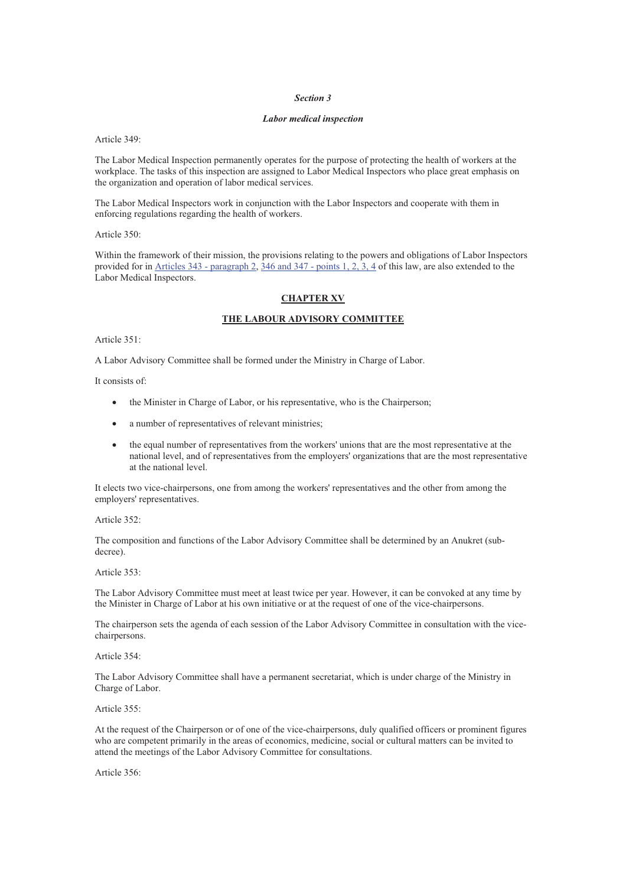*Section 3*

***Labor medical inspection***

Article 349:

The Labor Medical Inspection permanently operates for the purpose of protecting the health of workers at the workplace. The tasks of this inspection are assigned to Labor Medical Inspectors who place great emphasis on the organization and operation of labor medical services.

The Labor Medical Inspectors work in conjunction with the Labor Inspectors and cooperate with them in enforcing regulations regarding the health of workers.

Article 350:

Within the framework of their mission, the provisions relating to the powers and obligations of Labor Inspectors provided for in Articles 343 - paragraph 2, 346 and 347 - points 1, 2, 3, 4 of this law, are also extended to the Labor Medical Inspectors.

## CHAPTER XV

## THE LABOUR ADVISORY COMMITTEE

Article 351:

A Labor Advisory Committee shall be formed under the Ministry in Charge of Labor.

It consists of:

- the Minister in Charge of Labor, or his representative, who is the Chairperson;
- a number of representatives of relevant ministries;
- the equal number of representatives from the workers' unions that are the most representative at the national level, and of representatives from the employers' organizations that are the most representative at the national level.

It elects two vice-chairpersons, one from among the workers' representatives and the other from among the employers' representatives.

Article 352:

The composition and functions of the Labor Advisory Committee shall be determined by an Anukret (sub-decree).

Article 353:

The Labor Advisory Committee must meet at least twice per year. However, it can be convoked at any time by the Minister in Charge of Labor at his own initiative or at the request of one of the vice-chairpersons.

The chairperson sets the agenda of each session of the Labor Advisory Committee in consultation with the vice-chairpersons.

Article 354:

The Labor Advisory Committee shall have a permanent secretariat, which is under charge of the Ministry in Charge of Labor.

Article 355:

At the request of the Chairperson or of one of the vice-chairpersons, duly qualified officers or prominent figures who are competent primarily in the areas of economics, medicine, social or cultural matters can be invited to attend the meetings of the Labor Advisory Committee for consultations.

Article 356: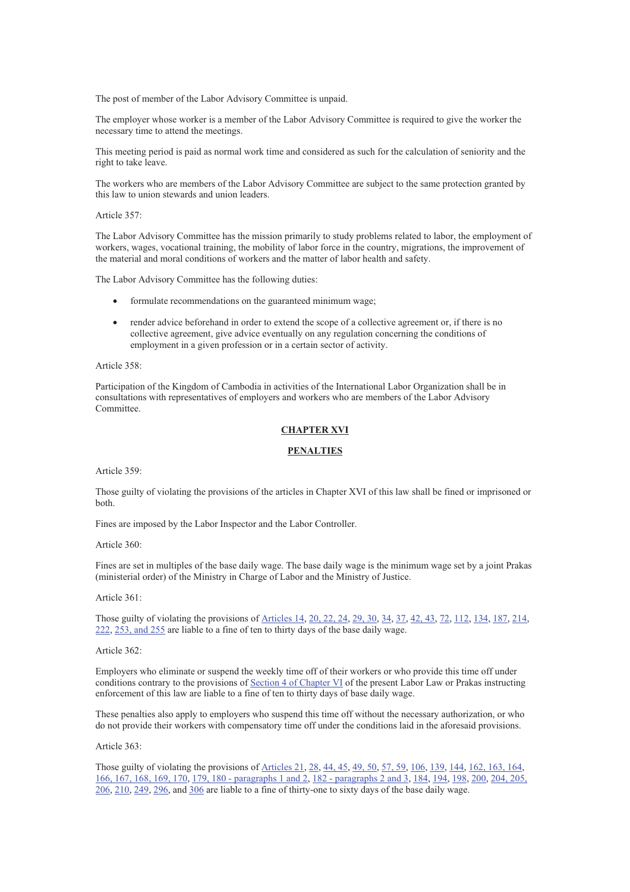The post of member of the Labor Advisory Committee is unpaid.

The employer whose worker is a member of the Labor Advisory Committee is required to give the worker the necessary time to attend the meetings.

This meeting period is paid as normal work time and considered as such for the calculation of seniority and the right to take leave.

The workers who are members of the Labor Advisory Committee are subject to the same protection granted by this law to union stewards and union leaders.

Article 357:

The Labor Advisory Committee has the mission primarily to study problems related to labor, the employment of workers, wages, vocational training, the mobility of labor force in the country, migrations, the improvement of the material and moral conditions of workers and the matter of labor health and safety.

The Labor Advisory Committee has the following duties:

- formulate recommendations on the guaranteed minimum wage;
- render advice beforehand in order to extend the scope of a collective agreement or, if there is no collective agreement, give advice eventually on any regulation concerning the conditions of employment in a given profession or in a certain sector of activity.

Article 358:

Participation of the Kingdom of Cambodia in activities of the International Labor Organization shall be in consultations with representatives of employers and workers who are members of the Labor Advisory Committee.

## CHAPTER XVI

## PENALTIES

Article 359:

Those guilty of violating the provisions of the articles in Chapter XVI of this law shall be fined or imprisoned or both.

Fines are imposed by the Labor Inspector and the Labor Controller.

Article 360:

Fines are set in multiples of the base daily wage. The base daily wage is the minimum wage set by a joint Prakas (ministerial order) of the Ministry in Charge of Labor and the Ministry of Justice.

Article 361:

Those guilty of violating the provisions of Articles 14, 20, 22, 24, 29, 30, 34, 37, 42, 43, 72, 112, 134, 187, 214, 222, 253, and 255 are liable to a fine of ten to thirty days of the base daily wage.

Article 362:

Employers who eliminate or suspend the weekly time off of their workers or who provide this time off under conditions contrary to the provisions of Section 4 of Chapter VI of the present Labor Law or Prakas instructing enforcement of this law are liable to a fine of ten to thirty days of base daily wage.

These penalties also apply to employers who suspend this time off without the necessary authorization, or who do not provide their workers with compensatory time off under the conditions laid in the aforesaid provisions.

Article 363:

Those guilty of violating the provisions of Articles 21, 28, 44, 45, 49, 50, 57, 59, 106, 139, 144, 162, 163, 164, 166, 167, 168, 169, 170, 179, 180 - paragraphs 1 and 2, 182 - paragraphs 2 and 3, 184, 194, 198, 200, 204, 205, 206, 210, 249, 296, and 306 are liable to a fine of thirty-one to sixty days of the base daily wage.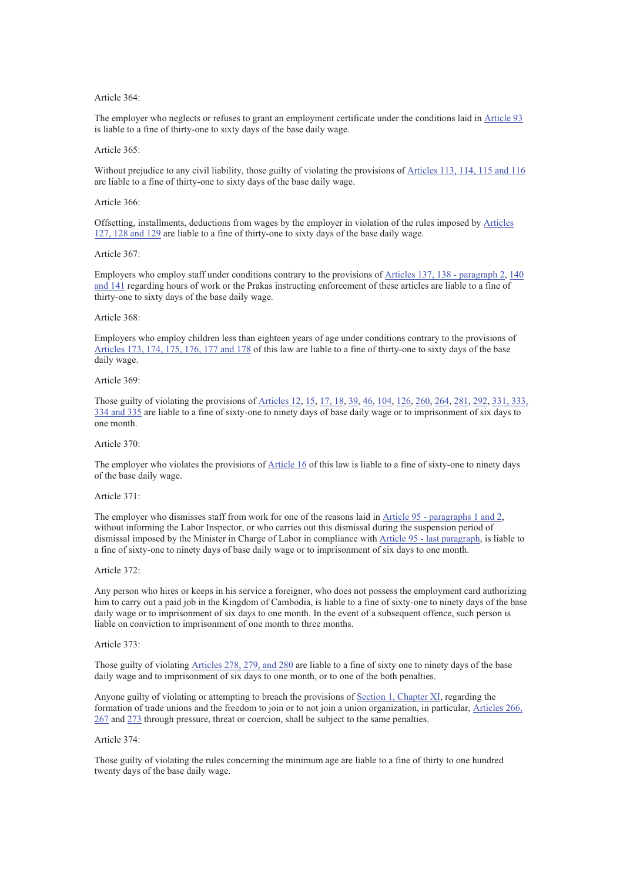Article 364:

The employer who neglects or refuses to grant an employment certificate under the conditions laid in Article 93 is liable to a fine of thirty-one to sixty days of the base daily wage.

Article 365:

Without prejudice to any civil liability, those guilty of violating the provisions of Articles 113, 114, 115 and 116 are liable to a fine of thirty-one to sixty days of the base daily wage.

Article 366:

Offsetting, installments, deductions from wages by the employer in violation of the rules imposed by Articles 127, 128 and 129 are liable to a fine of thirty-one to sixty days of the base daily wage.

Article 367:

Employers who employ staff under conditions contrary to the provisions of Articles 137, 138 - paragraph 2, 140 and 141 regarding hours of work or the Prakas instructing enforcement of these articles are liable to a fine of thirty-one to sixty days of the base daily wage.

Article 368:

Employers who employ children less than eighteen years of age under conditions contrary to the provisions of Articles 173, 174, 175, 176, 177 and 178 of this law are liable to a fine of thirty-one to sixty days of the base daily wage.

Article 369:

Those guilty of violating the provisions of Articles 12, 15, 17, 18, 39, 46, 104, 126, 260, 264, 281, 292, 331, 333, 334 and 335 are liable to a fine of sixty-one to ninety days of base daily wage or to imprisonment of six days to one month.

Article 370:

The employer who violates the provisions of Article 16 of this law is liable to a fine of sixty-one to ninety days of the base daily wage.

Article 371:

The employer who dismisses staff from work for one of the reasons laid in Article 95 - paragraphs 1 and 2, without informing the Labor Inspector, or who carries out this dismissal during the suspension period of dismissal imposed by the Minister in Charge of Labor in compliance with Article 95 - last paragraph, is liable to a fine of sixty-one to ninety days of base daily wage or to imprisonment of six days to one month.

Article 372:

Any person who hires or keeps in his service a foreigner, who does not possess the employment card authorizing him to carry out a paid job in the Kingdom of Cambodia, is liable to a fine of sixty-one to ninety days of the base daily wage or to imprisonment of six days to one month. In the event of a subsequent offence, such person is liable on conviction to imprisonment of one month to three months.

Article 373:

Those guilty of violating Articles 278, 279, and 280 are liable to a fine of sixty one to ninety days of the base daily wage and to imprisonment of six days to one month, or to one of the both penalties.

Anyone guilty of violating or attempting to breach the provisions of Section 1, Chapter XI, regarding the formation of trade unions and the freedom to join or to not join a union organization, in particular, Articles 266, 267 and 273 through pressure, threat or coercion, shall be subject to the same penalties.

Article 374:

Those guilty of violating the rules concerning the minimum age are liable to a fine of thirty to one hundred twenty days of the base daily wage.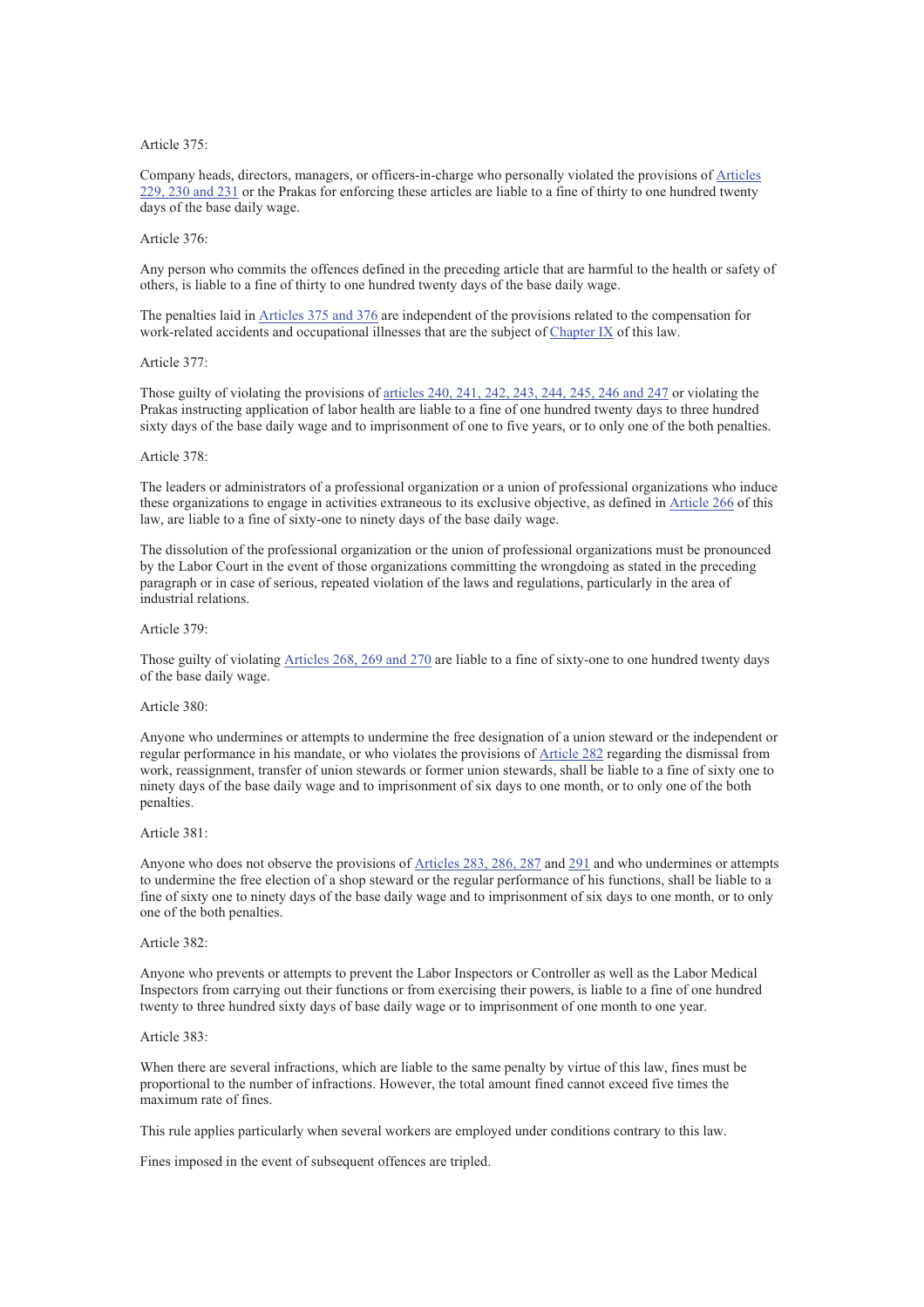Article 375:

Company heads, directors, managers, or officers-in-charge who personally violated the provisions of Articles 229, 230 and 231 or the Prakas for enforcing these articles are liable to a fine of thirty to one hundred twenty days of the base daily wage.

Article 376:

Any person who commits the offences defined in the preceding article that are harmful to the health or safety of others, is liable to a fine of thirty to one hundred twenty days of the base daily wage.

The penalties laid in Articles 375 and 376 are independent of the provisions related to the compensation for work-related accidents and occupational illnesses that are the subject of Chapter IX of this law.

Article 377:

Those guilty of violating the provisions of articles 240, 241, 242, 243, 244, 245, 246 and 247 or violating the Prakas instructing application of labor health are liable to a fine of one hundred twenty days to three hundred sixty days of the base daily wage and to imprisonment of one to five years, or to only one of the both penalties.

Article 378:

The leaders or administrators of a professional organization or a union of professional organizations who induce these organizations to engage in activities extraneous to its exclusive objective, as defined in Article 266 of this law, are liable to a fine of sixty-one to ninety days of the base daily wage.

The dissolution of the professional organization or the union of professional organizations must be pronounced by the Labor Court in the event of those organizations committing the wrongdoing as stated in the preceding paragraph or in case of serious, repeated violation of the laws and regulations, particularly in the area of industrial relations.

Article 379:

Those guilty of violating Articles 268, 269 and 270 are liable to a fine of sixty-one to one hundred twenty days of the base daily wage.

Article 380:

Anyone who undermines or attempts to undermine the free designation of a union steward or the independent or regular performance in his mandate, or who violates the provisions of Article 282 regarding the dismissal from work, reassignment, transfer of union stewards or former union stewards, shall be liable to a fine of sixty one to ninety days of the base daily wage and to imprisonment of six days to one month, or to only one of the both penalties.

Article 381:

Anyone who does not observe the provisions of Articles 283, 286, 287 and 291 and who undermines or attempts to undermine the free election of a shop steward or the regular performance of his functions, shall be liable to a fine of sixty one to ninety days of the base daily wage and to imprisonment of six days to one month, or to only one of the both penalties.

Article 382:

Anyone who prevents or attempts to prevent the Labor Inspectors or Controller as well as the Labor Medical Inspectors from carrying out their functions or from exercising their powers, is liable to a fine of one hundred twenty to three hundred sixty days of base daily wage or to imprisonment of one month to one year.

Article 383:

When there are several infractions, which are liable to the same penalty by virtue of this law, fines must be proportional to the number of infractions. However, the total amount fined cannot exceed five times the maximum rate of fines.

This rule applies particularly when several workers are employed under conditions contrary to this law.

Fines imposed in the event of subsequent offences are tripled.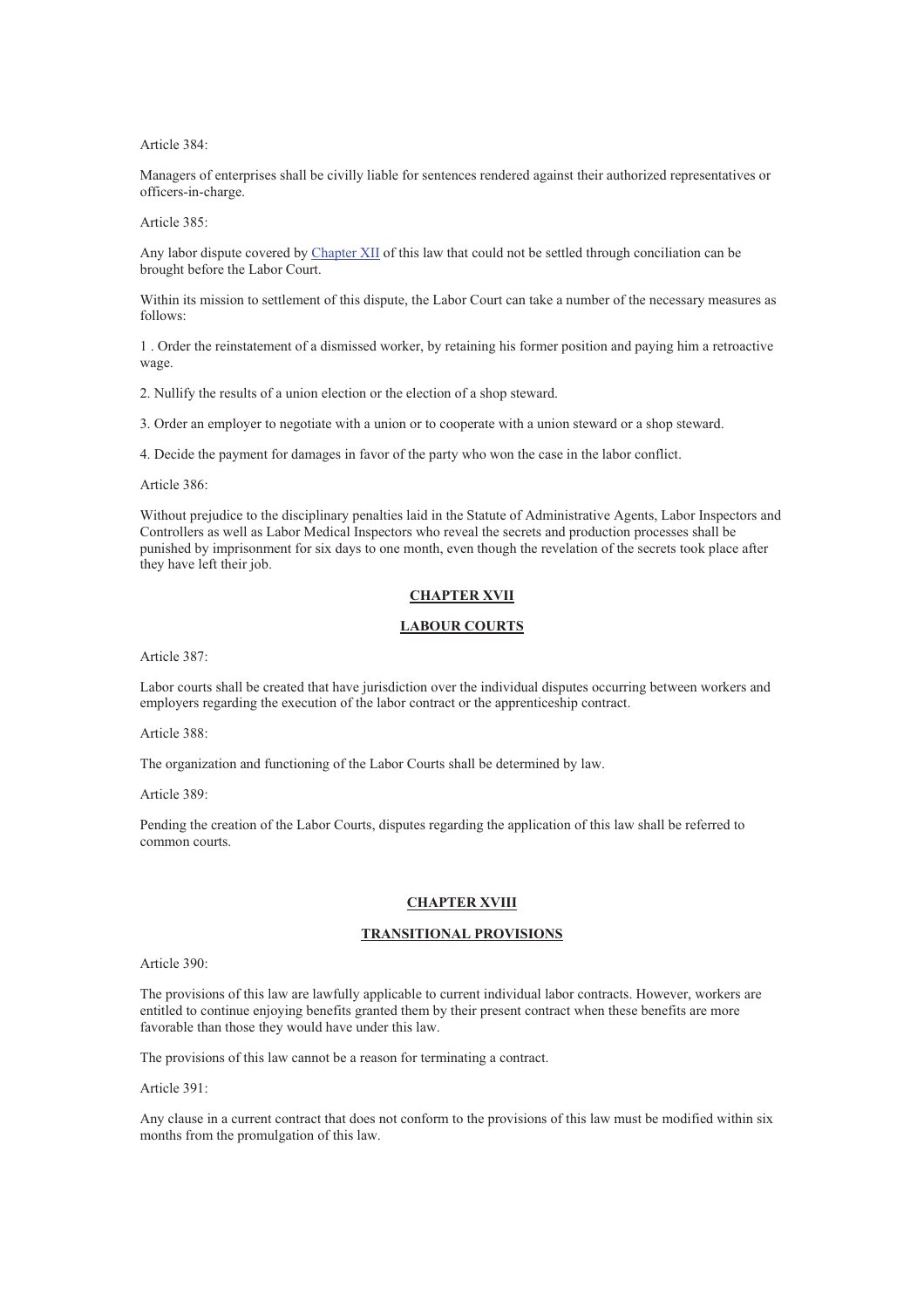Article 384:

Managers of enterprises shall be civilly liable for sentences rendered against their authorized representatives or officers-in-charge.

Article 385:

Any labor dispute covered by [Chapter XII](#) of this law that could not be settled through conciliation can be brought before the Labor Court.

Within its mission to settlement of this dispute, the Labor Court can take a number of the necessary measures as follows:

1 . Order the reinstatement of a dismissed worker, by retaining his former position and paying him a retroactive wage.

2. Nullify the results of a union election or the election of a shop steward.

3. Order an employer to negotiate with a union or to cooperate with a union steward or a shop steward.

4. Decide the payment for damages in favor of the party who won the case in the labor conflict.

Article 386:

Without prejudice to the disciplinary penalties laid in the Statute of Administrative Agents, Labor Inspectors and Controllers as well as Labor Medical Inspectors who reveal the secrets and production processes shall be punished by imprisonment for six days to one month, even though the revelation of the secrets took place after they have left their job.

## CHAPTER XVII

## LABOUR COURTS

Article 387:

Labor courts shall be created that have jurisdiction over the individual disputes occurring between workers and employers regarding the execution of the labor contract or the apprenticeship contract.

Article 388:

The organization and functioning of the Labor Courts shall be determined by law.

Article 389:

Pending the creation of the Labor Courts, disputes regarding the application of this law shall be referred to common courts.

## CHAPTER XVIII

## TRANSITIONAL PROVISIONS

Article 390:

The provisions of this law are lawfully applicable to current individual labor contracts. However, workers are entitled to continue enjoying benefits granted them by their present contract when these benefits are more favorable than those they would have under this law.

The provisions of this law cannot be a reason for terminating a contract.

Article 391:

Any clause in a current contract that does not conform to the provisions of this law must be modified within six months from the promulgation of this law.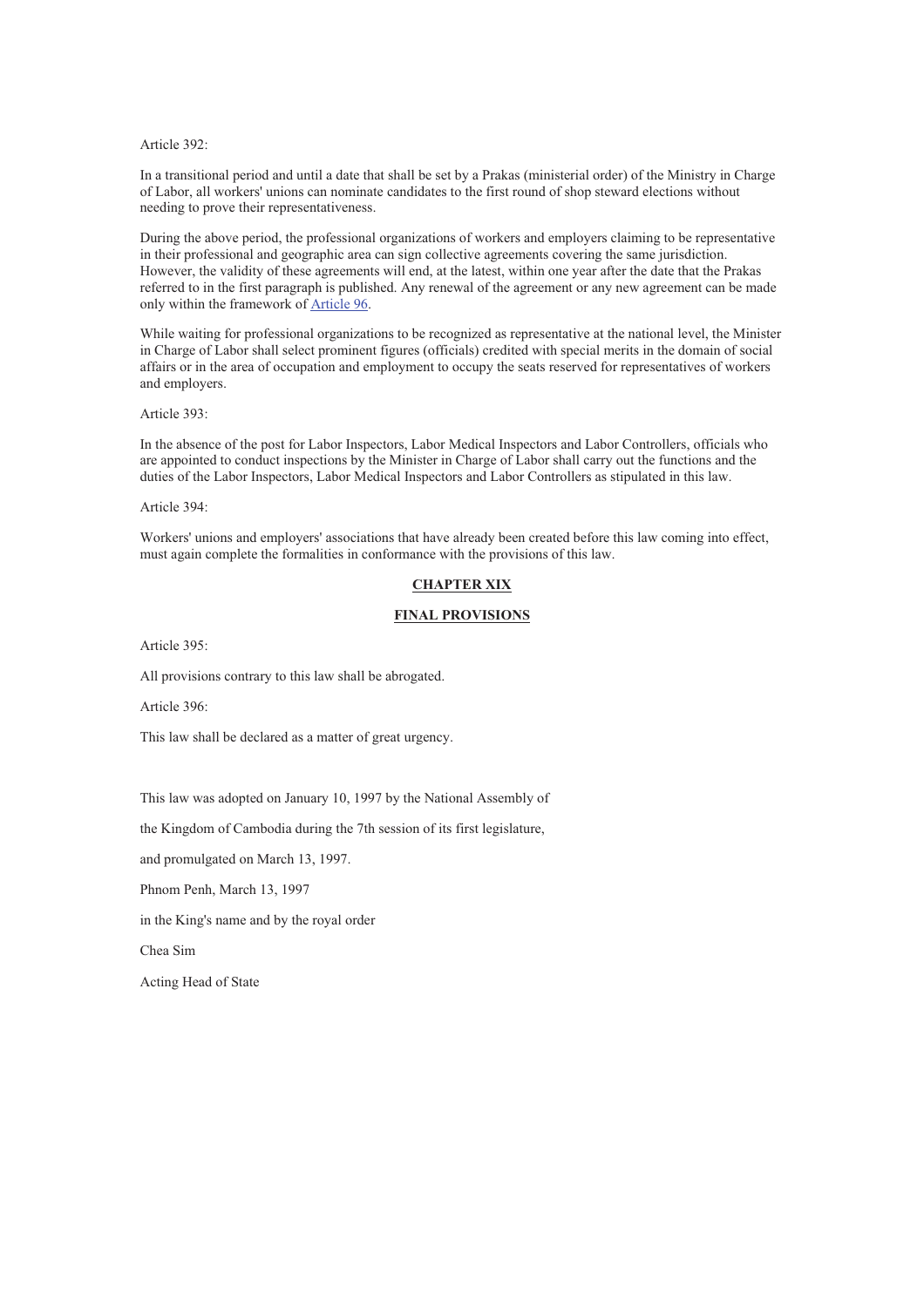Article 392:

In a transitional period and until a date that shall be set by a Prakas (ministerial order) of the Ministry in Charge of Labor, all workers' unions can nominate candidates to the first round of shop steward elections without needing to prove their representativeness.

During the above period, the professional organizations of workers and employers claiming to be representative in their professional and geographic area can sign collective agreements covering the same jurisdiction. However, the validity of these agreements will end, at the latest, within one year after the date that the Prakas referred to in the first paragraph is published. Any renewal of the agreement or any new agreement can be made only within the framework of Article 96.

While waiting for professional organizations to be recognized as representative at the national level, the Minister in Charge of Labor shall select prominent figures (officials) credited with special merits in the domain of social affairs or in the area of occupation and employment to occupy the seats reserved for representatives of workers and employers.

Article 393:

In the absence of the post for Labor Inspectors, Labor Medical Inspectors and Labor Controllers, officials who are appointed to conduct inspections by the Minister in Charge of Labor shall carry out the functions and the duties of the Labor Inspectors, Labor Medical Inspectors and Labor Controllers as stipulated in this law.

Article 394:

Workers' unions and employers' associations that have already been created before this law coming into effect, must again complete the formalities in conformance with the provisions of this law.

## CHAPTER XIX

## FINAL PROVISIONS

Article 395:

All provisions contrary to this law shall be abrogated.

Article 396:

This law shall be declared as a matter of great urgency.

This law was adopted on January 10, 1997 by the National Assembly of

the Kingdom of Cambodia during the 7th session of its first legislature,

and promulgated on March 13, 1997.

Phnom Penh, March 13, 1997

in the King's name and by the royal order

Chea Sim

Acting Head of State